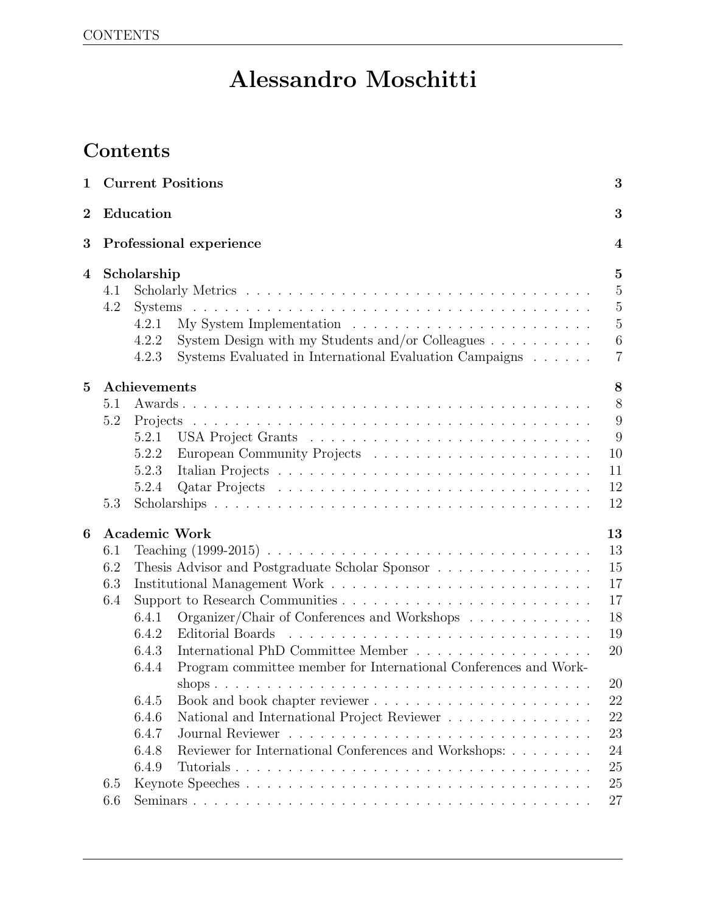# Alessandro Moschitti

## Contents

- **1 Current Positions** — 3
- **2 Education** — 3
- **3 Professional experience** — 4
- **4 Scholarship** — 5
  - 4.1 Scholarly Metrics — 5
  - 4.2 Systems — 5
    - 4.2.1 My System Implementation — 5
    - 4.2.2 System Design with my Students and/or Colleagues — 6
    - 4.2.3 Systems Evaluated in International Evaluation Campaigns — 7
- **5 Achievements** — 8
  - 5.1 Awards — 8
  - 5.2 Projects — 9
    - 5.2.1 USA Project Grants — 9
    - 5.2.2 European Community Projects — 10
    - 5.2.3 Italian Projects — 11
    - 5.2.4 Qatar Projects — 12
  - 5.3 Scholarships — 12
- **6 Academic Work** — 13
  - 6.1 Teaching (1999-2015) — 13
  - 6.2 Thesis Advisor and Postgraduate Scholar Sponsor — 15
  - 6.3 Institutional Management Work — 17
  - 6.4 Support to Research Communities — 17
    - 6.4.1 Organizer/Chair of Conferences and Workshops — 18
    - 6.4.2 Editorial Boards — 19
    - 6.4.3 International PhD Committee Member — 20
    - 6.4.4 Program committee member for International Conferences and Workshops — 20
    - 6.4.5 Book and book chapter reviewer — 22
    - 6.4.6 National and International Project Reviewer — 22
    - 6.4.7 Journal Reviewer — 23
    - 6.4.8 Reviewer for International Conferences and Workshops: — 24
    - 6.4.9 Tutorials — 25
  - 6.5 Keynote Speeches — 25
  - 6.6 Seminars — 27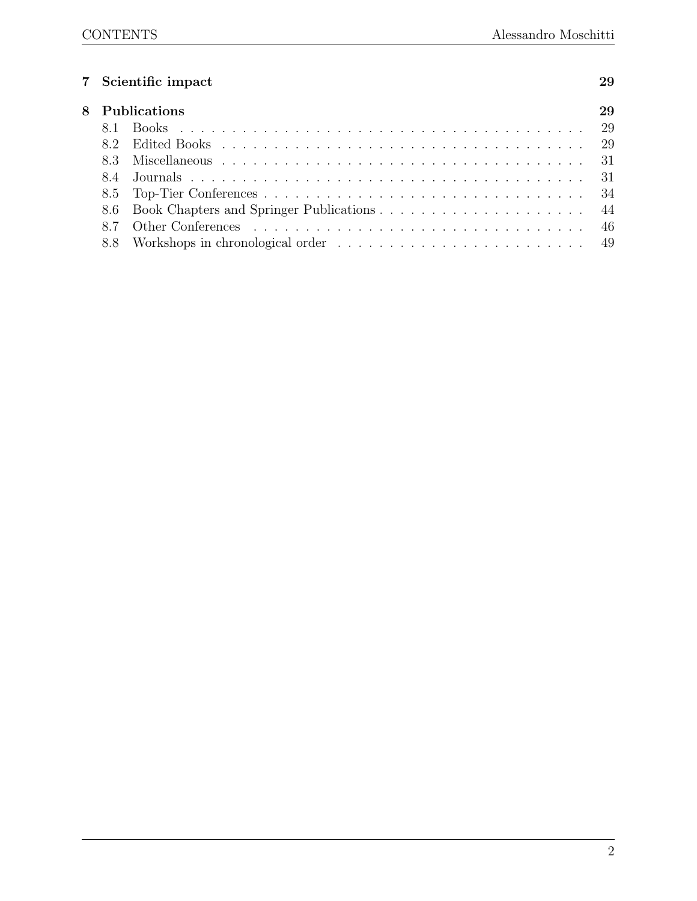7 Scientific impact 29

8 Publications 29

- 8.1 Books 29
- 8.2 Edited Books 29
- 8.3 Miscellaneous 31
- 8.4 Journals 31
- 8.5 Top-Tier Conferences 34
- 8.6 Book Chapters and Springer Publications 44
- 8.7 Other Conferences 46
- 8.8 Workshops in chronological order 49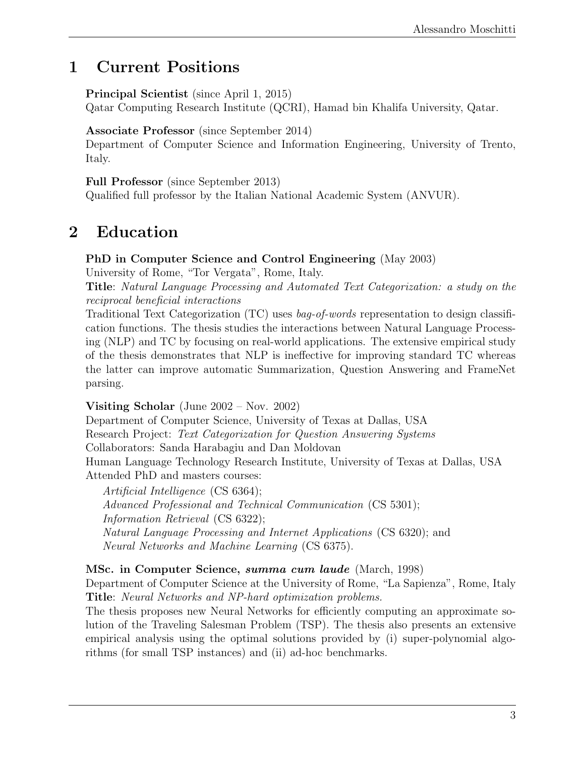# 1 Current Positions

**Principal Scientist** (since April 1, 2015)
Qatar Computing Research Institute (QCRI), Hamad bin Khalifa University, Qatar.

**Associate Professor** (since September 2014)
Department of Computer Science and Information Engineering, University of Trento, Italy.

**Full Professor** (since September 2013)
Qualified full professor by the Italian National Academic System (ANVUR).

# 2 Education

**PhD in Computer Science and Control Engineering** (May 2003)
University of Rome, "Tor Vergata", Rome, Italy.
**Title**: *Natural Language Processing and Automated Text Categorization: a study on the reciprocal beneficial interactions*
Traditional Text Categorization (TC) uses *bag-of-words* representation to design classification functions. The thesis studies the interactions between Natural Language Processing (NLP) and TC by focusing on real-world applications. The extensive empirical study of the thesis demonstrates that NLP is ineffective for improving standard TC whereas the latter can improve automatic Summarization, Question Answering and FrameNet parsing.

**Visiting Scholar** (June 2002 – Nov. 2002)
Department of Computer Science, University of Texas at Dallas, USA
Research Project: *Text Categorization for Question Answering Systems*
Collaborators: Sanda Harabagiu and Dan Moldovan
Human Language Technology Research Institute, University of Texas at Dallas, USA
Attended PhD and masters courses:

- *Artificial Intelligence* (CS 6364);
- *Advanced Professional and Technical Communication* (CS 5301);
- *Information Retrieval* (CS 6322);
- *Natural Language Processing and Internet Applications* (CS 6320); and
- *Neural Networks and Machine Learning* (CS 6375).

**MSc. in Computer Science, *summa cum laude*** (March, 1998)
Department of Computer Science at the University of Rome, "La Sapienza", Rome, Italy
**Title**: *Neural Networks and NP-hard optimization problems.*
The thesis proposes new Neural Networks for efficiently computing an approximate solution of the Traveling Salesman Problem (TSP). The thesis also presents an extensive empirical analysis using the optimal solutions provided by (i) super-polynomial algorithms (for small TSP instances) and (ii) ad-hoc benchmarks.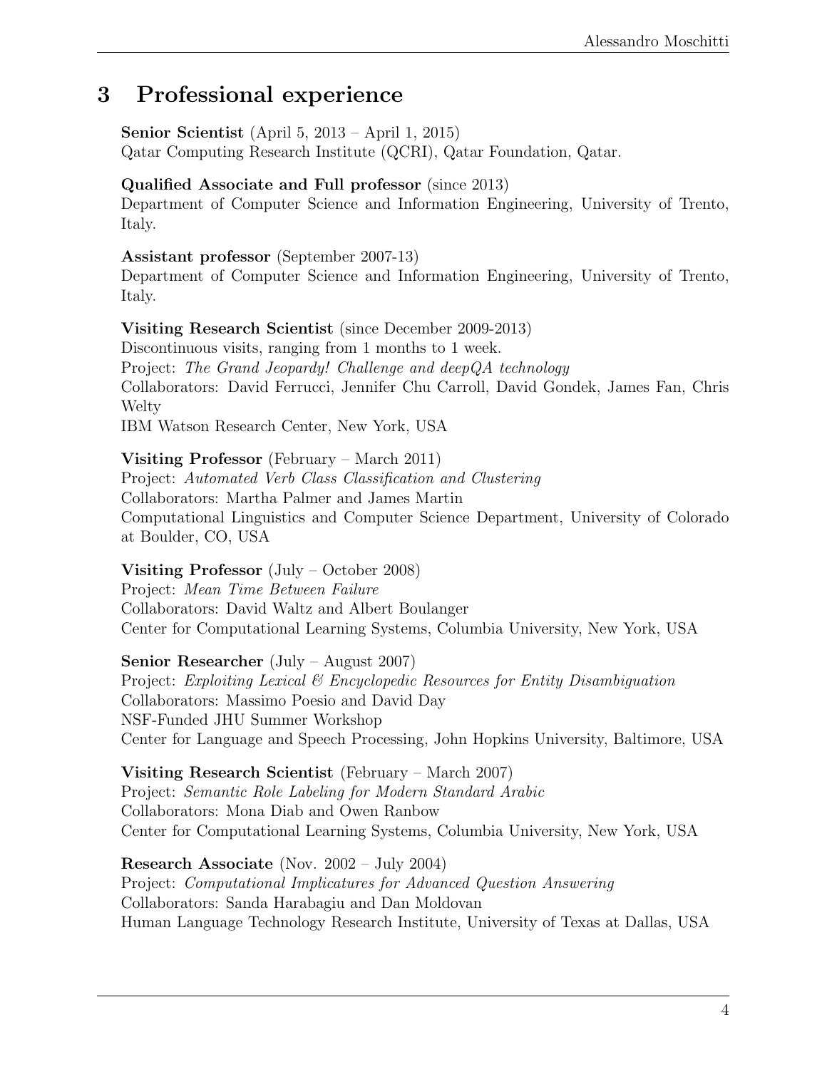# 3 Professional experience

**Senior Scientist** (April 5, 2013 – April 1, 2015)
Qatar Computing Research Institute (QCRI), Qatar Foundation, Qatar.

**Qualified Associate and Full professor** (since 2013)
Department of Computer Science and Information Engineering, University of Trento, Italy.

**Assistant professor** (September 2007-13)
Department of Computer Science and Information Engineering, University of Trento, Italy.

**Visiting Research Scientist** (since December 2009-2013)
Discontinuous visits, ranging from 1 months to 1 week.
Project: *The Grand Jeopardy! Challenge and deepQA technology*
Collaborators: David Ferrucci, Jennifer Chu Carroll, David Gondek, James Fan, Chris Welty
IBM Watson Research Center, New York, USA

**Visiting Professor** (February – March 2011)
Project: *Automated Verb Class Classification and Clustering*
Collaborators: Martha Palmer and James Martin
Computational Linguistics and Computer Science Department, University of Colorado at Boulder, CO, USA

**Visiting Professor** (July – October 2008)
Project: *Mean Time Between Failure*
Collaborators: David Waltz and Albert Boulanger
Center for Computational Learning Systems, Columbia University, New York, USA

**Senior Researcher** (July – August 2007)
Project: *Exploiting Lexical & Encyclopedic Resources for Entity Disambiguation*
Collaborators: Massimo Poesio and David Day
NSF-Funded JHU Summer Workshop
Center for Language and Speech Processing, John Hopkins University, Baltimore, USA

**Visiting Research Scientist** (February – March 2007)
Project: *Semantic Role Labeling for Modern Standard Arabic*
Collaborators: Mona Diab and Owen Ranbow
Center for Computational Learning Systems, Columbia University, New York, USA

**Research Associate** (Nov. 2002 – July 2004)
Project: *Computational Implicatures for Advanced Question Answering*
Collaborators: Sanda Harabagiu and Dan Moldovan
Human Language Technology Research Institute, University of Texas at Dallas, USA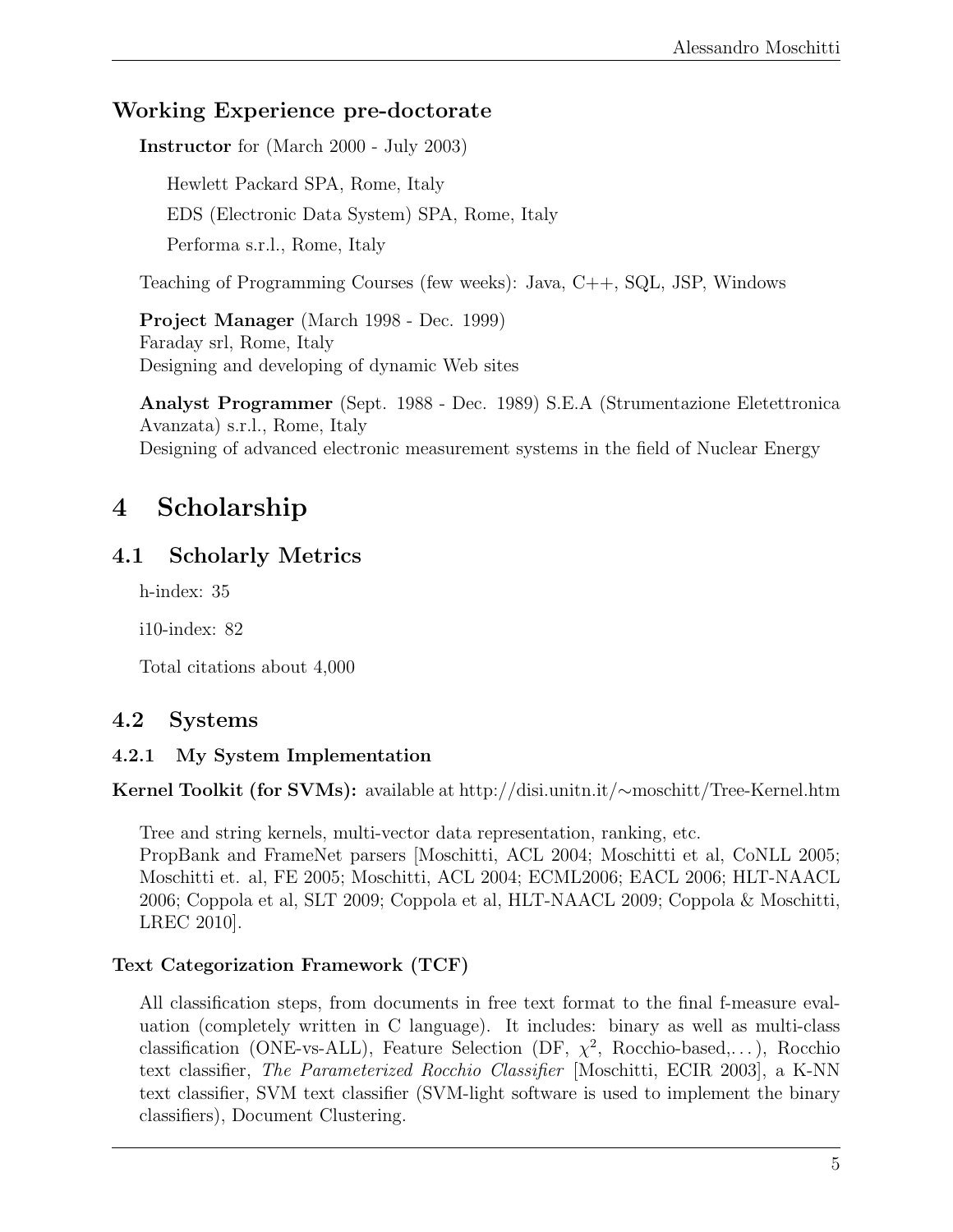### Working Experience pre-doctorate

**Instructor** for (March 2000 - July 2003)

Hewlett Packard SPA, Rome, Italy

EDS (Electronic Data System) SPA, Rome, Italy

Performa s.r.l., Rome, Italy

Teaching of Programming Courses (few weeks): Java, C++, SQL, JSP, Windows

**Project Manager** (March 1998 - Dec. 1999)
Faraday srl, Rome, Italy
Designing and developing of dynamic Web sites

**Analyst Programmer** (Sept. 1988 - Dec. 1989) S.E.A (Strumentazione Eletettronica Avanzata) s.r.l., Rome, Italy
Designing of advanced electronic measurement systems in the field of Nuclear Energy

# 4 Scholarship

## 4.1 Scholarly Metrics

h-index: 35

i10-index: 82

Total citations about 4,000

## 4.2 Systems

### 4.2.1 My System Implementation

**Kernel Toolkit (for SVMs):** available at http://disi.unitn.it/∼moschitt/Tree-Kernel.htm

Tree and string kernels, multi-vector data representation, ranking, etc.
PropBank and FrameNet parsers [Moschitti, ACL 2004; Moschitti et al, CoNLL 2005; Moschitti et. al, FE 2005; Moschitti, ACL 2004; ECML2006; EACL 2006; HLT-NAACL 2006; Coppola et al, SLT 2009; Coppola et al, HLT-NAACL 2009; Coppola & Moschitti, LREC 2010].

**Text Categorization Framework (TCF)**

All classification steps, from documents in free text format to the final f-measure evaluation (completely written in C language). It includes: binary as well as multi-class classification (ONE-vs-ALL), Feature Selection (DF, $\chi^2$, Rocchio-based,...), Rocchio text classifier, *The Parameterized Rocchio Classifier* [Moschitti, ECIR 2003], a K-NN text classifier, SVM text classifier (SVM-light software is used to implement the binary classifiers), Document Clustering.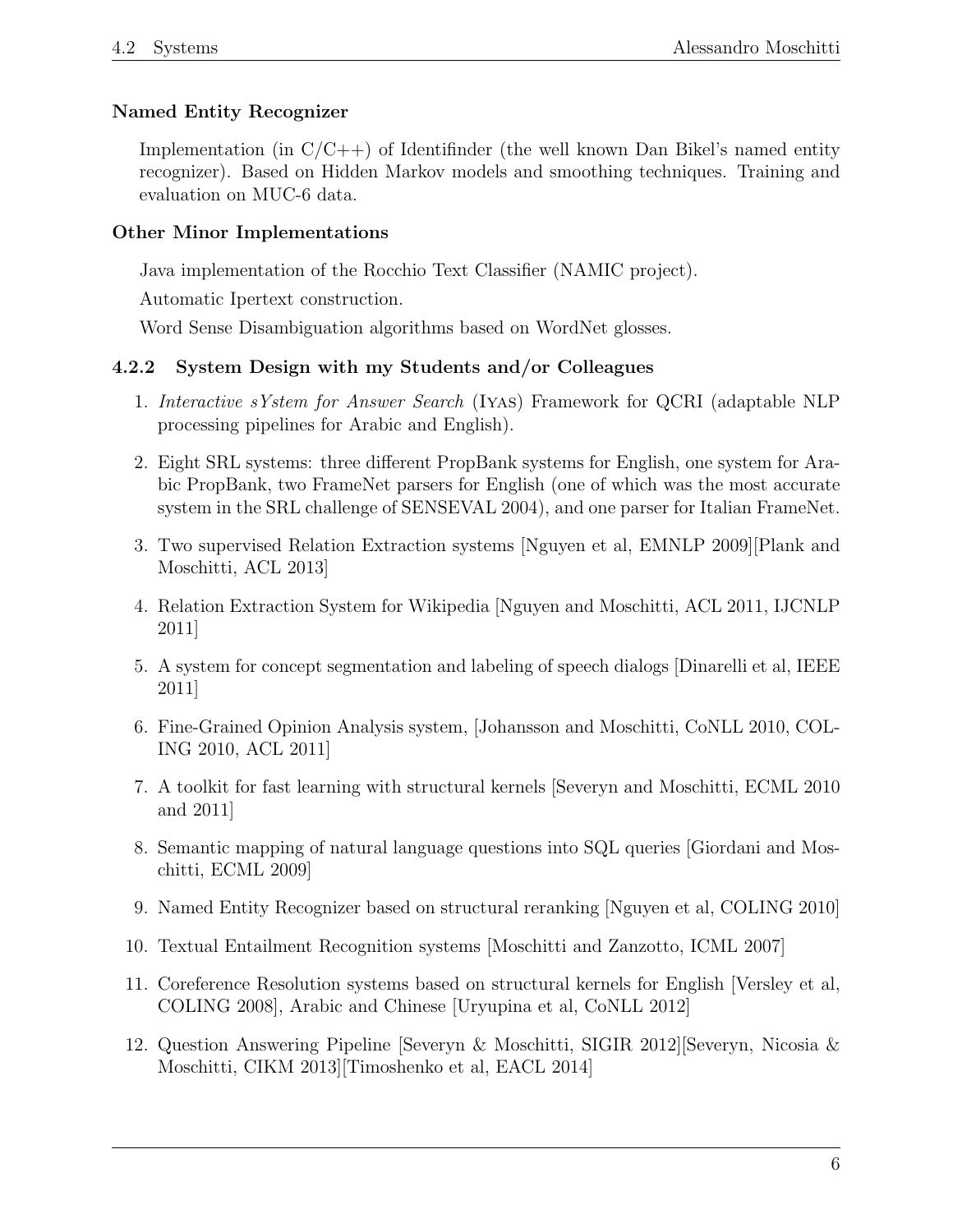#### Named Entity Recognizer

Implementation (in C/C++) of Identifinder (the well known Dan Bikel's named entity recognizer). Based on Hidden Markov models and smoothing techniques. Training and evaluation on MUC-6 data.

#### Other Minor Implementations

Java implementation of the Rocchio Text Classifier (NAMIC project).

Automatic Ipertext construction.

Word Sense Disambiguation algorithms based on WordNet glosses.

### 4.2.2 System Design with my Students and/or Colleagues

1. *Interactive sYstem for Answer Search* (IYAS) Framework for QCRI (adaptable NLP processing pipelines for Arabic and English).
2. Eight SRL systems: three different PropBank systems for English, one system for Arabic PropBank, two FrameNet parsers for English (one of which was the most accurate system in the SRL challenge of SENSEVAL 2004), and one parser for Italian FrameNet.
3. Two supervised Relation Extraction systems [Nguyen et al, EMNLP 2009][Plank and Moschitti, ACL 2013]
4. Relation Extraction System for Wikipedia [Nguyen and Moschitti, ACL 2011, IJCNLP 2011]
5. A system for concept segmentation and labeling of speech dialogs [Dinarelli et al, IEEE 2011]
6. Fine-Grained Opinion Analysis system, [Johansson and Moschitti, CoNLL 2010, COLING 2010, ACL 2011]
7. A toolkit for fast learning with structural kernels [Severyn and Moschitti, ECML 2010 and 2011]
8. Semantic mapping of natural language questions into SQL queries [Giordani and Moschitti, ECML 2009]
9. Named Entity Recognizer based on structural reranking [Nguyen et al, COLING 2010]
10. Textual Entailment Recognition systems [Moschitti and Zanzotto, ICML 2007]
11. Coreference Resolution systems based on structural kernels for English [Versley et al, COLING 2008], Arabic and Chinese [Uryupina et al, CoNLL 2012]
12. Question Answering Pipeline [Severyn & Moschitti, SIGIR 2012][Severyn, Nicosia & Moschitti, CIKM 2013][Timoshenko et al, EACL 2014]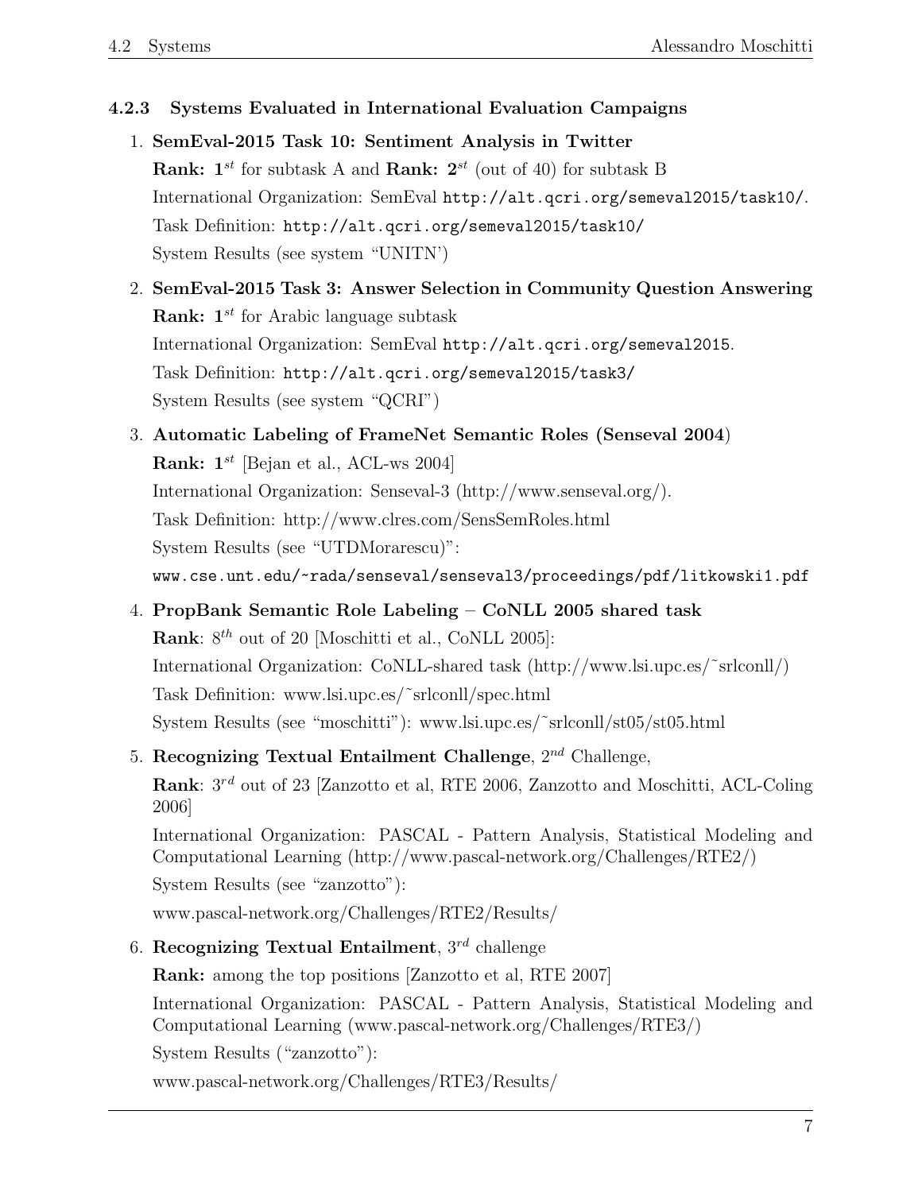### 4.2.3 Systems Evaluated in International Evaluation Campaigns

1. **SemEval-2015 Task 10: Sentiment Analysis in Twitter**
   **Rank: 1$^{st}$** for subtask A and **Rank: 2$^{st}$** (out of 40) for subtask B
   International Organization: SemEval `http://alt.qcri.org/semeval2015/task10/`.
   Task Definition: `http://alt.qcri.org/semeval2015/task10/`
   System Results (see system "UNITN')

2. **SemEval-2015 Task 3: Answer Selection in Community Question Answering**
   **Rank: 1$^{st}$** for Arabic language subtask
   International Organization: SemEval `http://alt.qcri.org/semeval2015`.
   Task Definition: `http://alt.qcri.org/semeval2015/task3/`
   System Results (see system "QCRI")

3. **Automatic Labeling of FrameNet Semantic Roles (Senseval 2004)**
   **Rank: 1$^{st}$** [Bejan et al., ACL-ws 2004]
   International Organization: Senseval-3 (http://www.senseval.org/).
   Task Definition: http://www.clres.com/SensSemRoles.html
   System Results (see "UTDMoraresc u)":
   `www.cse.unt.edu/~rada/senseval/senseval3/proceedings/pdf/litkowski1.pdf`

4. **PropBank Semantic Role Labeling – CoNLL 2005 shared task**
   **Rank**: 8$^{th}$ out of 20 [Moschitti et al., CoNLL 2005]:
   International Organization: CoNLL-shared task (http://www.lsi.upc.es/˜srlconll/)
   Task Definition: www.lsi.upc.es/˜srlconll/spec.html
   System Results (see "moschitti"): www.lsi.upc.es/˜srlconll/st05/st05.html

5. **Recognizing Textual Entailment Challenge**, 2$^{nd}$ Challenge,
   **Rank**: 3$^{rd}$ out of 23 [Zanzotto et al, RTE 2006, Zanzotto and Moschitti, ACL-Coling 2006]
   International Organization: PASCAL - Pattern Analysis, Statistical Modeling and Computational Learning (http://www.pascal-network.org/Challenges/RTE2/)
   System Results (see "zanzotto"):
   www.pascal-network.org/Challenges/RTE2/Results/

6. **Recognizing Textual Entailment**, 3$^{rd}$ challenge
   **Rank:** among the top positions [Zanzotto et al, RTE 2007]
   International Organization: PASCAL - Pattern Analysis, Statistical Modeling and Computational Learning (www.pascal-network.org/Challenges/RTE3/)
   System Results ("zanzotto"):
   www.pascal-network.org/Challenges/RTE3/Results/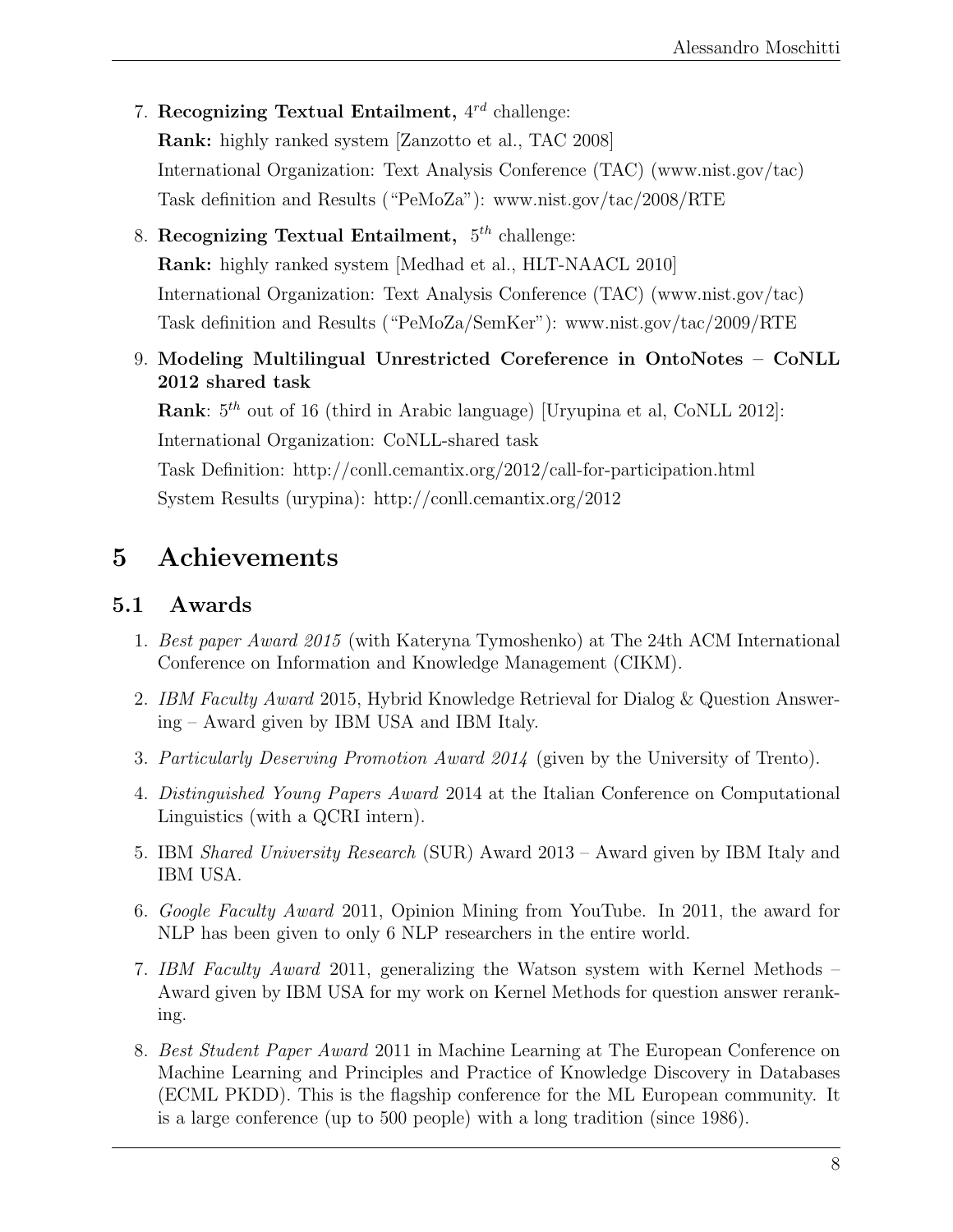7. **Recognizing Textual Entailment,** $4^{rd}$ challenge:

   **Rank:** highly ranked system [Zanzotto et al., TAC 2008]

   International Organization: Text Analysis Conference (TAC) (www.nist.gov/tac)

   Task definition and Results ("PeMoZa"): www.nist.gov/tac/2008/RTE

8. **Recognizing Textual Entailment,** $5^{th}$ challenge:

   **Rank:** highly ranked system [Medhad et al., HLT-NAACL 2010]

   International Organization: Text Analysis Conference (TAC) (www.nist.gov/tac)

   Task definition and Results ("PeMoZa/SemKer"): www.nist.gov/tac/2009/RTE

9. **Modeling Multilingual Unrestricted Coreference in OntoNotes – CoNLL 2012 shared task**

   **Rank**: $5^{th}$ out of 16 (third in Arabic language) [Uryupina et al, CoNLL 2012]:

   International Organization: CoNLL-shared task

   Task Definition: http://conll.cemantix.org/2012/call-for-participation.html

   System Results (urypina): http://conll.cemantix.org/2012

# 5 Achievements

## 5.1 Awards

1. *Best paper Award 2015* (with Kateryna Tymoshenko) at The 24th ACM International Conference on Information and Knowledge Management (CIKM).
2. *IBM Faculty Award* 2015, Hybrid Knowledge Retrieval for Dialog & Question Answering – Award given by IBM USA and IBM Italy.
3. *Particularly Deserving Promotion Award 2014* (given by the University of Trento).
4. *Distinguished Young Papers Award* 2014 at the Italian Conference on Computational Linguistics (with a QCRI intern).
5. IBM *Shared University Research* (SUR) Award 2013 – Award given by IBM Italy and IBM USA.
6. *Google Faculty Award* 2011, Opinion Mining from YouTube. In 2011, the award for NLP has been given to only 6 NLP researchers in the entire world.
7. *IBM Faculty Award* 2011, generalizing the Watson system with Kernel Methods – Award given by IBM USA for my work on Kernel Methods for question answer reranking.
8. *Best Student Paper Award* 2011 in Machine Learning at The European Conference on Machine Learning and Principles and Practice of Knowledge Discovery in Databases (ECML PKDD). This is the flagship conference for the ML European community. It is a large conference (up to 500 people) with a long tradition (since 1986).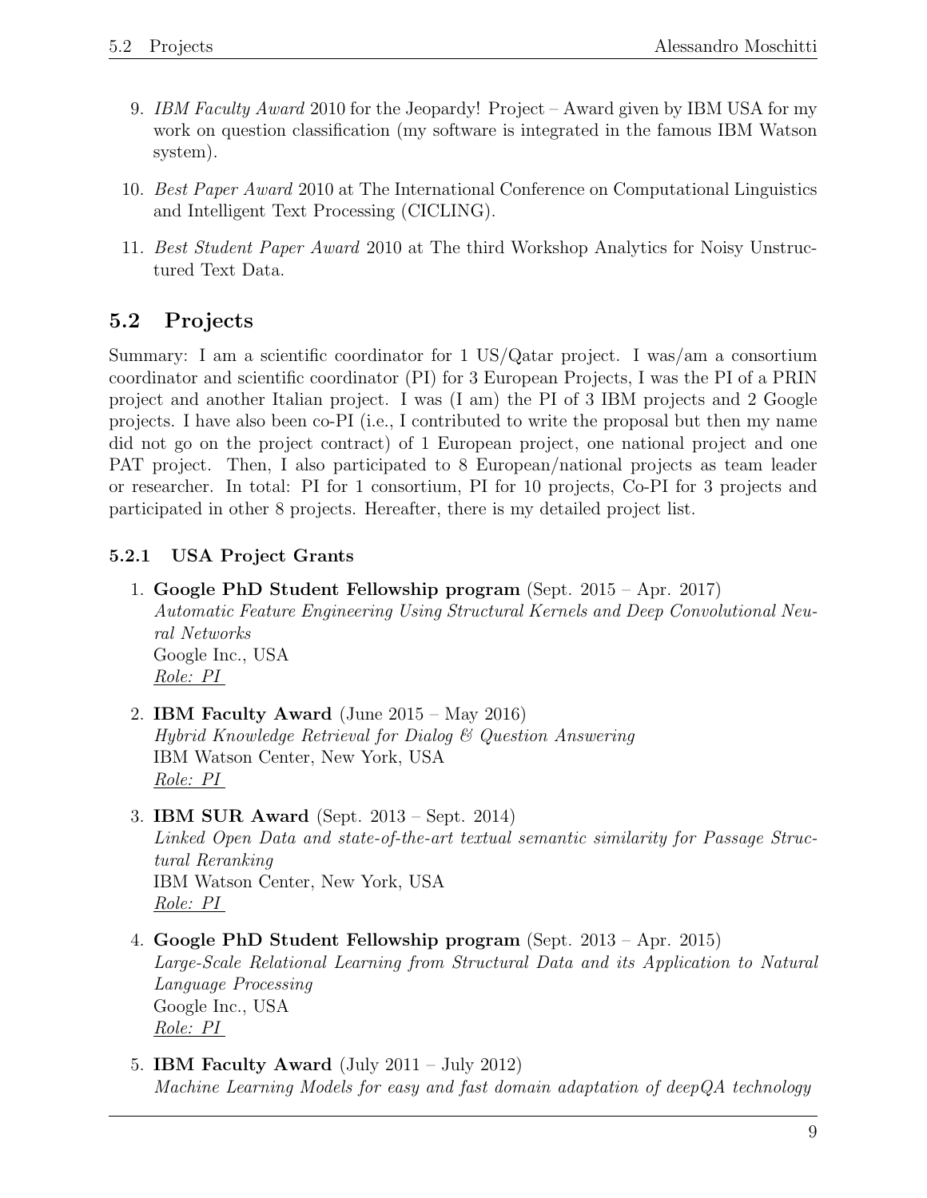9. *IBM Faculty Award* 2010 for the Jeopardy! Project – Award given by IBM USA for my work on question classification (my software is integrated in the famous IBM Watson system).

10. *Best Paper Award* 2010 at The International Conference on Computational Linguistics and Intelligent Text Processing (CICLING).

11. *Best Student Paper Award* 2010 at The third Workshop Analytics for Noisy Unstructured Text Data.

## 5.2 Projects

Summary: I am a scientific coordinator for 1 US/Qatar project. I was/am a consortium coordinator and scientific coordinator (PI) for 3 European Projects, I was the PI of a PRIN project and another Italian project. I was (I am) the PI of 3 IBM projects and 2 Google projects. I have also been co-PI (i.e., I contributed to write the proposal but then my name did not go on the project contract) of 1 European project, one national project and one PAT project. Then, I also participated to 8 European/national projects as team leader or researcher. In total: PI for 1 consortium, PI for 10 projects, Co-PI for 3 projects and participated in other 8 projects. Hereafter, there is my detailed project list.

### 5.2.1 USA Project Grants

1. **Google PhD Student Fellowship program** (Sept. 2015 – Apr. 2017)
   *Automatic Feature Engineering Using Structural Kernels and Deep Convolutional Neural Networks*
   Google Inc., USA
   <u>Role: PI</u>

2. **IBM Faculty Award** (June 2015 – May 2016)
   *Hybrid Knowledge Retrieval for Dialog & Question Answering*
   IBM Watson Center, New York, USA
   <u>Role: PI</u>

3. **IBM SUR Award** (Sept. 2013 – Sept. 2014)
   *Linked Open Data and state-of-the-art textual semantic similarity for Passage Structural Reranking*
   IBM Watson Center, New York, USA
   <u>Role: PI</u>

4. **Google PhD Student Fellowship program** (Sept. 2013 – Apr. 2015)
   *Large-Scale Relational Learning from Structural Data and its Application to Natural Language Processing*
   Google Inc., USA
   <u>Role: PI</u>

5. **IBM Faculty Award** (July 2011 – July 2012)
   *Machine Learning Models for easy and fast domain adaptation of deepQA technology*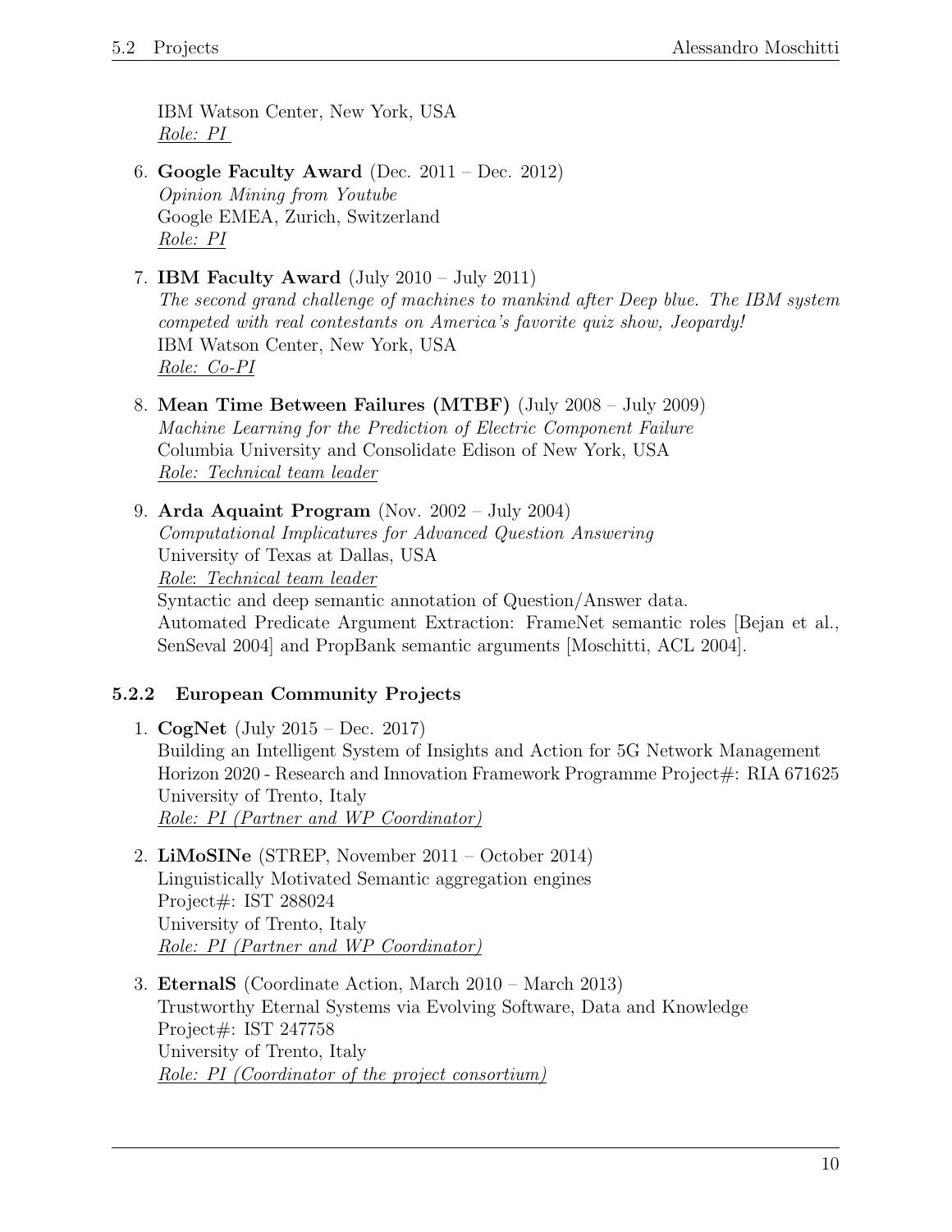IBM Watson Center, New York, USA
<u>*Role: PI*</u>

6. **Google Faculty Award** (Dec. 2011 – Dec. 2012)
   *Opinion Mining from Youtube*
   Google EMEA, Zurich, Switzerland
   <u>*Role: PI*</u>

7. **IBM Faculty Award** (July 2010 – July 2011)
   *The second grand challenge of machines to mankind after Deep blue. The IBM system competed with real contestants on America's favorite quiz show, Jeopardy!*
   IBM Watson Center, New York, USA
   <u>*Role: Co-PI*</u>

8. **Mean Time Between Failures (MTBF)** (July 2008 – July 2009)
   *Machine Learning for the Prediction of Electric Component Failure*
   Columbia University and Consolidate Edison of New York, USA
   <u>*Role: Technical team leader*</u>

9. **Arda Aquaint Program** (Nov. 2002 – July 2004)
   *Computational Implicatures for Advanced Question Answering*
   University of Texas at Dallas, USA
   <u>*Role: Technical team leader*</u>
   Syntactic and deep semantic annotation of Question/Answer data.
   Automated Predicate Argument Extraction: FrameNet semantic roles [Bejan et al., SenSeval 2004] and PropBank semantic arguments [Moschitti, ACL 2004].

### 5.2.2 European Community Projects

1. **CogNet** (July 2015 – Dec. 2017)
   Building an Intelligent System of Insights and Action for 5G Network Management
   Horizon 2020 - Research and Innovation Framework Programme Project#: RIA 671625
   University of Trento, Italy
   <u>*Role: PI (Partner and WP Coordinator)*</u>

2. **LiMoSINe** (STREP, November 2011 – October 2014)
   Linguistically Motivated Semantic aggregation engines
   Project#: IST 288024
   University of Trento, Italy
   <u>*Role: PI (Partner and WP Coordinator)*</u>

3. **EternalS** (Coordinate Action, March 2010 – March 2013)
   Trustworthy Eternal Systems via Evolving Software, Data and Knowledge
   Project#: IST 247758
   University of Trento, Italy
   <u>*Role: PI (Coordinator of the project consortium)*</u>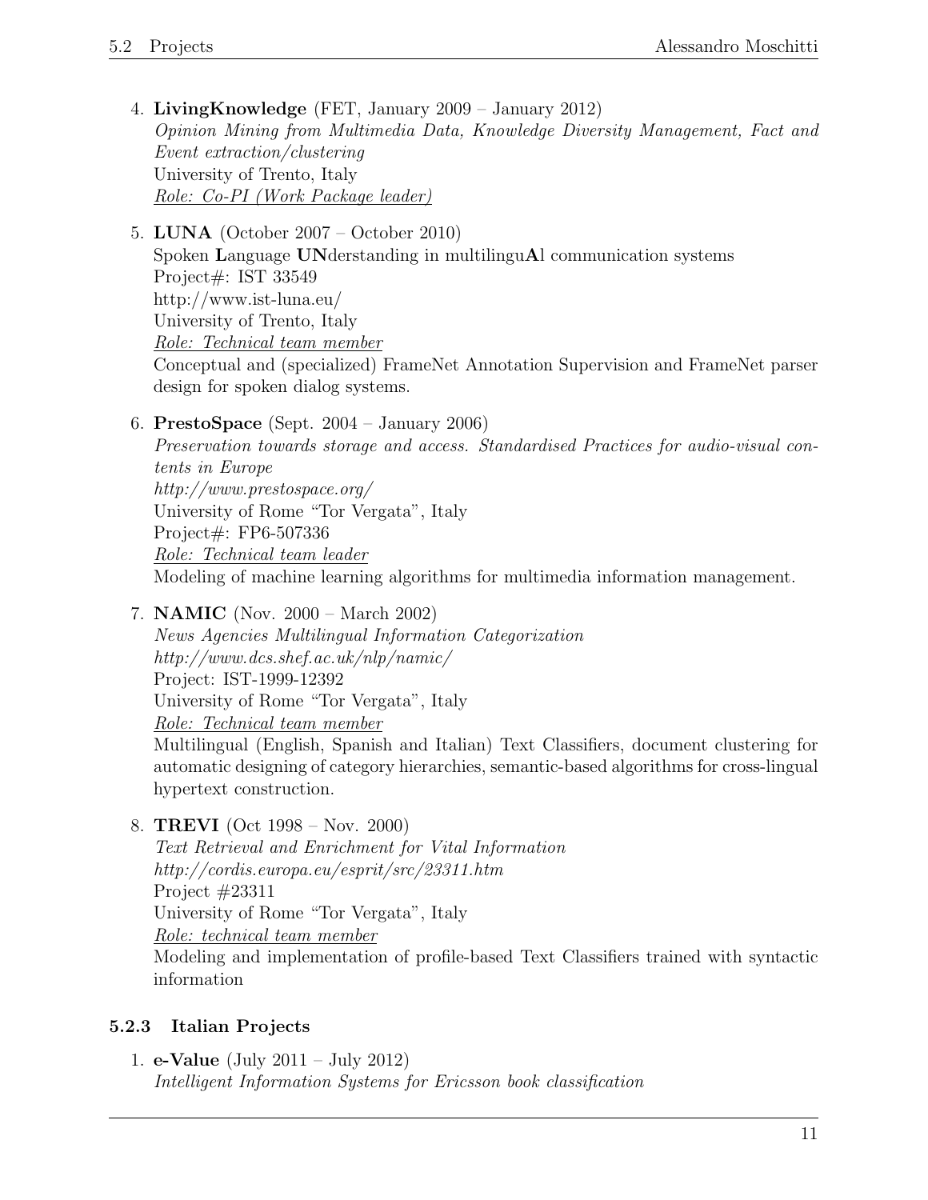4. **LivingKnowledge** (FET, January 2009 – January 2012)
   *Opinion Mining from Multimedia Data, Knowledge Diversity Management, Fact and Event extraction/clustering*
   University of Trento, Italy
   <u>*Role: Co-PI (Work Package leader)*</u>

5. **LUNA** (October 2007 – October 2010)
   Spoken **L**anguage **UN**derstanding in multilingu**A**l communication systems
   Project#: IST 33549
   http://www.ist-luna.eu/
   University of Trento, Italy
   <u>*Role: Technical team member*</u>
   Conceptual and (specialized) FrameNet Annotation Supervision and FrameNet parser design for spoken dialog systems.

6. **PrestoSpace** (Sept. 2004 – January 2006)
   *Preservation towards storage and access. Standardised Practices for audio-visual contents in Europe*
   *http://www.prestospace.org/*
   University of Rome "Tor Vergata", Italy
   Project#: FP6-507336
   <u>*Role: Technical team leader*</u>
   Modeling of machine learning algorithms for multimedia information management.

7. **NAMIC** (Nov. 2000 – March 2002)
   *News Agencies Multilingual Information Categorization*
   *http://www.dcs.shef.ac.uk/nlp/namic/*
   Project: IST-1999-12392
   University of Rome "Tor Vergata", Italy
   <u>*Role: Technical team member*</u>
   Multilingual (English, Spanish and Italian) Text Classifiers, document clustering for automatic designing of category hierarchies, semantic-based algorithms for cross-lingual hypertext construction.

8. **TREVI** (Oct 1998 – Nov. 2000)
   *Text Retrieval and Enrichment for Vital Information*
   *http://cordis.europa.eu/esprit/src/23311.htm*
   Project #23311
   University of Rome "Tor Vergata", Italy
   <u>*Role: technical team member*</u>
   Modeling and implementation of profile-based Text Classifiers trained with syntactic information

### 5.2.3 Italian Projects

1. **e-Value** (July 2011 – July 2012)
   *Intelligent Information Systems for Ericsson book classification*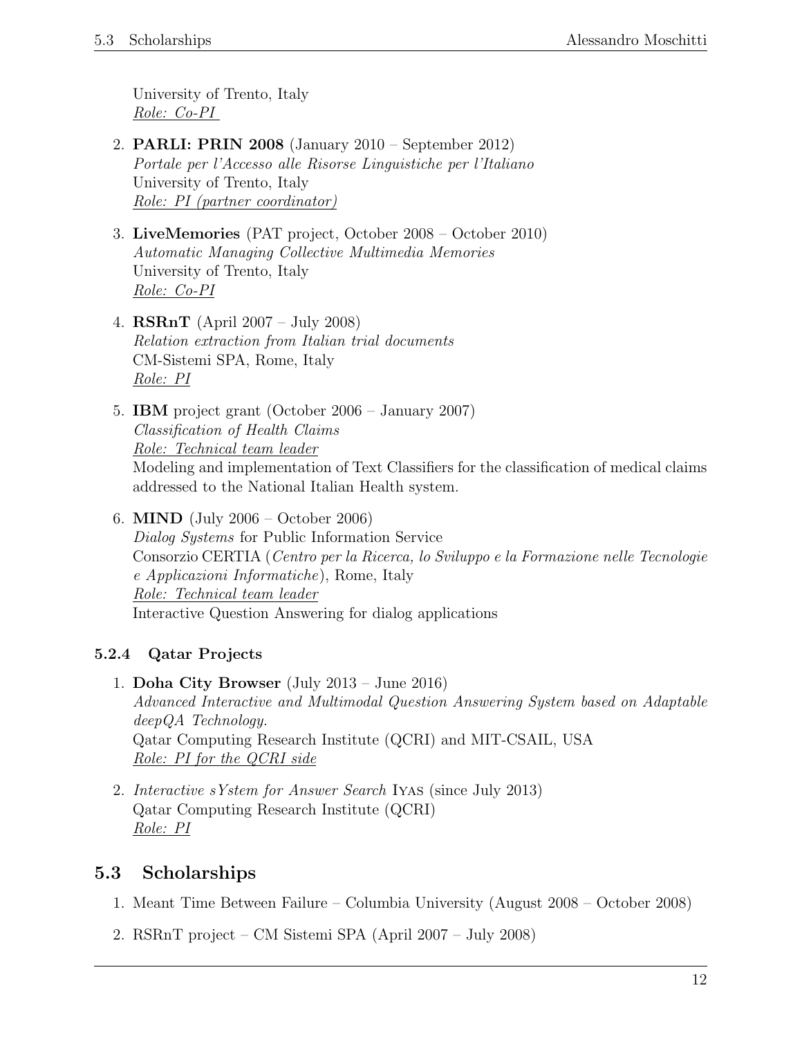University of Trento, Italy
*Role: Co-PI*

2. **PARLI: PRIN 2008** (January 2010 – September 2012)
   *Portale per l'Accesso alle Risorse Linguistiche per l'Italiano*
   University of Trento, Italy
   *Role: PI (partner coordinator)*

3. **LiveMemories** (PAT project, October 2008 – October 2010)
   *Automatic Managing Collective Multimedia Memories*
   University of Trento, Italy
   *Role: Co-PI*

4. **RSRnT** (April 2007 – July 2008)
   *Relation extraction from Italian trial documents*
   CM-Sistemi SPA, Rome, Italy
   *Role: PI*

5. **IBM** project grant (October 2006 – January 2007)
   *Classification of Health Claims*
   *Role: Technical team leader*
   Modeling and implementation of Text Classifiers for the classification of medical claims addressed to the National Italian Health system.

6. **MIND** (July 2006 – October 2006)
   *Dialog Systems* for Public Information Service
   Consorzio CERTIA (*Centro per la Ricerca, lo Sviluppo e la Formazione nelle Tecnologie e Applicazioni Informatiche*), Rome, Italy
   *Role: Technical team leader*
   Interactive Question Answering for dialog applications

#### 5.2.4 Qatar Projects

1. **Doha City Browser** (July 2013 – June 2016)
   *Advanced Interactive and Multimodal Question Answering System based on Adaptable deepQA Technology.*
   Qatar Computing Research Institute (QCRI) and MIT-CSAIL, USA
   *Role: PI for the QCRI side*

2. *Interactive sYstem for Answer Search* IYAS (since July 2013)
   Qatar Computing Research Institute (QCRI)
   *Role: PI*

## 5.3 Scholarships

1. Meant Time Between Failure – Columbia University (August 2008 – October 2008)

2. RSRnT project – CM Sistemi SPA (April 2007 – July 2008)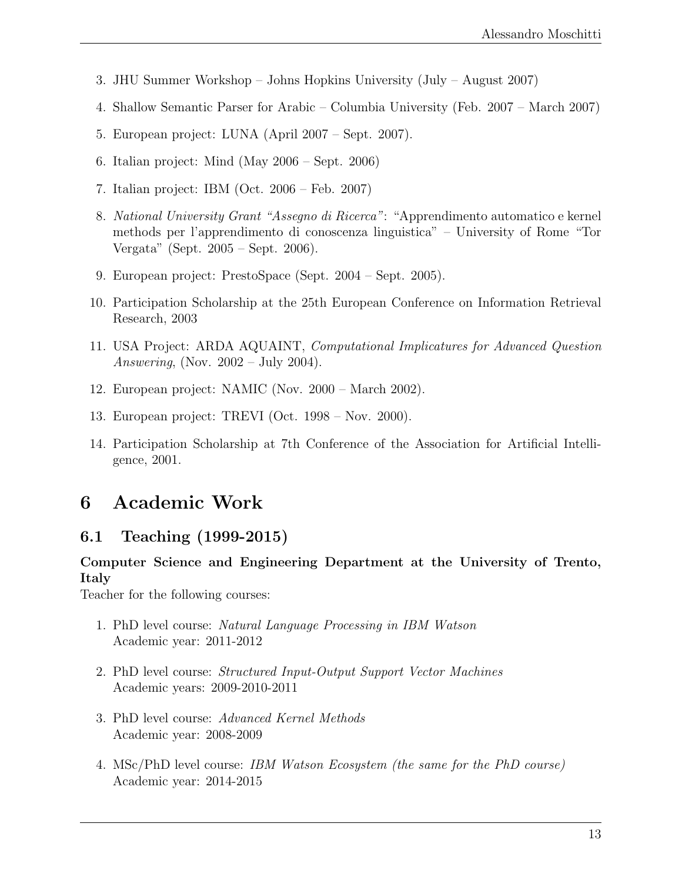3. JHU Summer Workshop – Johns Hopkins University (July – August 2007)
4. Shallow Semantic Parser for Arabic – Columbia University (Feb. 2007 – March 2007)
5. European project: LUNA (April 2007 – Sept. 2007).
6. Italian project: Mind (May 2006 – Sept. 2006)
7. Italian project: IBM (Oct. 2006 – Feb. 2007)
8. *National University Grant "Assegno di Ricerca"*: "Apprendimento automatico e kernel methods per l'apprendimento di conoscenza linguistica" – University of Rome "Tor Vergata" (Sept. 2005 – Sept. 2006).
9. European project: PrestoSpace (Sept. 2004 – Sept. 2005).
10. Participation Scholarship at the 25th European Conference on Information Retrieval Research, 2003
11. USA Project: ARDA AQUAINT, *Computational Implicatures for Advanced Question Answering*, (Nov. 2002 – July 2004).
12. European project: NAMIC (Nov. 2000 – March 2002).
13. European project: TREVI (Oct. 1998 – Nov. 2000).
14. Participation Scholarship at 7th Conference of the Association for Artificial Intelligence, 2001.

# 6 Academic Work

## 6.1 Teaching (1999-2015)

**Computer Science and Engineering Department at the University of Trento, Italy**
Teacher for the following courses:

1. PhD level course: *Natural Language Processing in IBM Watson*
   Academic year: 2011-2012
2. PhD level course: *Structured Input-Output Support Vector Machines*
   Academic years: 2009-2010-2011
3. PhD level course: *Advanced Kernel Methods*
   Academic year: 2008-2009
4. MSc/PhD level course: *IBM Watson Ecosystem (the same for the PhD course)*
   Academic year: 2014-2015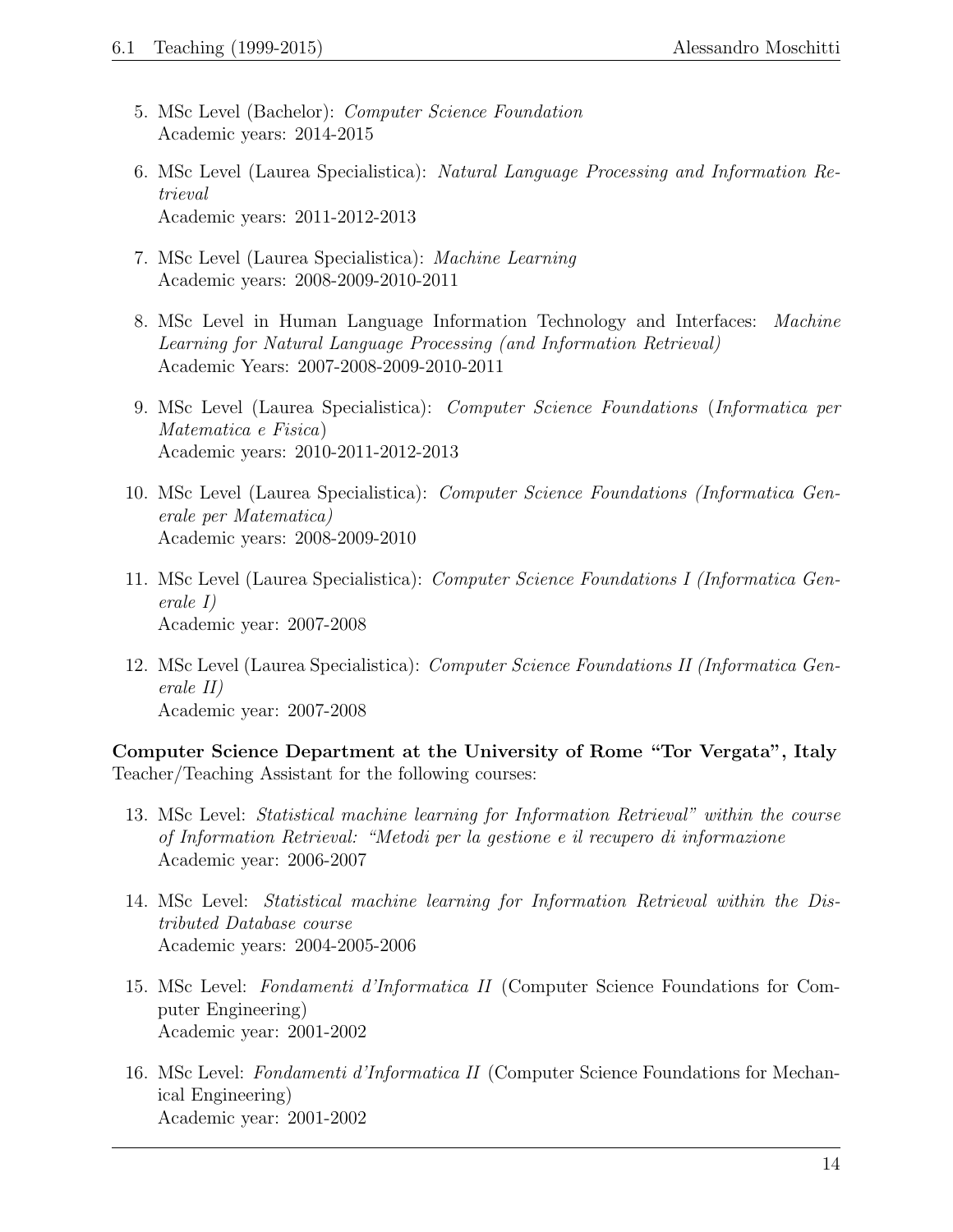5. MSc Level (Bachelor): *Computer Science Foundation*
   Academic years: 2014-2015

6. MSc Level (Laurea Specialistica): *Natural Language Processing and Information Retrieval*
   Academic years: 2011-2012-2013

7. MSc Level (Laurea Specialistica): *Machine Learning*
   Academic years: 2008-2009-2010-2011

8. MSc Level in Human Language Information Technology and Interfaces: *Machine Learning for Natural Language Processing (and Information Retrieval)*
   Academic Years: 2007-2008-2009-2010-2011

9. MSc Level (Laurea Specialistica): *Computer Science Foundations* (*Informatica per Matematica e Fisica*)
   Academic years: 2010-2011-2012-2013

10. MSc Level (Laurea Specialistica): *Computer Science Foundations (Informatica Generale per Matematica)*
    Academic years: 2008-2009-2010

11. MSc Level (Laurea Specialistica): *Computer Science Foundations I (Informatica Generale I)*
    Academic year: 2007-2008

12. MSc Level (Laurea Specialistica): *Computer Science Foundations II (Informatica Generale II)*
    Academic year: 2007-2008

**Computer Science Department at the University of Rome "Tor Vergata", Italy**
Teacher/Teaching Assistant for the following courses:

13. MSc Level: *Statistical machine learning for Information Retrieval" within the course of Information Retrieval: "Metodi per la gestione e il recupero di informazione*
    Academic year: 2006-2007

14. MSc Level: *Statistical machine learning for Information Retrieval within the Distributed Database course*
    Academic years: 2004-2005-2006

15. MSc Level: *Fondamenti d'Informatica II* (Computer Science Foundations for Computer Engineering)
    Academic year: 2001-2002

16. MSc Level: *Fondamenti d'Informatica II* (Computer Science Foundations for Mechanical Engineering)
    Academic year: 2001-2002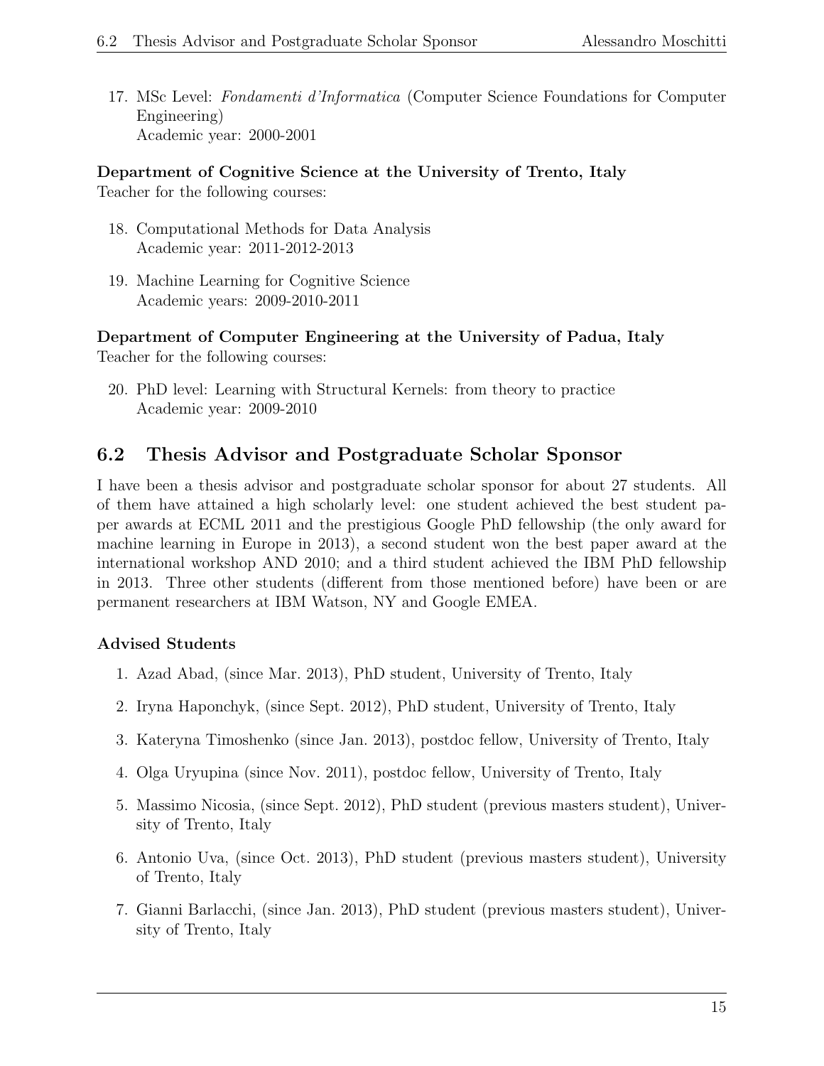17. MSc Level: *Fondamenti d'Informatica* (Computer Science Foundations for Computer Engineering)
    Academic year: 2000-2001

**Department of Cognitive Science at the University of Trento, Italy**
Teacher for the following courses:

18. Computational Methods for Data Analysis
    Academic year: 2011-2012-2013

19. Machine Learning for Cognitive Science
    Academic years: 2009-2010-2011

**Department of Computer Engineering at the University of Padua, Italy**
Teacher for the following courses:

20. PhD level: Learning with Structural Kernels: from theory to practice
    Academic year: 2009-2010

## 6.2 Thesis Advisor and Postgraduate Scholar Sponsor

I have been a thesis advisor and postgraduate scholar sponsor for about 27 students. All of them have attained a high scholarly level: one student achieved the best student paper awards at ECML 2011 and the prestigious Google PhD fellowship (the only award for machine learning in Europe in 2013), a second student won the best paper award at the international workshop AND 2010; and a third student achieved the IBM PhD fellowship in 2013. Three other students (different from those mentioned before) have been or are permanent researchers at IBM Watson, NY and Google EMEA.

### Advised Students

1. Azad Abad, (since Mar. 2013), PhD student, University of Trento, Italy
2. Iryna Haponchyk, (since Sept. 2012), PhD student, University of Trento, Italy
3. Kateryna Timoshenko (since Jan. 2013), postdoc fellow, University of Trento, Italy
4. Olga Uryupina (since Nov. 2011), postdoc fellow, University of Trento, Italy
5. Massimo Nicosia, (since Sept. 2012), PhD student (previous masters student), University of Trento, Italy
6. Antonio Uva, (since Oct. 2013), PhD student (previous masters student), University of Trento, Italy
7. Gianni Barlacchi, (since Jan. 2013), PhD student (previous masters student), University of Trento, Italy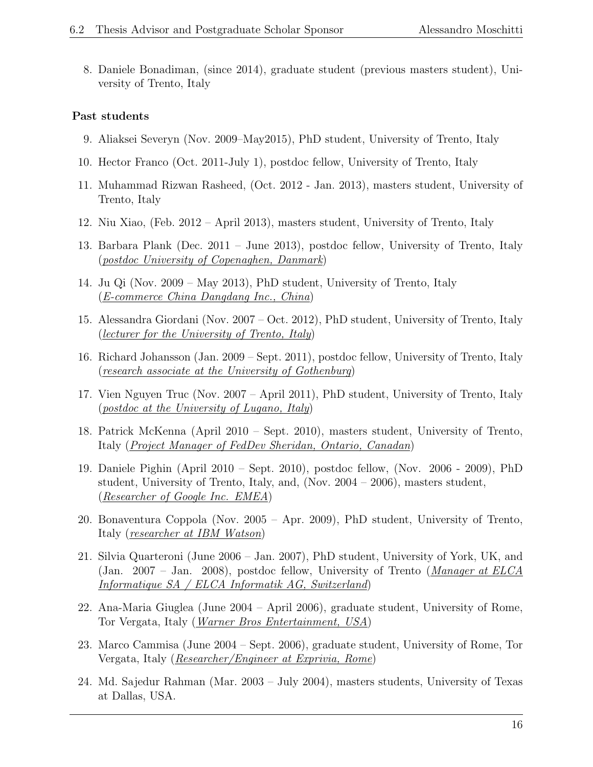8. Daniele Bonadiman, (since 2014), graduate student (previous masters student), University of Trento, Italy

**Past students**

9. Aliaksei Severyn (Nov. 2009–May2015), PhD student, University of Trento, Italy
10. Hector Franco (Oct. 2011-July 1), postdoc fellow, University of Trento, Italy
11. Muhammad Rizwan Rasheed, (Oct. 2012 - Jan. 2013), masters student, University of Trento, Italy
12. Niu Xiao, (Feb. 2012 – April 2013), masters student, University of Trento, Italy
13. Barbara Plank (Dec. 2011 – June 2013), postdoc fellow, University of Trento, Italy (*postdoc University of Copenaghen, Danmark*)
14. Ju Qi (Nov. 2009 – May 2013), PhD student, University of Trento, Italy (*E-commerce China Dangdang Inc., China*)
15. Alessandra Giordani (Nov. 2007 – Oct. 2012), PhD student, University of Trento, Italy (*lecturer for the University of Trento, Italy*)
16. Richard Johansson (Jan. 2009 – Sept. 2011), postdoc fellow, University of Trento, Italy (*research associate at the University of Gothenburg*)
17. Vien Nguyen Truc (Nov. 2007 – April 2011), PhD student, University of Trento, Italy (*postdoc at the University of Lugano, Italy*)
18. Patrick McKenna (April 2010 – Sept. 2010), masters student, University of Trento, Italy (*Project Manager of FedDev Sheridan, Ontario, Canadan*)
19. Daniele Pighin (April 2010 – Sept. 2010), postdoc fellow, (Nov. 2006 - 2009), PhD student, University of Trento, Italy, and, (Nov. 2004 – 2006), masters student, (*Researcher of Google Inc. EMEA*)
20. Bonaventura Coppola (Nov. 2005 – Apr. 2009), PhD student, University of Trento, Italy (*researcher at IBM Watson*)
21. Silvia Quarteroni (June 2006 – Jan. 2007), PhD student, University of York, UK, and (Jan. 2007 – Jan. 2008), postdoc fellow, University of Trento (*Manager at ELCA Informatique SA / ELCA Informatik AG, Switzerland*)
22. Ana-Maria Giuglea (June 2004 – April 2006), graduate student, University of Rome, Tor Vergata, Italy (*Warner Bros Entertainment, USA*)
23. Marco Cammisa (June 2004 – Sept. 2006), graduate student, University of Rome, Tor Vergata, Italy (*Researcher/Engineer at Exprivia, Rome*)
24. Md. Sajedur Rahman (Mar. 2003 – July 2004), masters students, University of Texas at Dallas, USA.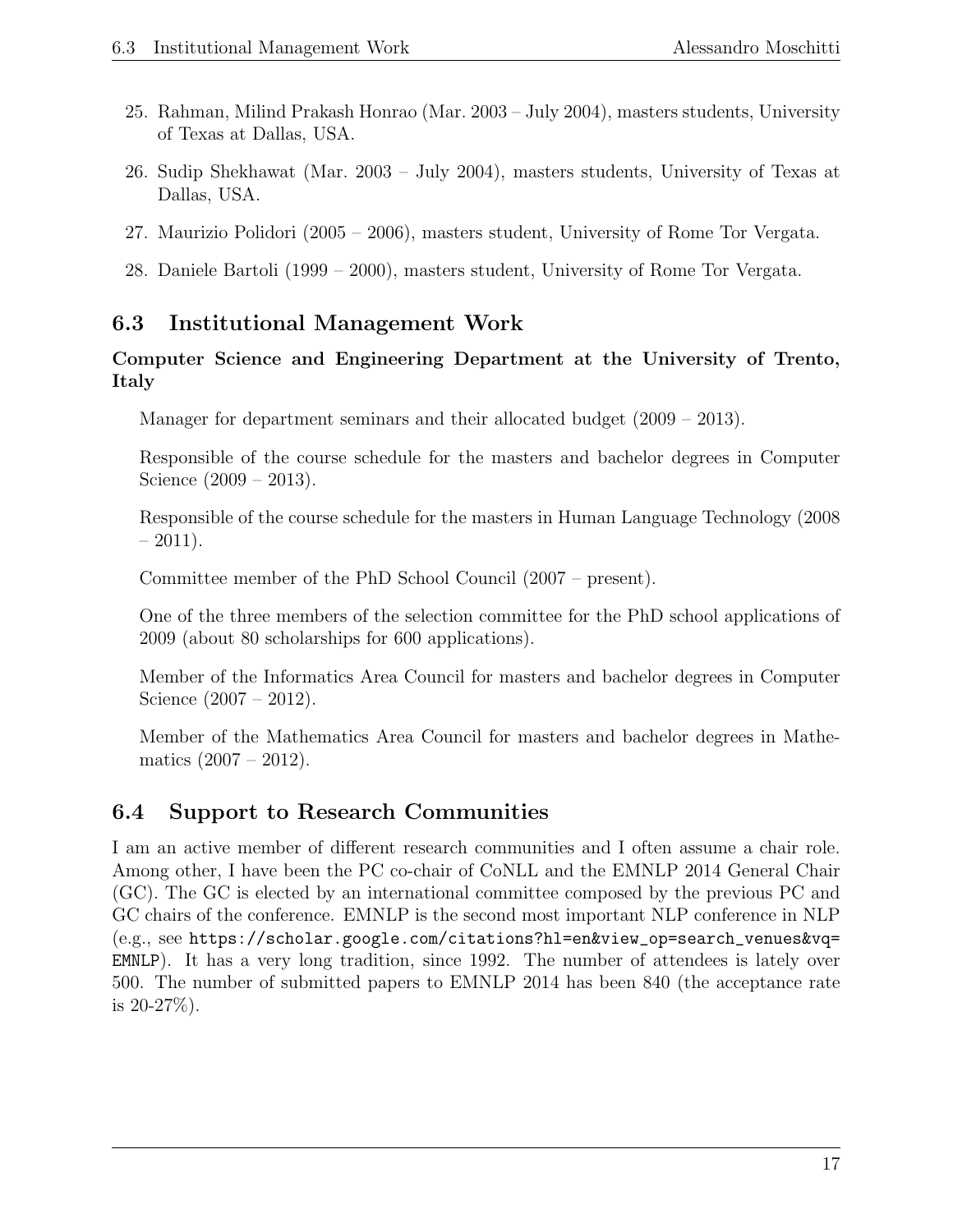25. Rahman, Milind Prakash Honrao (Mar. 2003 – July 2004), masters students, University of Texas at Dallas, USA.

26. Sudip Shekhawat (Mar. 2003 – July 2004), masters students, University of Texas at Dallas, USA.

27. Maurizio Polidori (2005 – 2006), masters student, University of Rome Tor Vergata.

28. Daniele Bartoli (1999 – 2000), masters student, University of Rome Tor Vergata.

## 6.3 Institutional Management Work

**Computer Science and Engineering Department at the University of Trento, Italy**

Manager for department seminars and their allocated budget (2009 – 2013).

Responsible of the course schedule for the masters and bachelor degrees in Computer Science (2009 – 2013).

Responsible of the course schedule for the masters in Human Language Technology (2008 – 2011).

Committee member of the PhD School Council (2007 – present).

One of the three members of the selection committee for the PhD school applications of 2009 (about 80 scholarships for 600 applications).

Member of the Informatics Area Council for masters and bachelor degrees in Computer Science (2007 – 2012).

Member of the Mathematics Area Council for masters and bachelor degrees in Mathematics (2007 – 2012).

## 6.4 Support to Research Communities

I am an active member of different research communities and I often assume a chair role. Among other, I have been the PC co-chair of CoNLL and the EMNLP 2014 General Chair (GC). The GC is elected by an international committee composed by the previous PC and GC chairs of the conference. EMNLP is the second most important NLP conference in NLP (e.g., see `https://scholar.google.com/citations?hl=en&view_op=search_venues&vq=EMNLP`). It has a very long tradition, since 1992. The number of attendees is lately over 500. The number of submitted papers to EMNLP 2014 has been 840 (the acceptance rate is 20-27%).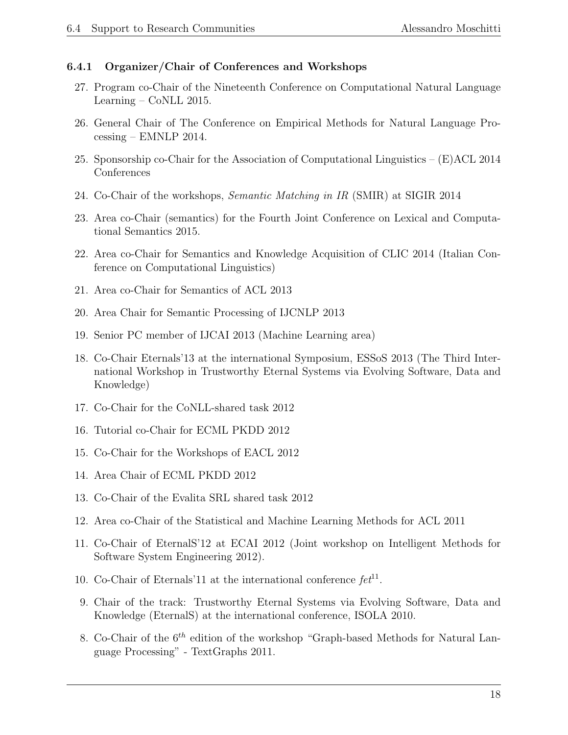### 6.4.1 Organizer/Chair of Conferences and Workshops

27. Program co-Chair of the Nineteenth Conference on Computational Natural Language Learning – CoNLL 2015.

26. General Chair of The Conference on Empirical Methods for Natural Language Processing – EMNLP 2014.

25. Sponsorship co-Chair for the Association of Computational Linguistics – (E)ACL 2014 Conferences

24. Co-Chair of the workshops, *Semantic Matching in IR* (SMIR) at SIGIR 2014

23. Area co-Chair (semantics) for the Fourth Joint Conference on Lexical and Computational Semantics 2015.

22. Area co-Chair for Semantics and Knowledge Acquisition of CLIC 2014 (Italian Conference on Computational Linguistics)

21. Area co-Chair for Semantics of ACL 2013

20. Area Chair for Semantic Processing of IJCNLP 2013

19. Senior PC member of IJCAI 2013 (Machine Learning area)

18. Co-Chair Eternals'13 at the international Symposium, ESSoS 2013 (The Third International Workshop in Trustworthy Eternal Systems via Evolving Software, Data and Knowledge)

17. Co-Chair for the CoNLL-shared task 2012

16. Tutorial co-Chair for ECML PKDD 2012

15. Co-Chair for the Workshops of EACL 2012

14. Area Chair of ECML PKDD 2012

13. Co-Chair of the Evalita SRL shared task 2012

12. Area co-Chair of the Statistical and Machine Learning Methods for ACL 2011

11. Co-Chair of EternalS'12 at ECAI 2012 (Joint workshop on Intelligent Methods for Software System Engineering 2012).

10. Co-Chair of Eternals'11 at the international conference *fet*[11].

9. Chair of the track: Trustworthy Eternal Systems via Evolving Software, Data and Knowledge (EternalS) at the international conference, ISOLA 2010.

8. Co-Chair of the $6^{th}$ edition of the workshop "Graph-based Methods for Natural Language Processing" - TextGraphs 2011.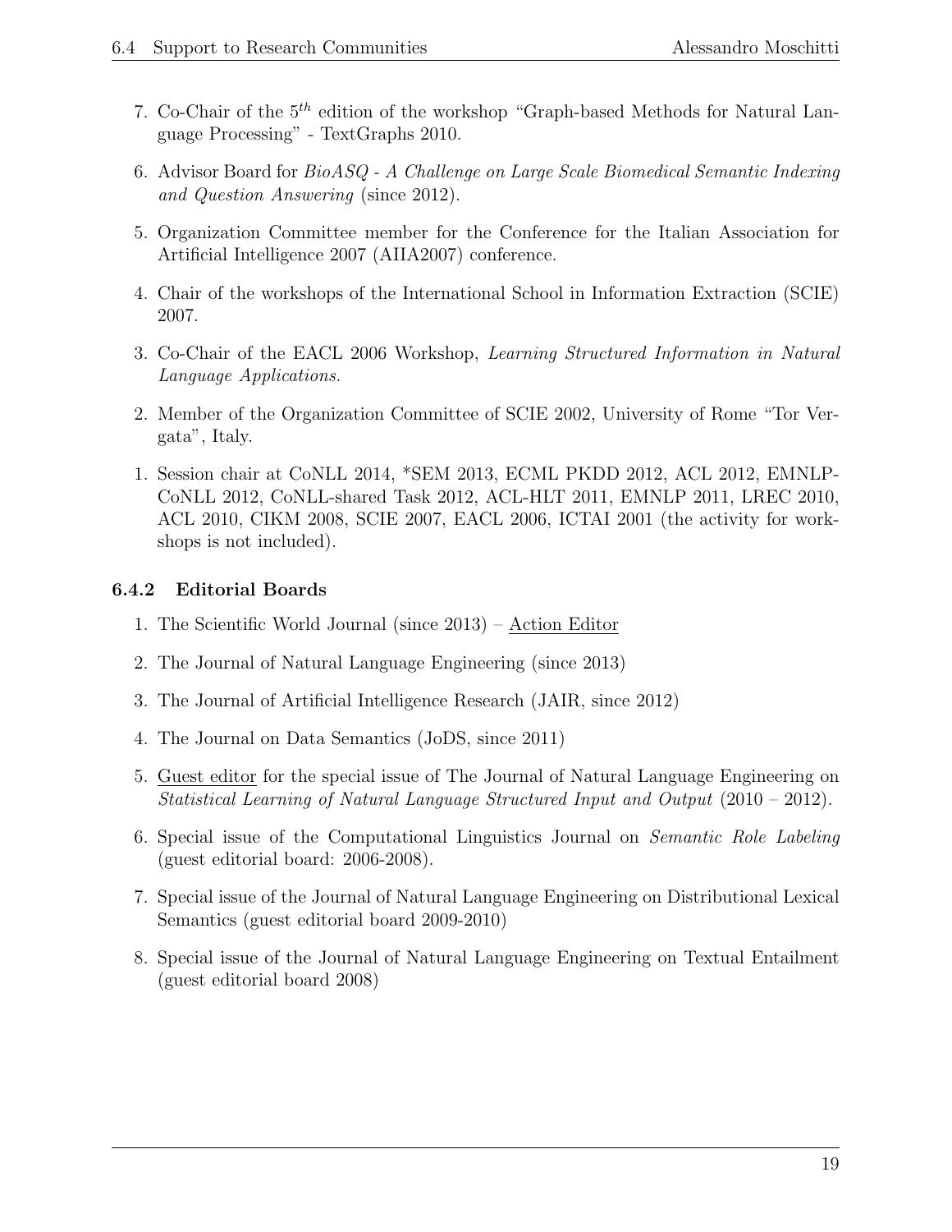7. Co-Chair of the $5^{th}$ edition of the workshop "Graph-based Methods for Natural Language Processing" - TextGraphs 2010.

6. Advisor Board for *BioASQ - A Challenge on Large Scale Biomedical Semantic Indexing and Question Answering* (since 2012).

5. Organization Committee member for the Conference for the Italian Association for Artificial Intelligence 2007 (AIIA2007) conference.

4. Chair of the workshops of the International School in Information Extraction (SCIE) 2007.

3. Co-Chair of the EACL 2006 Workshop, *Learning Structured Information in Natural Language Applications.*

2. Member of the Organization Committee of SCIE 2002, University of Rome "Tor Vergata", Italy.

1. Session chair at CoNLL 2014, *SEM 2013, ECML PKDD 2012, ACL 2012, EMNLP-CoNLL 2012, CoNLL-shared Task 2012, ACL-HLT 2011, EMNLP 2011, LREC 2010, ACL 2010, CIKM 2008, SCIE 2007, EACL 2006, ICTAI 2001 (the activity for workshops is not included).

### 6.4.2 Editorial Boards

1. The Scientific World Journal (since 2013) – <u>Action Editor</u>

2. The Journal of Natural Language Engineering (since 2013)

3. The Journal of Artificial Intelligence Research (JAIR, since 2012)

4. The Journal on Data Semantics (JoDS, since 2011)

5. <u>Guest editor</u> for the special issue of The Journal of Natural Language Engineering on *Statistical Learning of Natural Language Structured Input and Output* (2010 – 2012).

6. Special issue of the Computational Linguistics Journal on *Semantic Role Labeling* (guest editorial board: 2006-2008).

7. Special issue of the Journal of Natural Language Engineering on Distributional Lexical Semantics (guest editorial board 2009-2010)

8. Special issue of the Journal of Natural Language Engineering on Textual Entailment (guest editorial board 2008)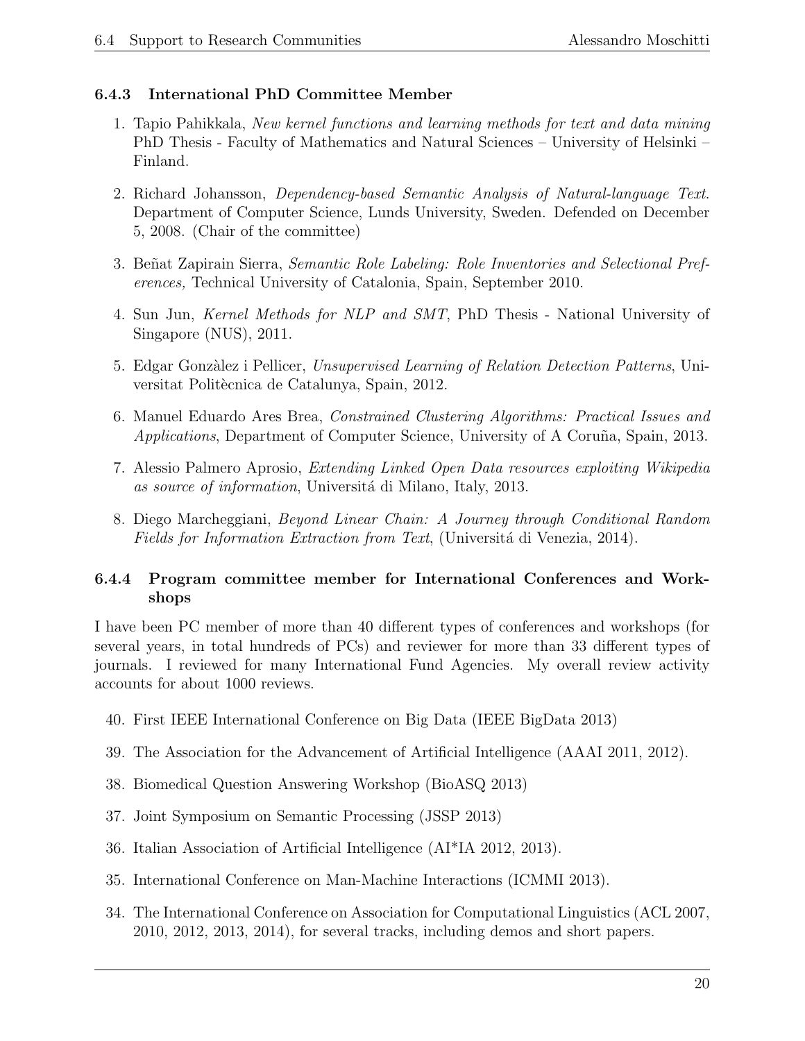### 6.4.3 International PhD Committee Member

1. Tapio Pahikkala, *New kernel functions and learning methods for text and data mining* PhD Thesis - Faculty of Mathematics and Natural Sciences – University of Helsinki – Finland.
2. Richard Johansson, *Dependency-based Semantic Analysis of Natural-language Text.* Department of Computer Science, Lunds University, Sweden. Defended on December 5, 2008. (Chair of the committee)
3. Beñat Zapirain Sierra, *Semantic Role Labeling: Role Inventories and Selectional Preferences,* Technical University of Catalonia, Spain, September 2010.
4. Sun Jun, *Kernel Methods for NLP and SMT*, PhD Thesis - National University of Singapore (NUS), 2011.
5. Edgar Gonzàlez i Pellicer, *Unsupervised Learning of Relation Detection Patterns*, Universitat Politècnica de Catalunya, Spain, 2012.
6. Manuel Eduardo Ares Brea, *Constrained Clustering Algorithms: Practical Issues and Applications*, Department of Computer Science, University of A Coruña, Spain, 2013.
7. Alessio Palmero Aprosio, *Extending Linked Open Data resources exploiting Wikipedia as source of information*, Universitá di Milano, Italy, 2013.
8. Diego Marcheggiani, *Beyond Linear Chain: A Journey through Conditional Random Fields for Information Extraction from Text*, (Universitá di Venezia, 2014).

### 6.4.4 Program committee member for International Conferences and Workshops

I have been PC member of more than 40 different types of conferences and workshops (for several years, in total hundreds of PCs) and reviewer for more than 33 different types of journals. I reviewed for many International Fund Agencies. My overall review activity accounts for about 1000 reviews.

40. First IEEE International Conference on Big Data (IEEE BigData 2013)
39. The Association for the Advancement of Artificial Intelligence (AAAI 2011, 2012).
38. Biomedical Question Answering Workshop (BioASQ 2013)
37. Joint Symposium on Semantic Processing (JSSP 2013)
36. Italian Association of Artificial Intelligence (AI*IA 2012, 2013).
35. International Conference on Man-Machine Interactions (ICMMI 2013).
34. The International Conference on Association for Computational Linguistics (ACL 2007, 2010, 2012, 2013, 2014), for several tracks, including demos and short papers.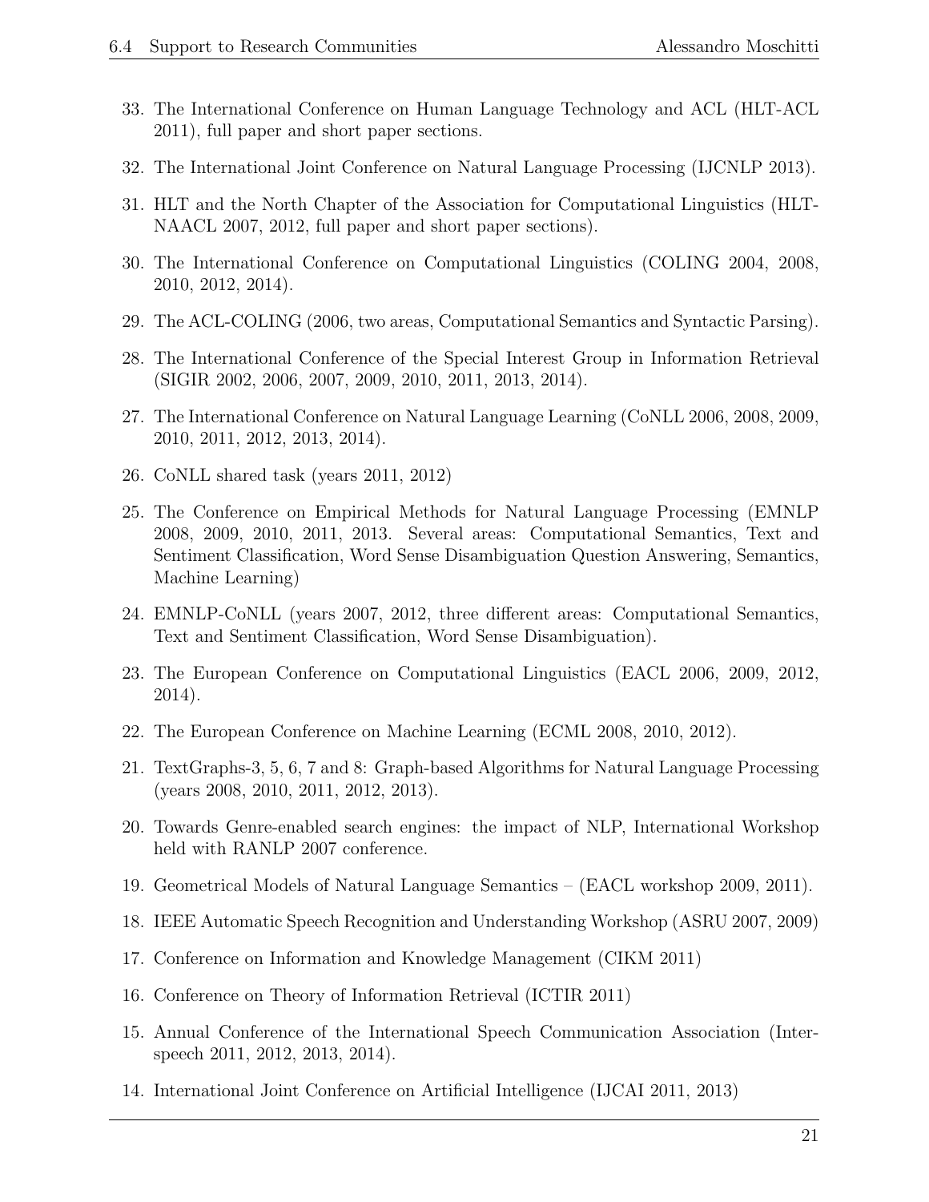33. The International Conference on Human Language Technology and ACL (HLT-ACL 2011), full paper and short paper sections.

32. The International Joint Conference on Natural Language Processing (IJCNLP 2013).

31. HLT and the North Chapter of the Association for Computational Linguistics (HLT-NAACL 2007, 2012, full paper and short paper sections).

30. The International Conference on Computational Linguistics (COLING 2004, 2008, 2010, 2012, 2014).

29. The ACL-COLING (2006, two areas, Computational Semantics and Syntactic Parsing).

28. The International Conference of the Special Interest Group in Information Retrieval (SIGIR 2002, 2006, 2007, 2009, 2010, 2011, 2013, 2014).

27. The International Conference on Natural Language Learning (CoNLL 2006, 2008, 2009, 2010, 2011, 2012, 2013, 2014).

26. CoNLL shared task (years 2011, 2012)

25. The Conference on Empirical Methods for Natural Language Processing (EMNLP 2008, 2009, 2010, 2011, 2013. Several areas: Computational Semantics, Text and Sentiment Classification, Word Sense Disambiguation Question Answering, Semantics, Machine Learning)

24. EMNLP-CoNLL (years 2007, 2012, three different areas: Computational Semantics, Text and Sentiment Classification, Word Sense Disambiguation).

23. The European Conference on Computational Linguistics (EACL 2006, 2009, 2012, 2014).

22. The European Conference on Machine Learning (ECML 2008, 2010, 2012).

21. TextGraphs-3, 5, 6, 7 and 8: Graph-based Algorithms for Natural Language Processing (years 2008, 2010, 2011, 2012, 2013).

20. Towards Genre-enabled search engines: the impact of NLP, International Workshop held with RANLP 2007 conference.

19. Geometrical Models of Natural Language Semantics – (EACL workshop 2009, 2011).

18. IEEE Automatic Speech Recognition and Understanding Workshop (ASRU 2007, 2009)

17. Conference on Information and Knowledge Management (CIKM 2011)

16. Conference on Theory of Information Retrieval (ICTIR 2011)

15. Annual Conference of the International Speech Communication Association (Interspeech 2011, 2012, 2013, 2014).

14. International Joint Conference on Artificial Intelligence (IJCAI 2011, 2013)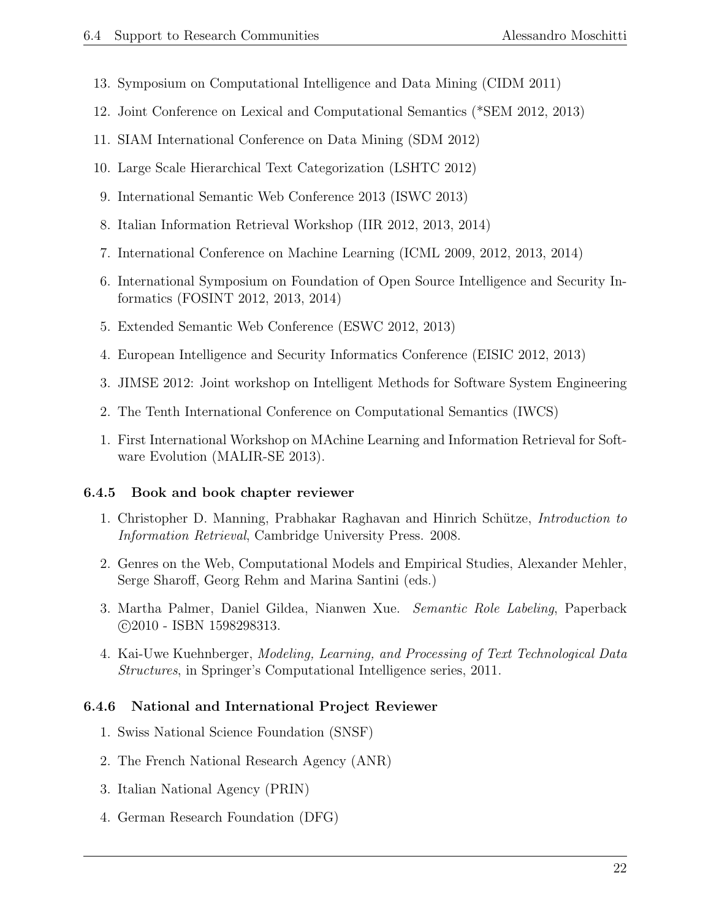13. Symposium on Computational Intelligence and Data Mining (CIDM 2011)
12. Joint Conference on Lexical and Computational Semantics (*SEM 2012, 2013)
11. SIAM International Conference on Data Mining (SDM 2012)
10. Large Scale Hierarchical Text Categorization (LSHTC 2012)
9. International Semantic Web Conference 2013 (ISWC 2013)
8. Italian Information Retrieval Workshop (IIR 2012, 2013, 2014)
7. International Conference on Machine Learning (ICML 2009, 2012, 2013, 2014)
6. International Symposium on Foundation of Open Source Intelligence and Security Informatics (FOSINT 2012, 2013, 2014)
5. Extended Semantic Web Conference (ESWC 2012, 2013)
4. European Intelligence and Security Informatics Conference (EISIC 2012, 2013)
3. JIMSE 2012: Joint workshop on Intelligent Methods for Software System Engineering
2. The Tenth International Conference on Computational Semantics (IWCS)
1. First International Workshop on MAchine Learning and Information Retrieval for Software Evolution (MALIR-SE 2013).

### 6.4.5 Book and book chapter reviewer

1. Christopher D. Manning, Prabhakar Raghavan and Hinrich Schütze, *Introduction to Information Retrieval*, Cambridge University Press. 2008.
2. Genres on the Web, Computational Models and Empirical Studies, Alexander Mehler, Serge Sharoff, Georg Rehm and Marina Santini (eds.)
3. Martha Palmer, Daniel Gildea, Nianwen Xue. *Semantic Role Labeling*, Paperback ©2010 - ISBN 1598298313.
4. Kai-Uwe Kuehnberger, *Modeling, Learning, and Processing of Text Technological Data Structures*, in Springer's Computational Intelligence series, 2011.

### 6.4.6 National and International Project Reviewer

1. Swiss National Science Foundation (SNSF)
2. The French National Research Agency (ANR)
3. Italian National Agency (PRIN)
4. German Research Foundation (DFG)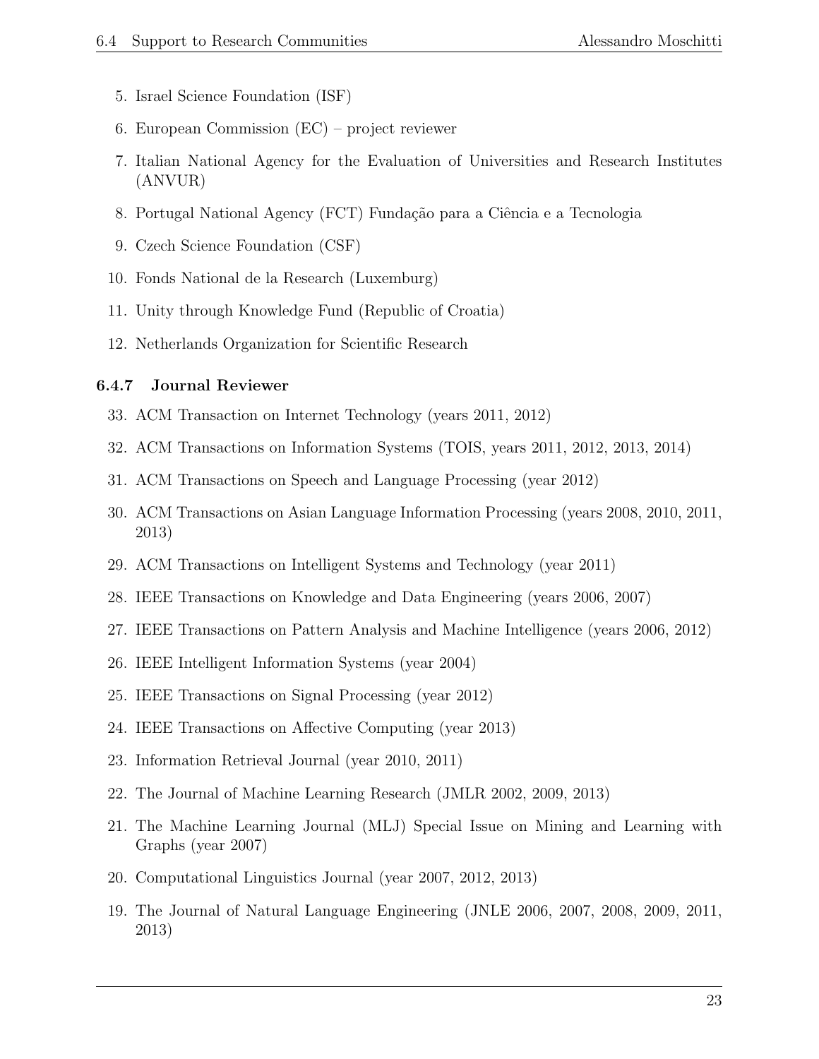5. Israel Science Foundation (ISF)
6. European Commission (EC) – project reviewer
7. Italian National Agency for the Evaluation of Universities and Research Institutes (ANVUR)
8. Portugal National Agency (FCT) Fundação para a Ciência e a Tecnologia
9. Czech Science Foundation (CSF)
10. Fonds National de la Research (Luxemburg)
11. Unity through Knowledge Fund (Republic of Croatia)
12. Netherlands Organization for Scientific Research

### 6.4.7 Journal Reviewer

33. ACM Transaction on Internet Technology (years 2011, 2012)

32. ACM Transactions on Information Systems (TOIS, years 2011, 2012, 2013, 2014)

31. ACM Transactions on Speech and Language Processing (year 2012)

30. ACM Transactions on Asian Language Information Processing (years 2008, 2010, 2011, 2013)

29. ACM Transactions on Intelligent Systems and Technology (year 2011)

28. IEEE Transactions on Knowledge and Data Engineering (years 2006, 2007)

27. IEEE Transactions on Pattern Analysis and Machine Intelligence (years 2006, 2012)

26. IEEE Intelligent Information Systems (year 2004)

25. IEEE Transactions on Signal Processing (year 2012)

24. IEEE Transactions on Affective Computing (year 2013)

23. Information Retrieval Journal (year 2010, 2011)

22. The Journal of Machine Learning Research (JMLR 2002, 2009, 2013)

21. The Machine Learning Journal (MLJ) Special Issue on Mining and Learning with Graphs (year 2007)

20. Computational Linguistics Journal (year 2007, 2012, 2013)

19. The Journal of Natural Language Engineering (JNLE 2006, 2007, 2008, 2009, 2011, 2013)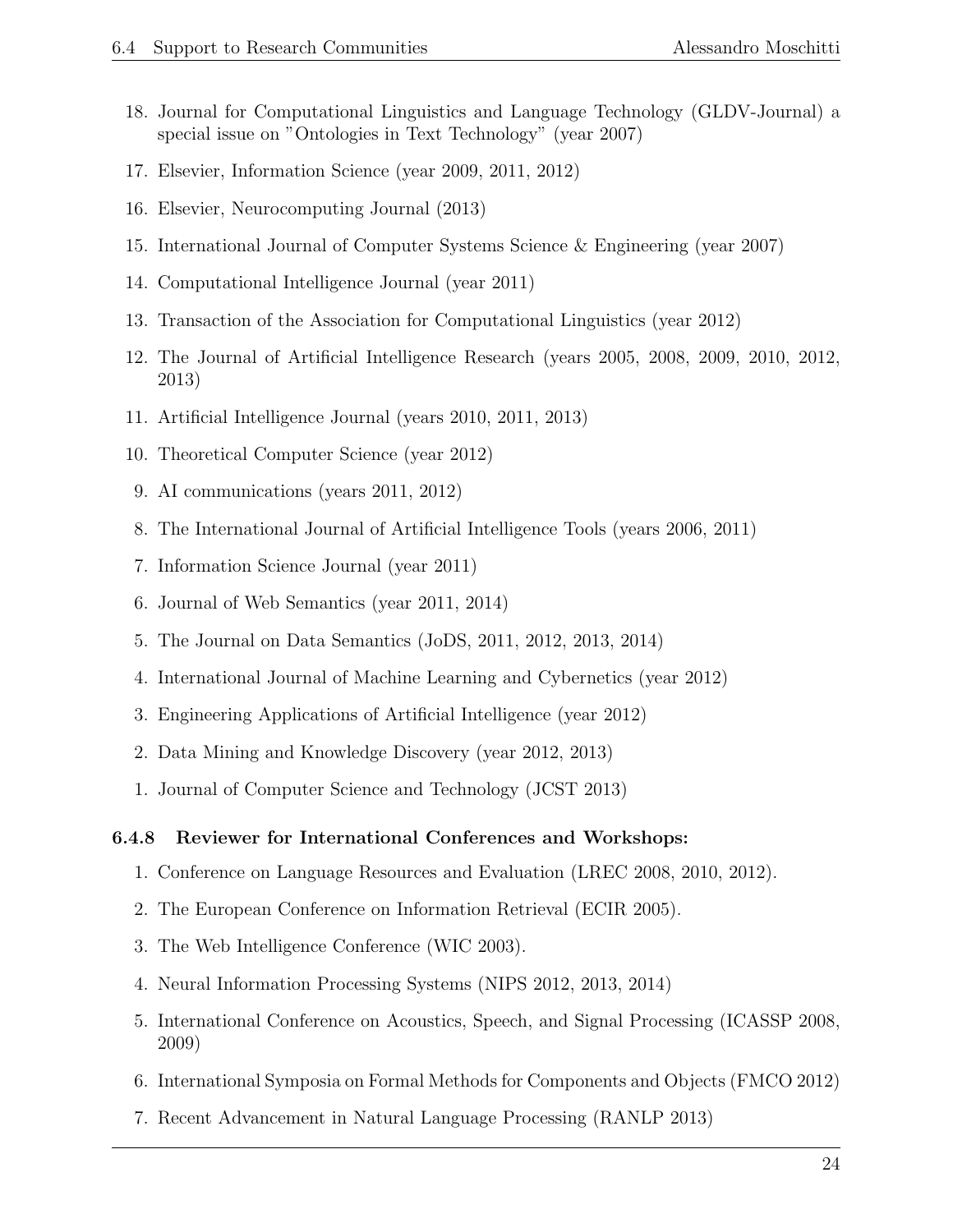18. Journal for Computational Linguistics and Language Technology (GLDV-Journal) a special issue on "Ontologies in Text Technology" (year 2007)

17. Elsevier, Information Science (year 2009, 2011, 2012)

16. Elsevier, Neurocomputing Journal (2013)

15. International Journal of Computer Systems Science & Engineering (year 2007)

14. Computational Intelligence Journal (year 2011)

13. Transaction of the Association for Computational Linguistics (year 2012)

12. The Journal of Artificial Intelligence Research (years 2005, 2008, 2009, 2010, 2012, 2013)

11. Artificial Intelligence Journal (years 2010, 2011, 2013)

10. Theoretical Computer Science (year 2012)

9. AI communications (years 2011, 2012)

8. The International Journal of Artificial Intelligence Tools (years 2006, 2011)

7. Information Science Journal (year 2011)

6. Journal of Web Semantics (year 2011, 2014)

5. The Journal on Data Semantics (JoDS, 2011, 2012, 2013, 2014)

4. International Journal of Machine Learning and Cybernetics (year 2012)

3. Engineering Applications of Artificial Intelligence (year 2012)

2. Data Mining and Knowledge Discovery (year 2012, 2013)

1. Journal of Computer Science and Technology (JCST 2013)

#### 6.4.8 Reviewer for International Conferences and Workshops:

1. Conference on Language Resources and Evaluation (LREC 2008, 2010, 2012).
2. The European Conference on Information Retrieval (ECIR 2005).
3. The Web Intelligence Conference (WIC 2003).
4. Neural Information Processing Systems (NIPS 2012, 2013, 2014)
5. International Conference on Acoustics, Speech, and Signal Processing (ICASSP 2008, 2009)
6. International Symposia on Formal Methods for Components and Objects (FMCO 2012)
7. Recent Advancement in Natural Language Processing (RANLP 2013)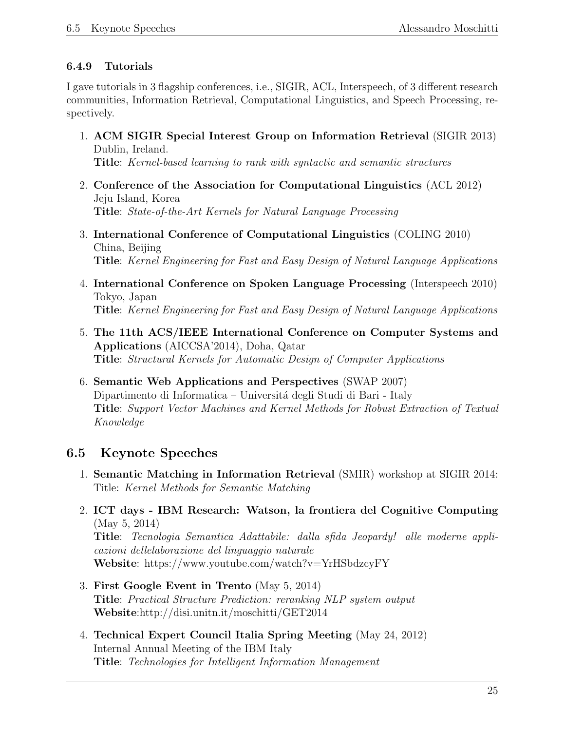#### 6.4.9 Tutorials

I gave tutorials in 3 flagship conferences, i.e., SIGIR, ACL, Interspeech, of 3 different research communities, Information Retrieval, Computational Linguistics, and Speech Processing, respectively.

1. **ACM SIGIR Special Interest Group on Information Retrieval** (SIGIR 2013) Dublin, Ireland.
   **Title**: *Kernel-based learning to rank with syntactic and semantic structures*

2. **Conference of the Association for Computational Linguistics** (ACL 2012) Jeju Island, Korea
   **Title**: *State-of-the-Art Kernels for Natural Language Processing*

3. **International Conference of Computational Linguistics** (COLING 2010) China, Beijing
   **Title**: *Kernel Engineering for Fast and Easy Design of Natural Language Applications*

4. **International Conference on Spoken Language Processing** (Interspeech 2010) Tokyo, Japan
   **Title**: *Kernel Engineering for Fast and Easy Design of Natural Language Applications*

5. **The 11th ACS/IEEE International Conference on Computer Systems and Applications** (AICCSA'2014), Doha, Qatar
   **Title**: *Structural Kernels for Automatic Design of Computer Applications*

6. **Semantic Web Applications and Perspectives** (SWAP 2007)
   Dipartimento di Informatica – Universitá degli Studi di Bari - Italy
   **Title**: *Support Vector Machines and Kernel Methods for Robust Extraction of Textual Knowledge*

## 6.5 Keynote Speeches

1. **Semantic Matching in Information Retrieval** (SMIR) workshop at SIGIR 2014: Title: *Kernel Methods for Semantic Matching*

2. **ICT days - IBM Research: Watson, la frontiera del Cognitive Computing** (May 5, 2014)
   **Title**: *Tecnologia Semantica Adattabile: dalla sfida Jeopardy! alle moderne applicazioni dellelaborazione del linguaggio naturale*
   **Website**: https://www.youtube.com/watch?v=YrHSbdzcyFY

3. **First Google Event in Trento** (May 5, 2014)
   **Title**: *Practical Structure Prediction: reranking NLP system output*
   **Website**:http://disi.unitn.it/moschitti/GET2014

4. **Technical Expert Council Italia Spring Meeting** (May 24, 2012)
   Internal Annual Meeting of the IBM Italy
   **Title**: *Technologies for Intelligent Information Management*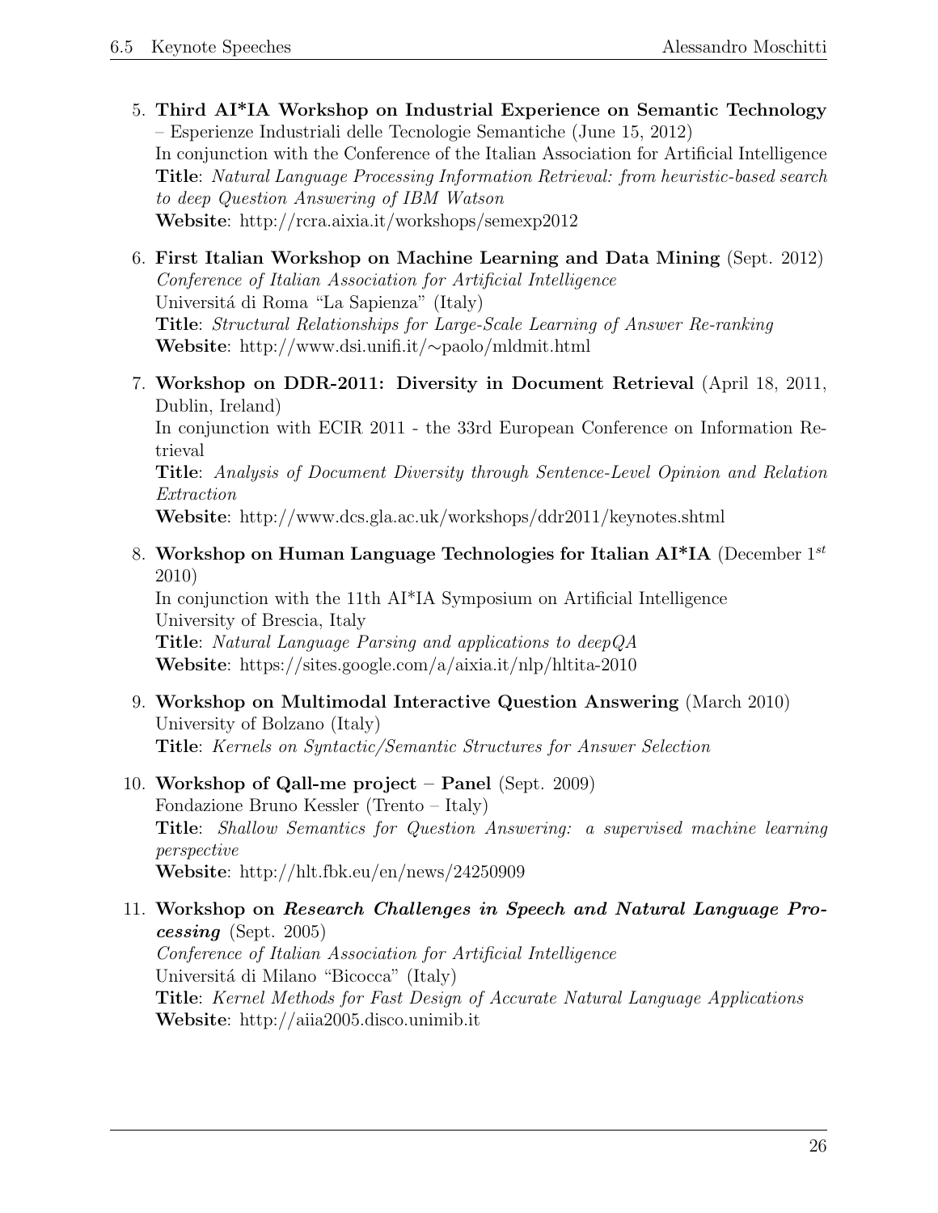5. **Third AI*IA Workshop on Industrial Experience on Semantic Technology** – Esperienze Industriali delle Tecnologie Semantiche (June 15, 2012)
   In conjunction with the Conference of the Italian Association for Artificial Intelligence
   **Title**: *Natural Language Processing Information Retrieval: from heuristic-based search to deep Question Answering of IBM Watson*
   **Website**: http://rcra.aixia.it/workshops/semexp2012

6. **First Italian Workshop on Machine Learning and Data Mining** (Sept. 2012)
   *Conference of Italian Association for Artificial Intelligence*
   Universitá di Roma "La Sapienza" (Italy)
   **Title**: *Structural Relationships for Large-Scale Learning of Answer Re-ranking*
   **Website**: http://www.dsi.unifi.it/∼paolo/mldmit.html

7. **Workshop on DDR-2011: Diversity in Document Retrieval** (April 18, 2011, Dublin, Ireland)
   In conjunction with ECIR 2011 - the 33rd European Conference on Information Retrieval
   **Title**: *Analysis of Document Diversity through Sentence-Level Opinion and Relation Extraction*
   **Website**: http://www.dcs.gla.ac.uk/workshops/ddr2011/keynotes.shtml

8. **Workshop on Human Language Technologies for Italian AI*IA** (December 1st 2010)
   In conjunction with the 11th AI*IA Symposium on Artificial Intelligence
   University of Brescia, Italy
   **Title**: *Natural Language Parsing and applications to deepQA*
   **Website**: https://sites.google.com/a/aixia.it/nlp/hltita-2010

9. **Workshop on Multimodal Interactive Question Answering** (March 2010)
   University of Bolzano (Italy)
   **Title**: *Kernels on Syntactic/Semantic Structures for Answer Selection*

10. **Workshop of Qall-me project – Panel** (Sept. 2009)
    Fondazione Bruno Kessler (Trento – Italy)
    **Title**: *Shallow Semantics for Question Answering: a supervised machine learning perspective*
    **Website**: http://hlt.fbk.eu/en/news/24250909

11. **Workshop on *Research Challenges in Speech and Natural Language Processing*** (Sept. 2005)
    *Conference of Italian Association for Artificial Intelligence*
    Universitá di Milano "Bicocca" (Italy)
    **Title**: *Kernel Methods for Fast Design of Accurate Natural Language Applications*
    **Website**: http://aiia2005.disco.unimib.it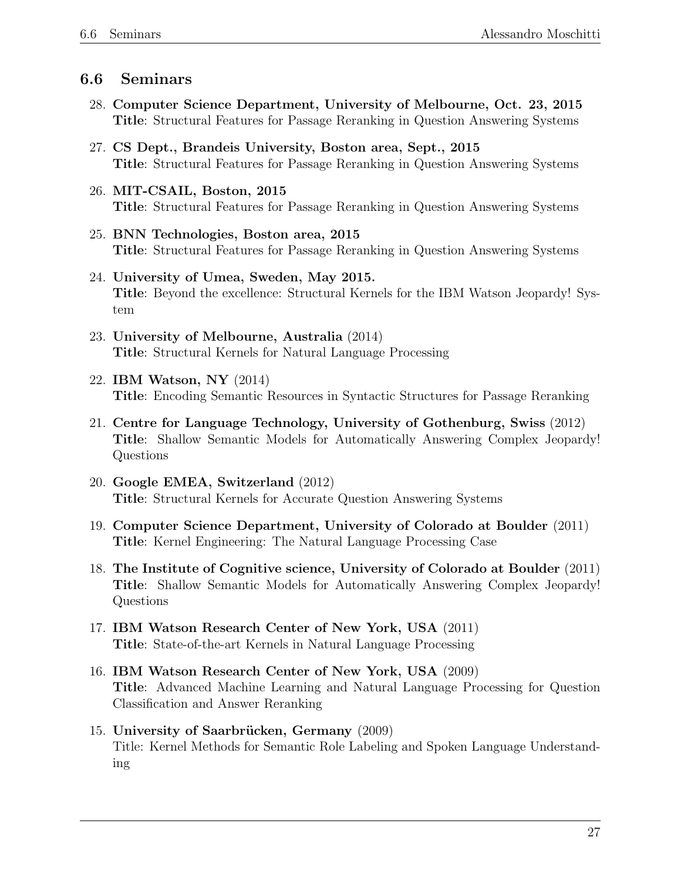## 6.6 Seminars

28. **Computer Science Department, University of Melbourne, Oct. 23, 2015**
**Title**: Structural Features for Passage Reranking in Question Answering Systems

27. **CS Dept., Brandeis University, Boston area, Sept., 2015**
**Title**: Structural Features for Passage Reranking in Question Answering Systems

26. **MIT-CSAIL, Boston, 2015**
**Title**: Structural Features for Passage Reranking in Question Answering Systems

25. **BNN Technologies, Boston area, 2015**
**Title**: Structural Features for Passage Reranking in Question Answering Systems

24. **University of Umea, Sweden, May 2015.**
**Title**: Beyond the excellence: Structural Kernels for the IBM Watson Jeopardy! System

23. **University of Melbourne, Australia** (2014)
**Title**: Structural Kernels for Natural Language Processing

22. **IBM Watson, NY** (2014)
**Title**: Encoding Semantic Resources in Syntactic Structures for Passage Reranking

21. **Centre for Language Technology, University of Gothenburg, Swiss** (2012)
**Title**: Shallow Semantic Models for Automatically Answering Complex Jeopardy! Questions

20. **Google EMEA, Switzerland** (2012)
**Title**: Structural Kernels for Accurate Question Answering Systems

19. **Computer Science Department, University of Colorado at Boulder** (2011)
**Title**: Kernel Engineering: The Natural Language Processing Case

18. **The Institute of Cognitive science, University of Colorado at Boulder** (2011)
**Title**: Shallow Semantic Models for Automatically Answering Complex Jeopardy! Questions

17. **IBM Watson Research Center of New York, USA** (2011)
**Title**: State-of-the-art Kernels in Natural Language Processing

16. **IBM Watson Research Center of New York, USA** (2009)
**Title**: Advanced Machine Learning and Natural Language Processing for Question Classification and Answer Reranking

15. **University of Saarbrücken, Germany** (2009)
Title: Kernel Methods for Semantic Role Labeling and Spoken Language Understanding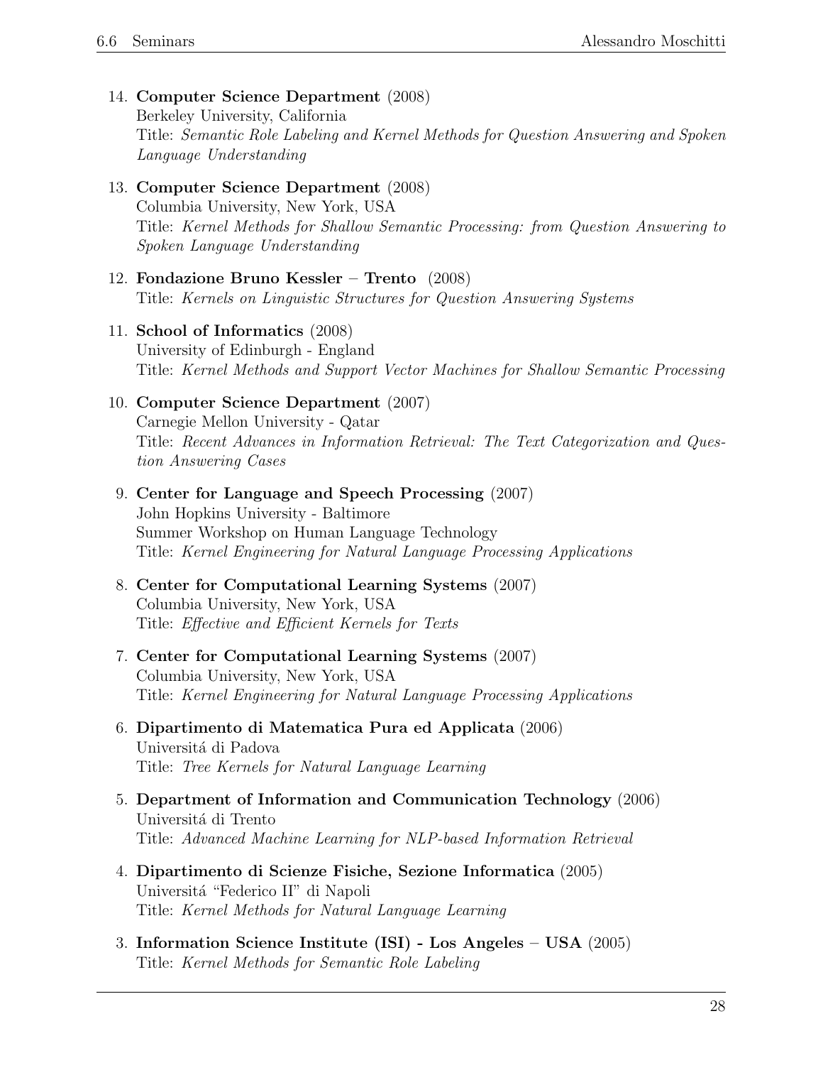14. **Computer Science Department** (2008)
    Berkeley University, California
    Title: *Semantic Role Labeling and Kernel Methods for Question Answering and Spoken Language Understanding*

13. **Computer Science Department** (2008)
    Columbia University, New York, USA
    Title: *Kernel Methods for Shallow Semantic Processing: from Question Answering to Spoken Language Understanding*

12. **Fondazione Bruno Kessler – Trento** (2008)
    Title: *Kernels on Linguistic Structures for Question Answering Systems*

11. **School of Informatics** (2008)
    University of Edinburgh - England
    Title: *Kernel Methods and Support Vector Machines for Shallow Semantic Processing*

10. **Computer Science Department** (2007)
    Carnegie Mellon University - Qatar
    Title: *Recent Advances in Information Retrieval: The Text Categorization and Question Answering Cases*

9. **Center for Language and Speech Processing** (2007)
    John Hopkins University - Baltimore
    Summer Workshop on Human Language Technology
    Title: *Kernel Engineering for Natural Language Processing Applications*

8. **Center for Computational Learning Systems** (2007)
    Columbia University, New York, USA
    Title: *Effective and Efficient Kernels for Texts*

7. **Center for Computational Learning Systems** (2007)
    Columbia University, New York, USA
    Title: *Kernel Engineering for Natural Language Processing Applications*

6. **Dipartimento di Matematica Pura ed Applicata** (2006)
    Universitá di Padova
    Title: *Tree Kernels for Natural Language Learning*

5. **Department of Information and Communication Technology** (2006)
    Universitá di Trento
    Title: *Advanced Machine Learning for NLP-based Information Retrieval*

4. **Dipartimento di Scienze Fisiche, Sezione Informatica** (2005)
    Universitá "Federico II" di Napoli
    Title: *Kernel Methods for Natural Language Learning*

3. **Information Science Institute (ISI) - Los Angeles – USA** (2005)
    Title: *Kernel Methods for Semantic Role Labeling*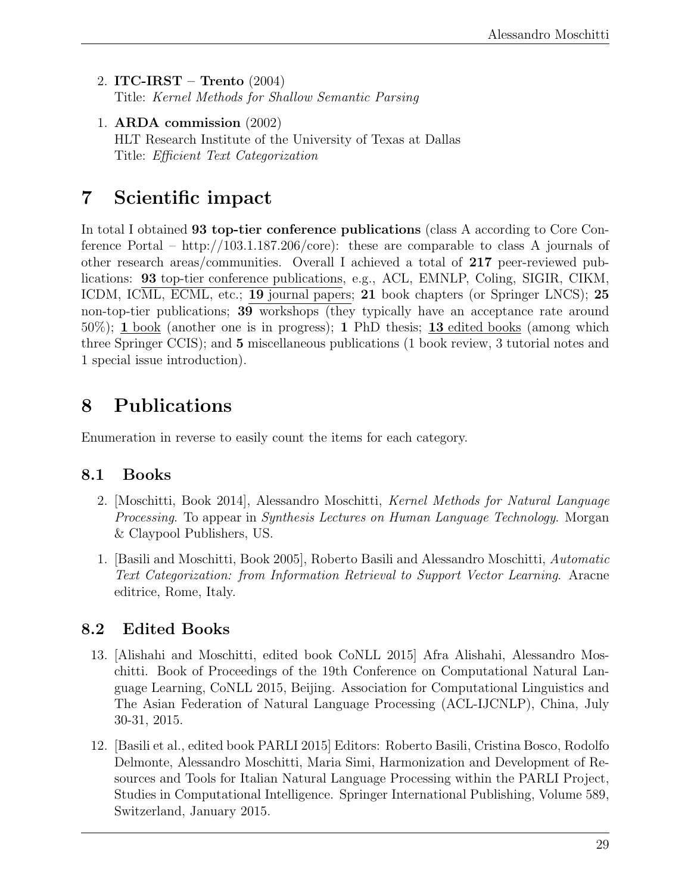2. **ITC-IRST – Trento** (2004)
   Title: *Kernel Methods for Shallow Semantic Parsing*

1. **ARDA commission** (2002)
   HLT Research Institute of the University of Texas at Dallas
   Title: *Efficient Text Categorization*

# 7 Scientific impact

In total I obtained **93 top-tier conference publications** (class A according to Core Conference Portal – http://103.1.187.206/core): these are comparable to class A journals of other research areas/communities. Overall I achieved a total of **217** peer-reviewed publications: **93** top-tier conference publications, e.g., ACL, EMNLP, Coling, SIGIR, CIKM, ICDM, ICML, ECML, etc.; **19** journal papers; **21** book chapters (or Springer LNCS); **25** non-top-tier publications; **39** workshops (they typically have an acceptance rate around 50%); **1** book (another one is in progress); **1** PhD thesis; **13** edited books (among which three Springer CCIS); and **5** miscellaneous publications (1 book review, 3 tutorial notes and 1 special issue introduction).

# 8 Publications

Enumeration in reverse to easily count the items for each category.

## 8.1 Books

2. [Moschitti, Book 2014], Alessandro Moschitti, *Kernel Methods for Natural Language Processing*. To appear in *Synthesis Lectures on Human Language Technology*. Morgan & Claypool Publishers, US.

1. [Basili and Moschitti, Book 2005], Roberto Basili and Alessandro Moschitti, *Automatic Text Categorization: from Information Retrieval to Support Vector Learning*. Aracne editrice, Rome, Italy.

## 8.2 Edited Books

13. [Alishahi and Moschitti, edited book CoNLL 2015] Afra Alishahi, Alessandro Moschitti. Book of Proceedings of the 19th Conference on Computational Natural Language Learning, CoNLL 2015, Beijing. Association for Computational Linguistics and The Asian Federation of Natural Language Processing (ACL-IJCNLP), China, July 30-31, 2015.

12. [Basili et al., edited book PARLI 2015] Editors: Roberto Basili, Cristina Bosco, Rodolfo Delmonte, Alessandro Moschitti, Maria Simi, Harmonization and Development of Resources and Tools for Italian Natural Language Processing within the PARLI Project, Studies in Computational Intelligence. Springer International Publishing, Volume 589, Switzerland, January 2015.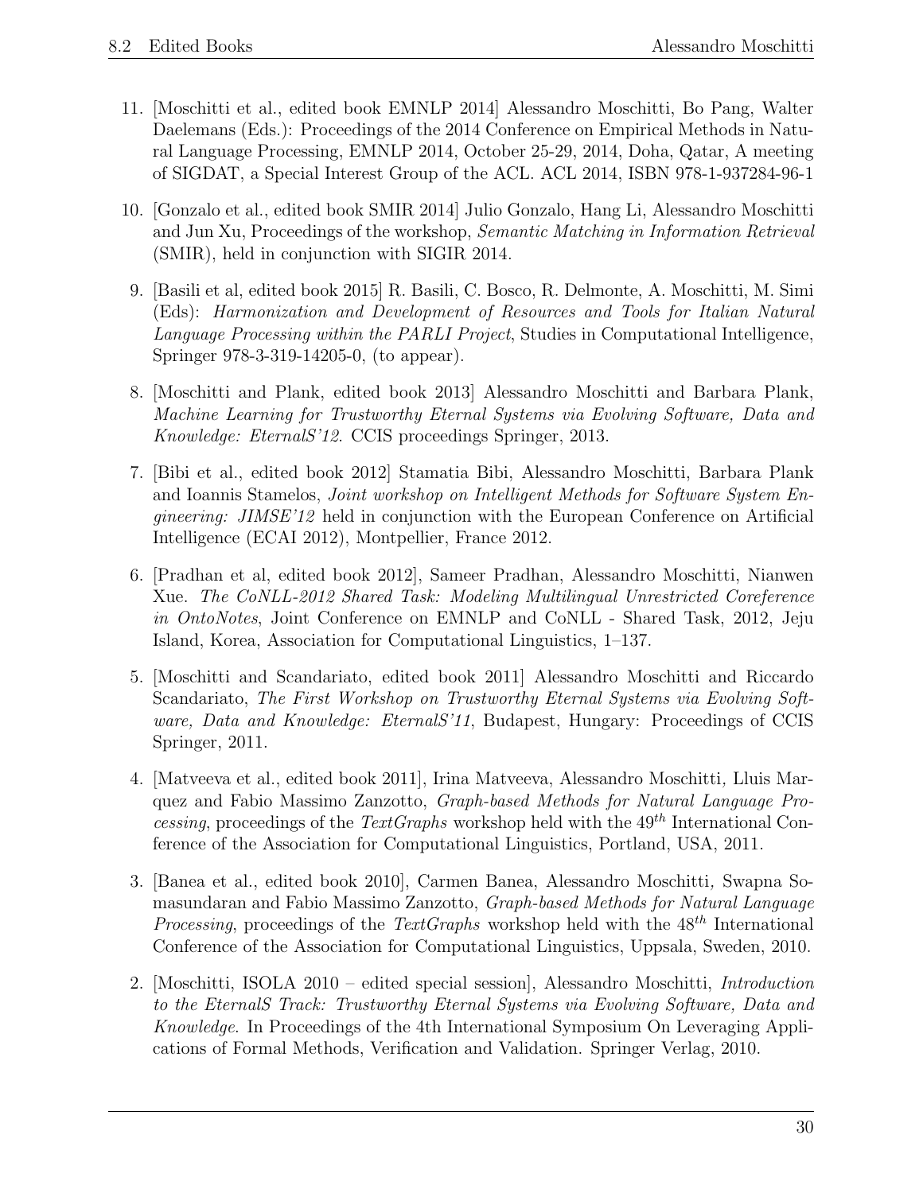11. [Moschitti et al., edited book EMNLP 2014] Alessandro Moschitti, Bo Pang, Walter Daelemans (Eds.): Proceedings of the 2014 Conference on Empirical Methods in Natural Language Processing, EMNLP 2014, October 25-29, 2014, Doha, Qatar, A meeting of SIGDAT, a Special Interest Group of the ACL. ACL 2014, ISBN 978-1-937284-96-1

10. [Gonzalo et al., edited book SMIR 2014] Julio Gonzalo, Hang Li, Alessandro Moschitti and Jun Xu, Proceedings of the workshop, *Semantic Matching in Information Retrieval* (SMIR), held in conjunction with SIGIR 2014.

9. [Basili et al, edited book 2015] R. Basili, C. Bosco, R. Delmonte, A. Moschitti, M. Simi (Eds): *Harmonization and Development of Resources and Tools for Italian Natural Language Processing within the PARLI Project*, Studies in Computational Intelligence, Springer 978-3-319-14205-0, (to appear).

8. [Moschitti and Plank, edited book 2013] Alessandro Moschitti and Barbara Plank, *Machine Learning for Trustworthy Eternal Systems via Evolving Software, Data and Knowledge: EternalS'12*. CCIS proceedings Springer, 2013.

7. [Bibi et al., edited book 2012] Stamatia Bibi, Alessandro Moschitti, Barbara Plank and Ioannis Stamelos, *Joint workshop on Intelligent Methods for Software System Engineering: JIMSE'12* held in conjunction with the European Conference on Artificial Intelligence (ECAI 2012), Montpellier, France 2012.

6. [Pradhan et al, edited book 2012], Sameer Pradhan, Alessandro Moschitti, Nianwen Xue. *The CoNLL-2012 Shared Task: Modeling Multilingual Unrestricted Coreference in OntoNotes*, Joint Conference on EMNLP and CoNLL - Shared Task, 2012, Jeju Island, Korea, Association for Computational Linguistics, 1–137.

5. [Moschitti and Scandariato, edited book 2011] Alessandro Moschitti and Riccardo Scandariato, *The First Workshop on Trustworthy Eternal Systems via Evolving Software, Data and Knowledge: EternalS'11*, Budapest, Hungary: Proceedings of CCIS Springer, 2011.

4. [Matveeva et al., edited book 2011], Irina Matveeva, Alessandro Moschitti, Lluis Marquez and Fabio Massimo Zanzotto, *Graph-based Methods for Natural Language Processing*, proceedings of the *TextGraphs* workshop held with the $49^{th}$ International Conference of the Association for Computational Linguistics, Portland, USA, 2011.

3. [Banea et al., edited book 2010], Carmen Banea, Alessandro Moschitti, Swapna Somasundaran and Fabio Massimo Zanzotto, *Graph-based Methods for Natural Language Processing*, proceedings of the *TextGraphs* workshop held with the $48^{th}$ International Conference of the Association for Computational Linguistics, Uppsala, Sweden, 2010.

2. [Moschitti, ISOLA 2010 – edited special session], Alessandro Moschitti, *Introduction to the EternalS Track: Trustworthy Eternal Systems via Evolving Software, Data and Knowledge*. In Proceedings of the 4th International Symposium On Leveraging Applications of Formal Methods, Verification and Validation. Springer Verlag, 2010.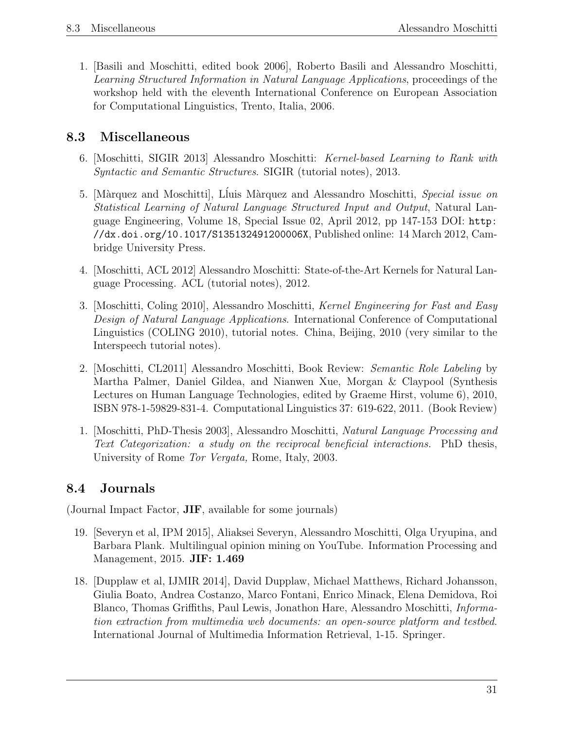1. [Basili and Moschitti, edited book 2006], Roberto Basili and Alessandro Moschitti, *Learning Structured Information in Natural Language Applications*, proceedings of the workshop held with the eleventh International Conference on European Association for Computational Linguistics, Trento, Italia, 2006.

## 8.3 Miscellaneous

6. [Moschitti, SIGIR 2013] Alessandro Moschitti: *Kernel-based Learning to Rank with Syntactic and Semantic Structures*. SIGIR (tutorial notes), 2013.

5. [Màrquez and Moschitti], Líuis Màrquez and Alessandro Moschitti, *Special issue on Statistical Learning of Natural Language Structured Input and Output*, Natural Language Engineering, Volume 18, Special Issue 02, April 2012, pp 147-153 DOI: `http://dx.doi.org/10.1017/S135132491200006X`, Published online: 14 March 2012, Cambridge University Press.

4. [Moschitti, ACL 2012] Alessandro Moschitti: State-of-the-Art Kernels for Natural Language Processing. ACL (tutorial notes), 2012.

3. [Moschitti, Coling 2010], Alessandro Moschitti, *Kernel Engineering for Fast and Easy Design of Natural Language Applications*. International Conference of Computational Linguistics (COLING 2010), tutorial notes. China, Beijing, 2010 (very similar to the Interspeech tutorial notes).

2. [Moschitti, CL2011] Alessandro Moschitti, Book Review: *Semantic Role Labeling* by Martha Palmer, Daniel Gildea, and Nianwen Xue, Morgan & Claypool (Synthesis Lectures on Human Language Technologies, edited by Graeme Hirst, volume 6), 2010, ISBN 978-1-59829-831-4. Computational Linguistics 37: 619-622, 2011. (Book Review)

1. [Moschitti, PhD-Thesis 2003], Alessandro Moschitti, *Natural Language Processing and Text Categorization: a study on the reciprocal beneficial interactions.* PhD thesis, University of Rome *Tor Vergata,* Rome, Italy, 2003.

## 8.4 Journals

(Journal Impact Factor, **JIF**, available for some journals)

19. [Severyn et al, IPM 2015], Aliaksei Severyn, Alessandro Moschitti, Olga Uryupina, and Barbara Plank. Multilingual opinion mining on YouTube. Information Processing and Management, 2015. **JIF: 1.469**

18. [Dupplaw et al, IJMIR 2014], David Dupplaw, Michael Matthews, Richard Johansson, Giulia Boato, Andrea Costanzo, Marco Fontani, Enrico Minack, Elena Demidova, Roi Blanco, Thomas Griffiths, Paul Lewis, Jonathon Hare, Alessandro Moschitti, *Information extraction from multimedia web documents: an open-source platform and testbed.* International Journal of Multimedia Information Retrieval, 1-15. Springer.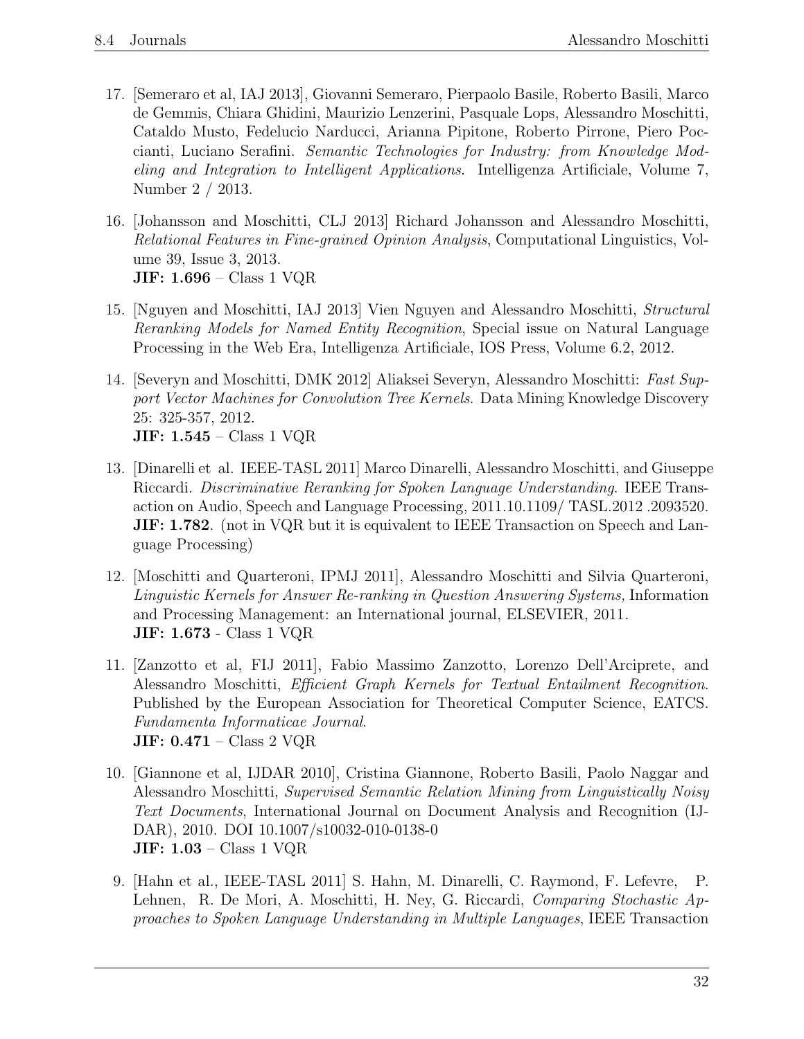17. [Semeraro et al, IAJ 2013], Giovanni Semeraro, Pierpaolo Basile, Roberto Basili, Marco de Gemmis, Chiara Ghidini, Maurizio Lenzerini, Pasquale Lops, Alessandro Moschitti, Cataldo Musto, Fedelucio Narducci, Arianna Pipitone, Roberto Pirrone, Piero Poccianti, Luciano Serafini. *Semantic Technologies for Industry: from Knowledge Modeling and Integration to Intelligent Applications*. Intelligenza Artificiale, Volume 7, Number 2 / 2013.

16. [Johansson and Moschitti, CLJ 2013] Richard Johansson and Alessandro Moschitti, *Relational Features in Fine-grained Opinion Analysis*, Computational Linguistics, Volume 39, Issue 3, 2013.
**JIF: 1.696** – Class 1 VQR

15. [Nguyen and Moschitti, IAJ 2013] Vien Nguyen and Alessandro Moschitti, *Structural Reranking Models for Named Entity Recognition*, Special issue on Natural Language Processing in the Web Era, Intelligenza Artificiale, IOS Press, Volume 6.2, 2012.

14. [Severyn and Moschitti, DMK 2012] Aliaksei Severyn, Alessandro Moschitti: *Fast Support Vector Machines for Convolution Tree Kernels*. Data Mining Knowledge Discovery 25: 325-357, 2012.
**JIF: 1.545** – Class 1 VQR

13. [Dinarelli et al. IEEE-TASL 2011] Marco Dinarelli, Alessandro Moschitti, and Giuseppe Riccardi. *Discriminative Reranking for Spoken Language Understanding*. IEEE Transaction on Audio, Speech and Language Processing, 2011.10.1109/ TASL.2012 .2093520.
**JIF: 1.782**. (not in VQR but it is equivalent to IEEE Transaction on Speech and Language Processing)

12. [Moschitti and Quarteroni, IPMJ 2011], Alessandro Moschitti and Silvia Quarteroni, *Linguistic Kernels for Answer Re-ranking in Question Answering Systems,* Information and Processing Management: an International journal, ELSEVIER, 2011.
**JIF: 1.673** - Class 1 VQR

11. [Zanzotto et al, FIJ 2011], Fabio Massimo Zanzotto, Lorenzo Dell'Arciprete, and Alessandro Moschitti, *Efficient Graph Kernels for Textual Entailment Recognition*. Published by the European Association for Theoretical Computer Science, EATCS. *Fundamenta Informaticae Journal*.
**JIF: 0.471** – Class 2 VQR

10. [Giannone et al, IJDAR 2010], Cristina Giannone, Roberto Basili, Paolo Naggar and Alessandro Moschitti, *Supervised Semantic Relation Mining from Linguistically Noisy Text Documents*, International Journal on Document Analysis and Recognition (IJDAR), 2010. DOI 10.1007/s10032-010-0138-0
**JIF: 1.03** – Class 1 VQR

9. [Hahn et al., IEEE-TASL 2011] S. Hahn, M. Dinarelli, C. Raymond, F. Lefevre, P. Lehnen, R. De Mori, A. Moschitti, H. Ney, G. Riccardi, *Comparing Stochastic Approaches to Spoken Language Understanding in Multiple Languages*, IEEE Transaction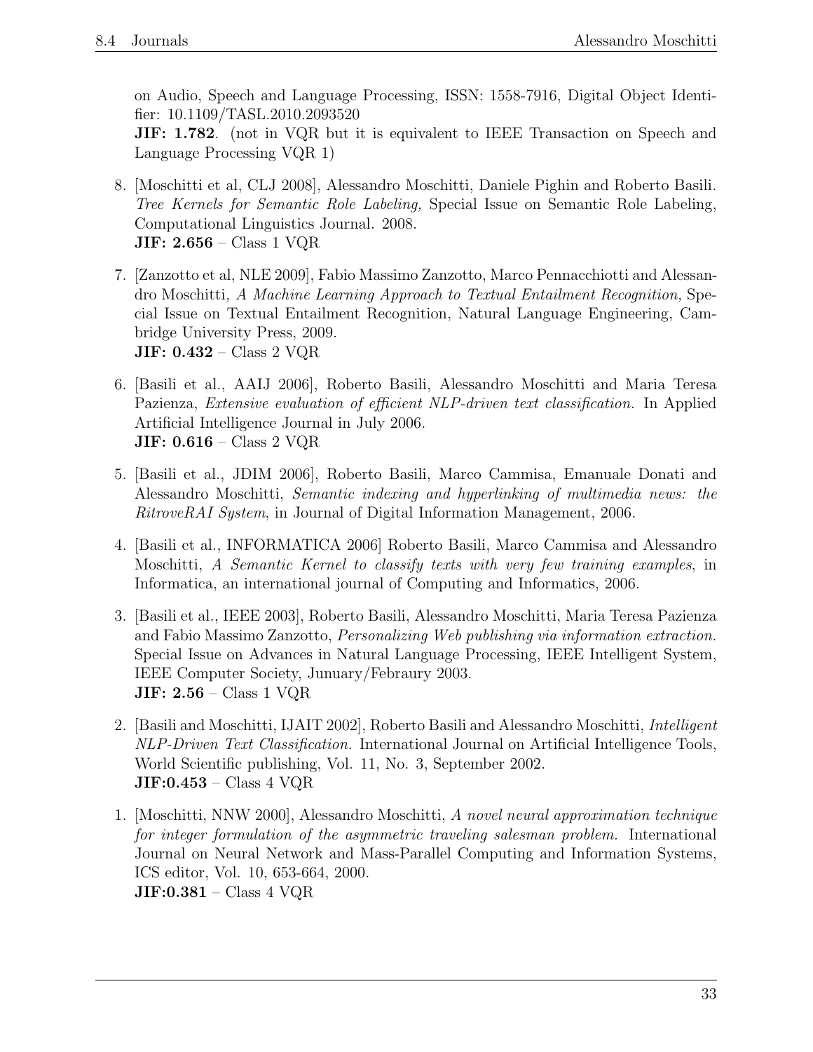on Audio, Speech and Language Processing, ISSN: 1558-7916, Digital Object Identifier: 10.1109/TASL.2010.2093520
**JIF: 1.782**. (not in VQR but it is equivalent to IEEE Transaction on Speech and Language Processing VQR 1)

8. [Moschitti et al, CLJ 2008], Alessandro Moschitti, Daniele Pighin and Roberto Basili. *Tree Kernels for Semantic Role Labeling,* Special Issue on Semantic Role Labeling, Computational Linguistics Journal. 2008.
**JIF: 2.656** – Class 1 VQR

7. [Zanzotto et al, NLE 2009], Fabio Massimo Zanzotto, Marco Pennacchiotti and Alessandro Moschitti*, A Machine Learning Approach to Textual Entailment Recognition,* Special Issue on Textual Entailment Recognition, Natural Language Engineering, Cambridge University Press, 2009.
**JIF: 0.432** – Class 2 VQR

6. [Basili et al., AAIJ 2006], Roberto Basili, Alessandro Moschitti and Maria Teresa Pazienza, *Extensive evaluation of efficient NLP-driven text classification.* In Applied Artificial Intelligence Journal in July 2006.
**JIF: 0.616** – Class 2 VQR

5. [Basili et al., JDIM 2006], Roberto Basili, Marco Cammisa, Emanuale Donati and Alessandro Moschitti, *Semantic indexing and hyperlinking of multimedia news: the RitroveRAI System*, in Journal of Digital Information Management, 2006.

4. [Basili et al., INFORMATICA 2006] Roberto Basili, Marco Cammisa and Alessandro Moschitti, *A Semantic Kernel to classify texts with very few training examples*, in Informatica, an international journal of Computing and Informatics, 2006.

3. [Basili et al., IEEE 2003], Roberto Basili, Alessandro Moschitti, Maria Teresa Pazienza and Fabio Massimo Zanzotto, *Personalizing Web publishing via information extraction.* Special Issue on Advances in Natural Language Processing, IEEE Intelligent System, IEEE Computer Society, Junuary/Febraury 2003.
**JIF: 2.56** – Class 1 VQR

2. [Basili and Moschitti, IJAIT 2002], Roberto Basili and Alessandro Moschitti, *Intelligent NLP-Driven Text Classification.* International Journal on Artificial Intelligence Tools, World Scientific publishing, Vol. 11, No. 3, September 2002.
**JIF:0.453** – Class 4 VQR

1. [Moschitti, NNW 2000], Alessandro Moschitti, *A novel neural approximation technique for integer formulation of the asymmetric traveling salesman problem.* International Journal on Neural Network and Mass-Parallel Computing and Information Systems, ICS editor, Vol. 10, 653-664, 2000.
**JIF:0.381** – Class 4 VQR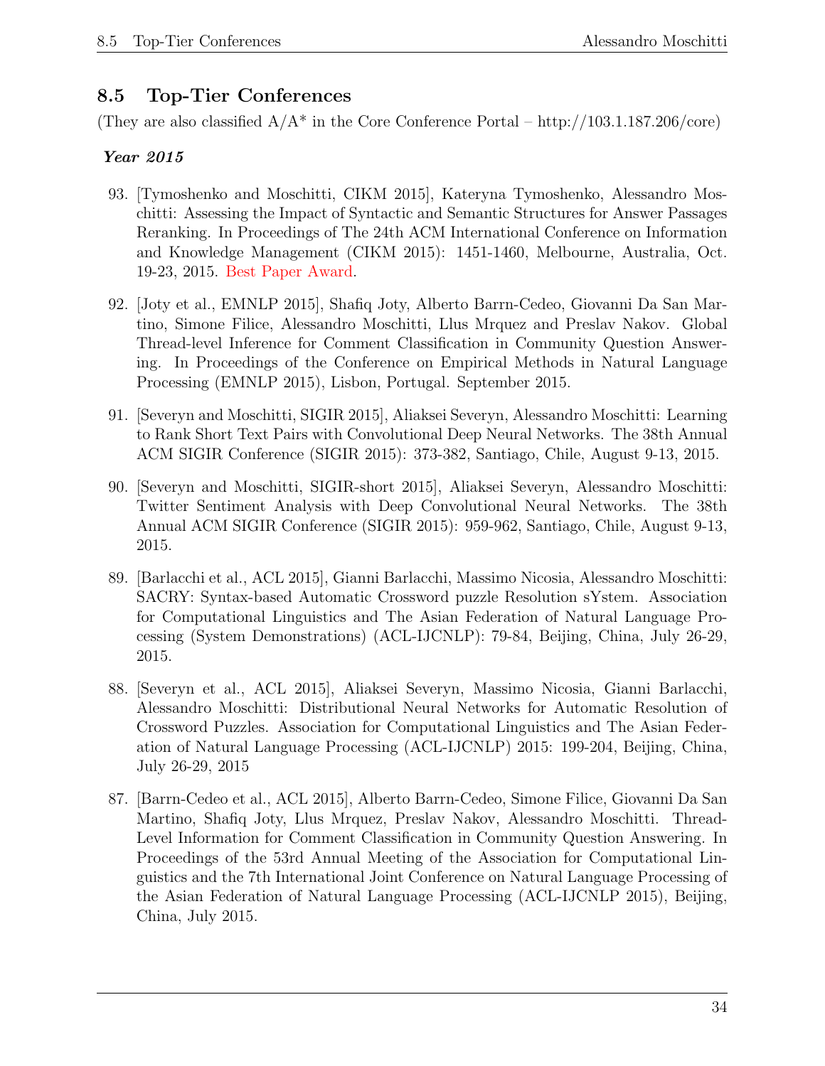## 8.5 Top-Tier Conferences

(They are also classified A/A* in the Core Conference Portal – http://103.1.187.206/core)

### *Year 2015*

93. [Tymoshenko and Moschitti, CIKM 2015], Kateryna Tymoshenko, Alessandro Moschitti: Assessing the Impact of Syntactic and Semantic Structures for Answer Passages Reranking. In Proceedings of The 24th ACM International Conference on Information and Knowledge Management (CIKM 2015): 1451-1460, Melbourne, Australia, Oct. 19-23, 2015. Best Paper Award.

92. [Joty et al., EMNLP 2015], Shafiq Joty, Alberto Barrn-Cedeo, Giovanni Da San Martino, Simone Filice, Alessandro Moschitti, Llus Mrquez and Preslav Nakov. Global Thread-level Inference for Comment Classification in Community Question Answering. In Proceedings of the Conference on Empirical Methods in Natural Language Processing (EMNLP 2015), Lisbon, Portugal. September 2015.

91. [Severyn and Moschitti, SIGIR 2015], Aliaksei Severyn, Alessandro Moschitti: Learning to Rank Short Text Pairs with Convolutional Deep Neural Networks. The 38th Annual ACM SIGIR Conference (SIGIR 2015): 373-382, Santiago, Chile, August 9-13, 2015.

90. [Severyn and Moschitti, SIGIR-short 2015], Aliaksei Severyn, Alessandro Moschitti: Twitter Sentiment Analysis with Deep Convolutional Neural Networks. The 38th Annual ACM SIGIR Conference (SIGIR 2015): 959-962, Santiago, Chile, August 9-13, 2015.

89. [Barlacchi et al., ACL 2015], Gianni Barlacchi, Massimo Nicosia, Alessandro Moschitti: SACRY: Syntax-based Automatic Crossword puzzle Resolution sYstem. Association for Computational Linguistics and The Asian Federation of Natural Language Processing (System Demonstrations) (ACL-IJCNLP): 79-84, Beijing, China, July 26-29, 2015.

88. [Severyn et al., ACL 2015], Aliaksei Severyn, Massimo Nicosia, Gianni Barlacchi, Alessandro Moschitti: Distributional Neural Networks for Automatic Resolution of Crossword Puzzles. Association for Computational Linguistics and The Asian Federation of Natural Language Processing (ACL-IJCNLP) 2015: 199-204, Beijing, China, July 26-29, 2015

87. [Barrn-Cedeo et al., ACL 2015], Alberto Barrn-Cedeo, Simone Filice, Giovanni Da San Martino, Shafiq Joty, Llus Mrquez, Preslav Nakov, Alessandro Moschitti. Thread-Level Information for Comment Classification in Community Question Answering. In Proceedings of the 53rd Annual Meeting of the Association for Computational Linguistics and the 7th International Joint Conference on Natural Language Processing of the Asian Federation of Natural Language Processing (ACL-IJCNLP 2015), Beijing, China, July 2015.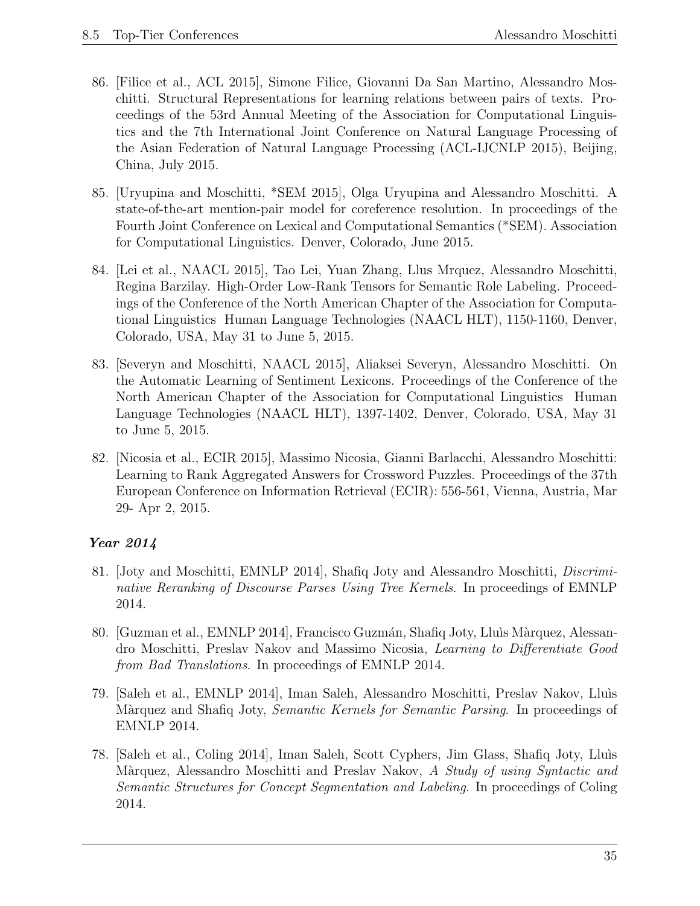86. [Filice et al., ACL 2015], Simone Filice, Giovanni Da San Martino, Alessandro Moschitti. Structural Representations for learning relations between pairs of texts. Proceedings of the 53rd Annual Meeting of the Association for Computational Linguistics and the 7th International Joint Conference on Natural Language Processing of the Asian Federation of Natural Language Processing (ACL-IJCNLP 2015), Beijing, China, July 2015.

85. [Uryupina and Moschitti, *SEM 2015], Olga Uryupina and Alessandro Moschitti. A state-of-the-art mention-pair model for coreference resolution. In proceedings of the Fourth Joint Conference on Lexical and Computational Semantics (*SEM). Association for Computational Linguistics. Denver, Colorado, June 2015.

84. [Lei et al., NAACL 2015], Tao Lei, Yuan Zhang, Llus Mrquez, Alessandro Moschitti, Regina Barzilay. High-Order Low-Rank Tensors for Semantic Role Labeling. Proceedings of the Conference of the North American Chapter of the Association for Computational Linguistics Human Language Technologies (NAACL HLT), 1150-1160, Denver, Colorado, USA, May 31 to June 5, 2015.

83. [Severyn and Moschitti, NAACL 2015], Aliaksei Severyn, Alessandro Moschitti. On the Automatic Learning of Sentiment Lexicons. Proceedings of the Conference of the North American Chapter of the Association for Computational Linguistics Human Language Technologies (NAACL HLT), 1397-1402, Denver, Colorado, USA, May 31 to June 5, 2015.

82. [Nicosia et al., ECIR 2015], Massimo Nicosia, Gianni Barlacchi, Alessandro Moschitti: Learning to Rank Aggregated Answers for Crossword Puzzles. Proceedings of the 37th European Conference on Information Retrieval (ECIR): 556-561, Vienna, Austria, Mar 29- Apr 2, 2015.

### *Year 2014*

81. [Joty and Moschitti, EMNLP 2014], Shafiq Joty and Alessandro Moschitti, *Discriminative Reranking of Discourse Parses Using Tree Kernels*. In proceedings of EMNLP 2014.

80. [Guzman et al., EMNLP 2014], Francisco Guzmán, Shafiq Joty, Lluìs Màrquez, Alessandro Moschitti, Preslav Nakov and Massimo Nicosia, *Learning to Differentiate Good from Bad Translations*. In proceedings of EMNLP 2014.

79. [Saleh et al., EMNLP 2014], Iman Saleh, Alessandro Moschitti, Preslav Nakov, Lluìs Màrquez and Shafiq Joty, *Semantic Kernels for Semantic Parsing*. In proceedings of EMNLP 2014.

78. [Saleh et al., Coling 2014], Iman Saleh, Scott Cyphers, Jim Glass, Shafiq Joty, Lluìs Màrquez, Alessandro Moschitti and Preslav Nakov, *A Study of using Syntactic and Semantic Structures for Concept Segmentation and Labeling*. In proceedings of Coling 2014.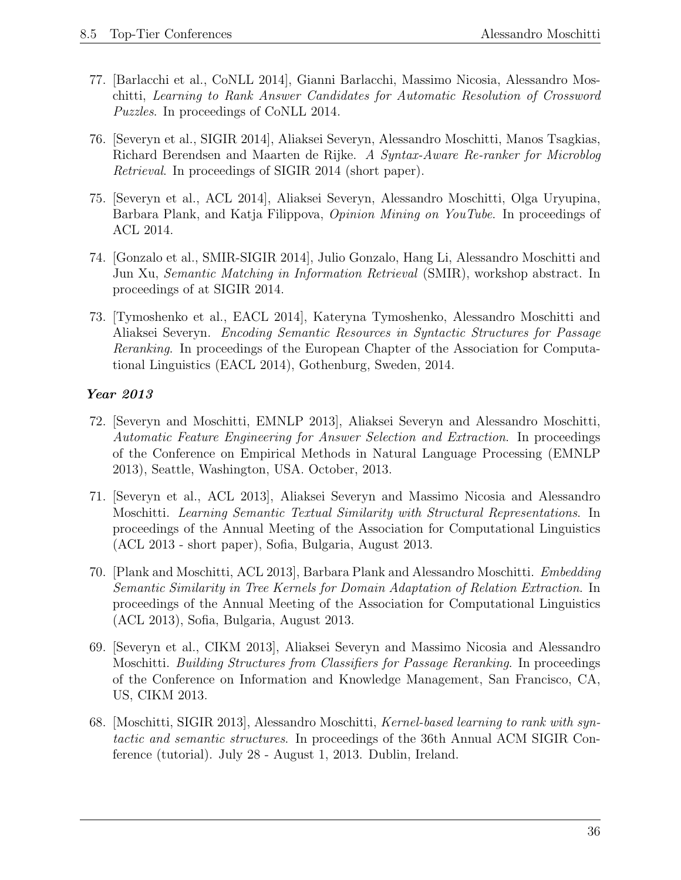77. [Barlacchi et al., CoNLL 2014], Gianni Barlacchi, Massimo Nicosia, Alessandro Moschitti, *Learning to Rank Answer Candidates for Automatic Resolution of Crossword Puzzles*. In proceedings of CoNLL 2014.

76. [Severyn et al., SIGIR 2014], Aliaksei Severyn, Alessandro Moschitti, Manos Tsagkias, Richard Berendsen and Maarten de Rijke. *A Syntax-Aware Re-ranker for Microblog Retrieval*. In proceedings of SIGIR 2014 (short paper).

75. [Severyn et al., ACL 2014], Aliaksei Severyn, Alessandro Moschitti, Olga Uryupina, Barbara Plank, and Katja Filippova, *Opinion Mining on YouTube*. In proceedings of ACL 2014.

74. [Gonzalo et al., SMIR-SIGIR 2014], Julio Gonzalo, Hang Li, Alessandro Moschitti and Jun Xu, *Semantic Matching in Information Retrieval* (SMIR), workshop abstract. In proceedings of at SIGIR 2014.

73. [Tymoshenko et al., EACL 2014], Kateryna Tymoshenko, Alessandro Moschitti and Aliaksei Severyn. *Encoding Semantic Resources in Syntactic Structures for Passage Reranking*. In proceedings of the European Chapter of the Association for Computational Linguistics (EACL 2014), Gothenburg, Sweden, 2014.

### *Year 2013*

72. [Severyn and Moschitti, EMNLP 2013], Aliaksei Severyn and Alessandro Moschitti, *Automatic Feature Engineering for Answer Selection and Extraction*. In proceedings of the Conference on Empirical Methods in Natural Language Processing (EMNLP 2013), Seattle, Washington, USA. October, 2013.

71. [Severyn et al., ACL 2013], Aliaksei Severyn and Massimo Nicosia and Alessandro Moschitti. *Learning Semantic Textual Similarity with Structural Representations*. In proceedings of the Annual Meeting of the Association for Computational Linguistics (ACL 2013 - short paper), Sofia, Bulgaria, August 2013.

70. [Plank and Moschitti, ACL 2013], Barbara Plank and Alessandro Moschitti. *Embedding Semantic Similarity in Tree Kernels for Domain Adaptation of Relation Extraction*. In proceedings of the Annual Meeting of the Association for Computational Linguistics (ACL 2013), Sofia, Bulgaria, August 2013.

69. [Severyn et al., CIKM 2013], Aliaksei Severyn and Massimo Nicosia and Alessandro Moschitti. *Building Structures from Classifiers for Passage Reranking*. In proceedings of the Conference on Information and Knowledge Management, San Francisco, CA, US, CIKM 2013.

68. [Moschitti, SIGIR 2013], Alessandro Moschitti, *Kernel-based learning to rank with syntactic and semantic structures*. In proceedings of the 36th Annual ACM SIGIR Conference (tutorial). July 28 - August 1, 2013. Dublin, Ireland.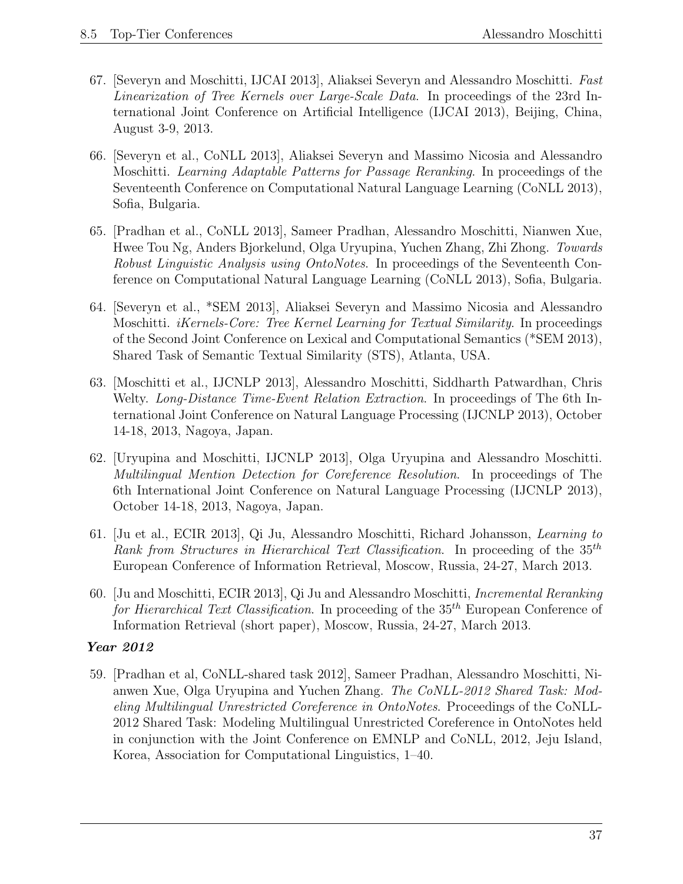67. [Severyn and Moschitti, IJCAI 2013], Aliaksei Severyn and Alessandro Moschitti. *Fast Linearization of Tree Kernels over Large-Scale Data*. In proceedings of the 23rd International Joint Conference on Artificial Intelligence (IJCAI 2013), Beijing, China, August 3-9, 2013.

66. [Severyn et al., CoNLL 2013], Aliaksei Severyn and Massimo Nicosia and Alessandro Moschitti. *Learning Adaptable Patterns for Passage Reranking*. In proceedings of the Seventeenth Conference on Computational Natural Language Learning (CoNLL 2013), Sofia, Bulgaria.

65. [Pradhan et al., CoNLL 2013], Sameer Pradhan, Alessandro Moschitti, Nianwen Xue, Hwee Tou Ng, Anders Bjorkelund, Olga Uryupina, Yuchen Zhang, Zhi Zhong. *Towards Robust Linguistic Analysis using OntoNotes*. In proceedings of the Seventeenth Conference on Computational Natural Language Learning (CoNLL 2013), Sofia, Bulgaria.

64. [Severyn et al., *SEM 2013], Aliaksei Severyn and Massimo Nicosia and Alessandro Moschitti. *iKernels-Core: Tree Kernel Learning for Textual Similarity*. In proceedings of the Second Joint Conference on Lexical and Computational Semantics (*SEM 2013), Shared Task of Semantic Textual Similarity (STS), Atlanta, USA.

63. [Moschitti et al., IJCNLP 2013], Alessandro Moschitti, Siddharth Patwardhan, Chris Welty. *Long-Distance Time-Event Relation Extraction*. In proceedings of The 6th International Joint Conference on Natural Language Processing (IJCNLP 2013), October 14-18, 2013, Nagoya, Japan.

62. [Uryupina and Moschitti, IJCNLP 2013], Olga Uryupina and Alessandro Moschitti. *Multilingual Mention Detection for Coreference Resolution*. In proceedings of The 6th International Joint Conference on Natural Language Processing (IJCNLP 2013), October 14-18, 2013, Nagoya, Japan.

61. [Ju et al., ECIR 2013], Qi Ju, Alessandro Moschitti, Richard Johansson, *Learning to Rank from Structures in Hierarchical Text Classification*. In proceeding of the $35^{th}$ European Conference of Information Retrieval, Moscow, Russia, 24-27, March 2013.

60. [Ju and Moschitti, ECIR 2013], Qi Ju and Alessandro Moschitti, *Incremental Reranking for Hierarchical Text Classification*. In proceeding of the $35^{th}$ European Conference of Information Retrieval (short paper), Moscow, Russia, 24-27, March 2013.

***Year 2012***

59. [Pradhan et al, CoNLL-shared task 2012], Sameer Pradhan, Alessandro Moschitti, Nianwen Xue, Olga Uryupina and Yuchen Zhang. *The CoNLL-2012 Shared Task: Modeling Multilingual Unrestricted Coreference in OntoNotes*. Proceedings of the CoNLL-2012 Shared Task: Modeling Multilingual Unrestricted Coreference in OntoNotes held in conjunction with the Joint Conference on EMNLP and CoNLL, 2012, Jeju Island, Korea, Association for Computational Linguistics, 1–40.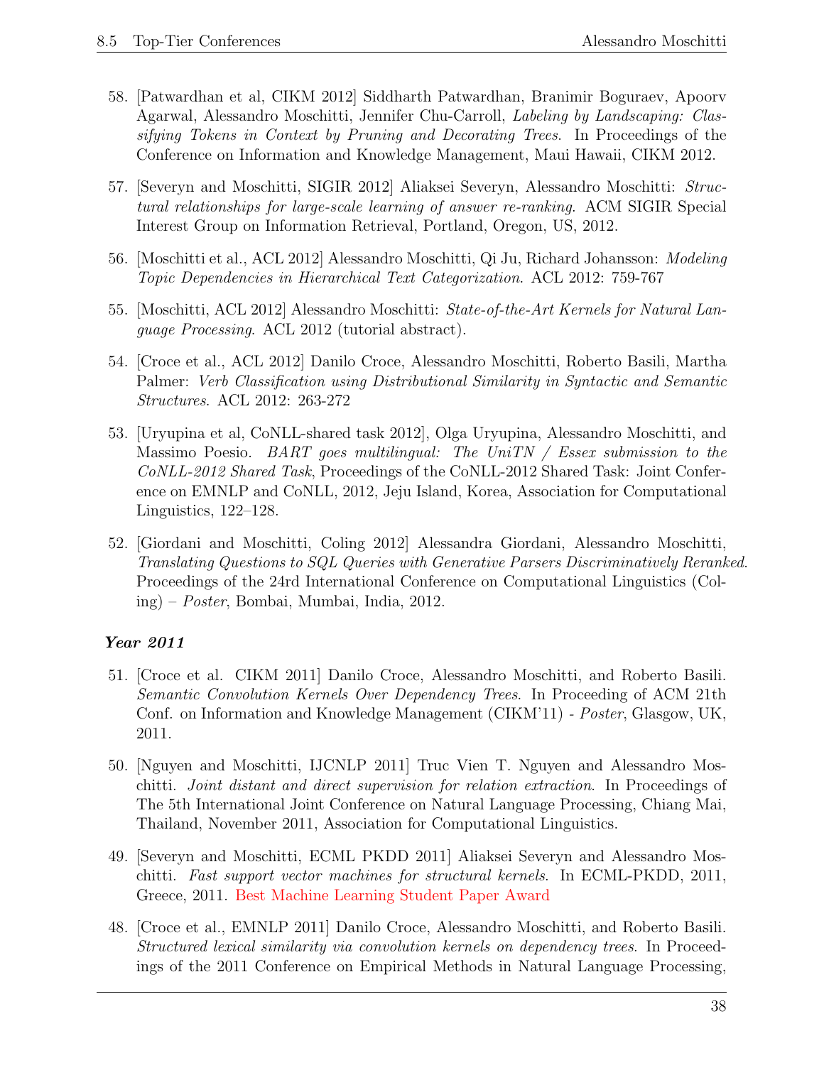58. [Patwardhan et al, CIKM 2012] Siddharth Patwardhan, Branimir Boguraev, Apoorv Agarwal, Alessandro Moschitti, Jennifer Chu-Carroll, *Labeling by Landscaping: Classifying Tokens in Context by Pruning and Decorating Trees*. In Proceedings of the Conference on Information and Knowledge Management, Maui Hawaii, CIKM 2012.

57. [Severyn and Moschitti, SIGIR 2012] Aliaksei Severyn, Alessandro Moschitti: *Structural relationships for large-scale learning of answer re-ranking*. ACM SIGIR Special Interest Group on Information Retrieval, Portland, Oregon, US, 2012.

56. [Moschitti et al., ACL 2012] Alessandro Moschitti, Qi Ju, Richard Johansson: *Modeling Topic Dependencies in Hierarchical Text Categorization*. ACL 2012: 759-767

55. [Moschitti, ACL 2012] Alessandro Moschitti: *State-of-the-Art Kernels for Natural Language Processing*. ACL 2012 (tutorial abstract).

54. [Croce et al., ACL 2012] Danilo Croce, Alessandro Moschitti, Roberto Basili, Martha Palmer: *Verb Classification using Distributional Similarity in Syntactic and Semantic Structures*. ACL 2012: 263-272

53. [Uryupina et al, CoNLL-shared task 2012], Olga Uryupina, Alessandro Moschitti, and Massimo Poesio. *BART goes multilingual: The UniTN / Essex submission to the CoNLL-2012 Shared Task*, Proceedings of the CoNLL-2012 Shared Task: Joint Conference on EMNLP and CoNLL, 2012, Jeju Island, Korea, Association for Computational Linguistics, 122–128.

52. [Giordani and Moschitti, Coling 2012] Alessandra Giordani, Alessandro Moschitti, *Translating Questions to SQL Queries with Generative Parsers Discriminatively Reranked*. Proceedings of the 24rd International Conference on Computational Linguistics (Coling) – *Poster*, Bombai, Mumbai, India, 2012.

### *Year 2011*

51. [Croce et al. CIKM 2011] Danilo Croce, Alessandro Moschitti, and Roberto Basili. *Semantic Convolution Kernels Over Dependency Trees*. In Proceeding of ACM 21th Conf. on Information and Knowledge Management (CIKM'11) - *Poster*, Glasgow, UK, 2011.

50. [Nguyen and Moschitti, IJCNLP 2011] Truc Vien T. Nguyen and Alessandro Moschitti. *Joint distant and direct supervision for relation extraction*. In Proceedings of The 5th International Joint Conference on Natural Language Processing, Chiang Mai, Thailand, November 2011, Association for Computational Linguistics.

49. [Severyn and Moschitti, ECML PKDD 2011] Aliaksei Severyn and Alessandro Moschitti. *Fast support vector machines for structural kernels*. In ECML-PKDD, 2011, Greece, 2011. Best Machine Learning Student Paper Award

48. [Croce et al., EMNLP 2011] Danilo Croce, Alessandro Moschitti, and Roberto Basili. *Structured lexical similarity via convolution kernels on dependency trees*. In Proceedings of the 2011 Conference on Empirical Methods in Natural Language Processing,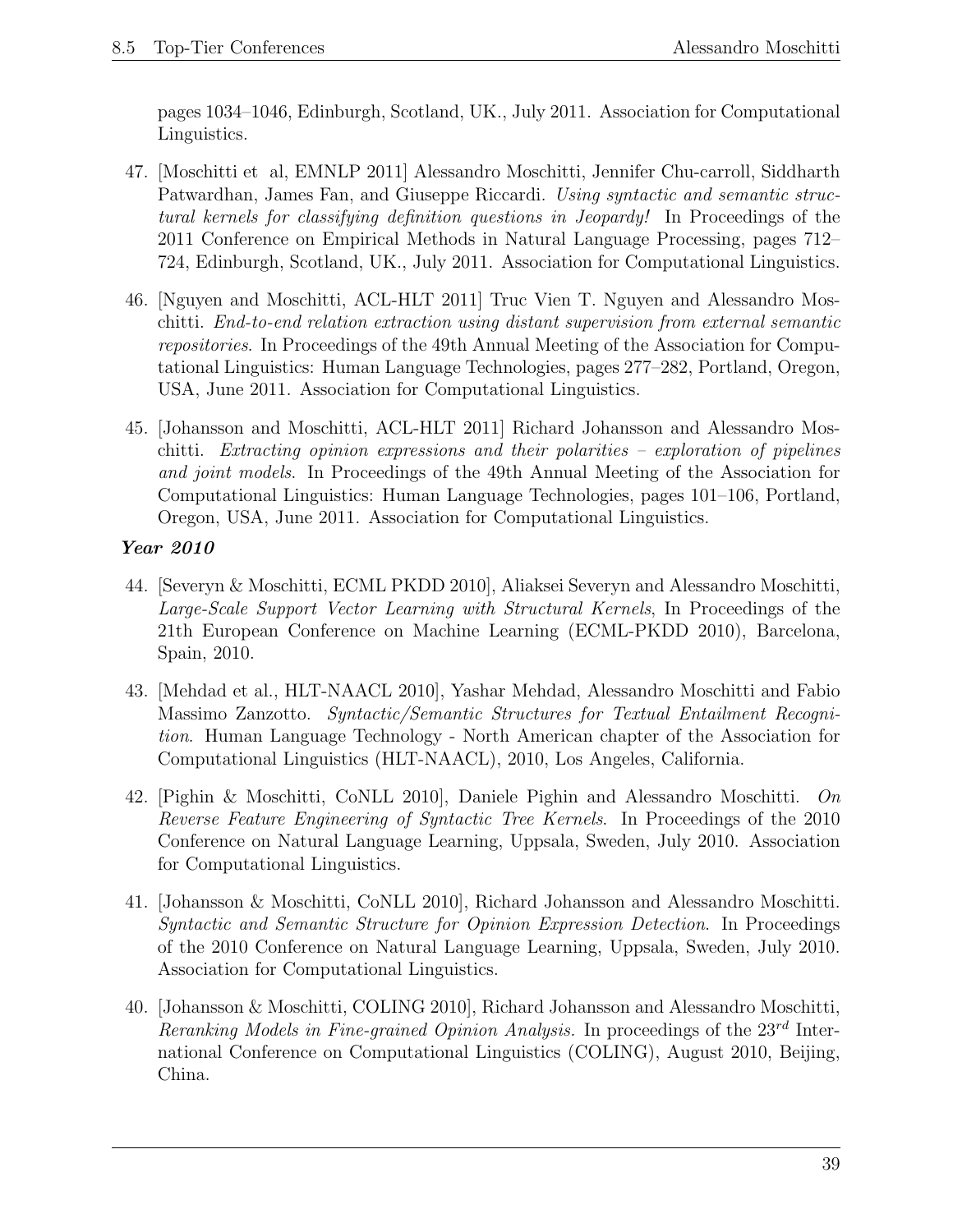pages 1034–1046, Edinburgh, Scotland, UK., July 2011. Association for Computational Linguistics.

47. [Moschitti et al, EMNLP 2011] Alessandro Moschitti, Jennifer Chu-carroll, Siddharth Patwardhan, James Fan, and Giuseppe Riccardi. *Using syntactic and semantic structural kernels for classifying definition questions in Jeopardy!* In Proceedings of the 2011 Conference on Empirical Methods in Natural Language Processing, pages 712–724, Edinburgh, Scotland, UK., July 2011. Association for Computational Linguistics.

46. [Nguyen and Moschitti, ACL-HLT 2011] Truc Vien T. Nguyen and Alessandro Moschitti. *End-to-end relation extraction using distant supervision from external semantic repositories*. In Proceedings of the 49th Annual Meeting of the Association for Computational Linguistics: Human Language Technologies, pages 277–282, Portland, Oregon, USA, June 2011. Association for Computational Linguistics.

45. [Johansson and Moschitti, ACL-HLT 2011] Richard Johansson and Alessandro Moschitti. *Extracting opinion expressions and their polarities – exploration of pipelines and joint models*. In Proceedings of the 49th Annual Meeting of the Association for Computational Linguistics: Human Language Technologies, pages 101–106, Portland, Oregon, USA, June 2011. Association for Computational Linguistics.

***Year 2010***

44. [Severyn & Moschitti, ECML PKDD 2010], Aliaksei Severyn and Alessandro Moschitti, *Large-Scale Support Vector Learning with Structural Kernels*, In Proceedings of the 21th European Conference on Machine Learning (ECML-PKDD 2010), Barcelona, Spain, 2010.

43. [Mehdad et al., HLT-NAACL 2010], Yashar Mehdad, Alessandro Moschitti and Fabio Massimo Zanzotto. *Syntactic/Semantic Structures for Textual Entailment Recognition*. Human Language Technology - North American chapter of the Association for Computational Linguistics (HLT-NAACL), 2010, Los Angeles, California.

42. [Pighin & Moschitti, CoNLL 2010], Daniele Pighin and Alessandro Moschitti. *On Reverse Feature Engineering of Syntactic Tree Kernels*. In Proceedings of the 2010 Conference on Natural Language Learning, Uppsala, Sweden, July 2010. Association for Computational Linguistics.

41. [Johansson & Moschitti, CoNLL 2010], Richard Johansson and Alessandro Moschitti. *Syntactic and Semantic Structure for Opinion Expression Detection*. In Proceedings of the 2010 Conference on Natural Language Learning, Uppsala, Sweden, July 2010. Association for Computational Linguistics.

40. [Johansson & Moschitti, COLING 2010], Richard Johansson and Alessandro Moschitti, *Reranking Models in Fine-grained Opinion Analysis.* In proceedings of the $23^{rd}$ International Conference on Computational Linguistics (COLING), August 2010, Beijing, China.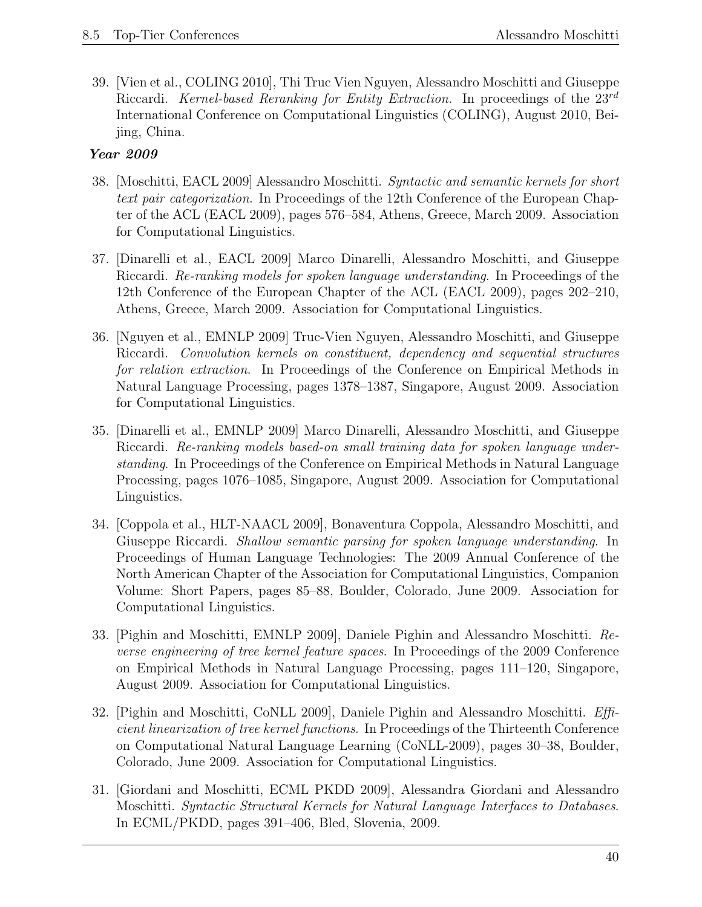39. [Vien et al., COLING 2010], Thi Truc Vien Nguyen, Alessandro Moschitti and Giuseppe Riccardi. *Kernel-based Reranking for Entity Extraction.* In proceedings of the $23^{rd}$ International Conference on Computational Linguistics (COLING), August 2010, Beijing, China.

***Year 2009***

38. [Moschitti, EACL 2009] Alessandro Moschitti. *Syntactic and semantic kernels for short text pair categorization*. In Proceedings of the 12th Conference of the European Chapter of the ACL (EACL 2009), pages 576–584, Athens, Greece, March 2009. Association for Computational Linguistics.

37. [Dinarelli et al., EACL 2009] Marco Dinarelli, Alessandro Moschitti, and Giuseppe Riccardi. *Re-ranking models for spoken language understanding*. In Proceedings of the 12th Conference of the European Chapter of the ACL (EACL 2009), pages 202–210, Athens, Greece, March 2009. Association for Computational Linguistics.

36. [Nguyen et al., EMNLP 2009] Truc-Vien Nguyen, Alessandro Moschitti, and Giuseppe Riccardi. *Convolution kernels on constituent, dependency and sequential structures for relation extraction*. In Proceedings of the Conference on Empirical Methods in Natural Language Processing, pages 1378–1387, Singapore, August 2009. Association for Computational Linguistics.

35. [Dinarelli et al., EMNLP 2009] Marco Dinarelli, Alessandro Moschitti, and Giuseppe Riccardi. *Re-ranking models based-on small training data for spoken language understanding*. In Proceedings of the Conference on Empirical Methods in Natural Language Processing, pages 1076–1085, Singapore, August 2009. Association for Computational Linguistics.

34. [Coppola et al., HLT-NAACL 2009], Bonaventura Coppola, Alessandro Moschitti, and Giuseppe Riccardi. *Shallow semantic parsing for spoken language understanding*. In Proceedings of Human Language Technologies: The 2009 Annual Conference of the North American Chapter of the Association for Computational Linguistics, Companion Volume: Short Papers, pages 85–88, Boulder, Colorado, June 2009. Association for Computational Linguistics.

33. [Pighin and Moschitti, EMNLP 2009], Daniele Pighin and Alessandro Moschitti. *Reverse engineering of tree kernel feature spaces*. In Proceedings of the 2009 Conference on Empirical Methods in Natural Language Processing, pages 111–120, Singapore, August 2009. Association for Computational Linguistics.

32. [Pighin and Moschitti, CoNLL 2009], Daniele Pighin and Alessandro Moschitti. *Efficient linearization of tree kernel functions*. In Proceedings of the Thirteenth Conference on Computational Natural Language Learning (CoNLL-2009), pages 30–38, Boulder, Colorado, June 2009. Association for Computational Linguistics.

31. [Giordani and Moschitti, ECML PKDD 2009], Alessandra Giordani and Alessandro Moschitti. *Syntactic Structural Kernels for Natural Language Interfaces to Databases*. In ECML/PKDD, pages 391–406, Bled, Slovenia, 2009.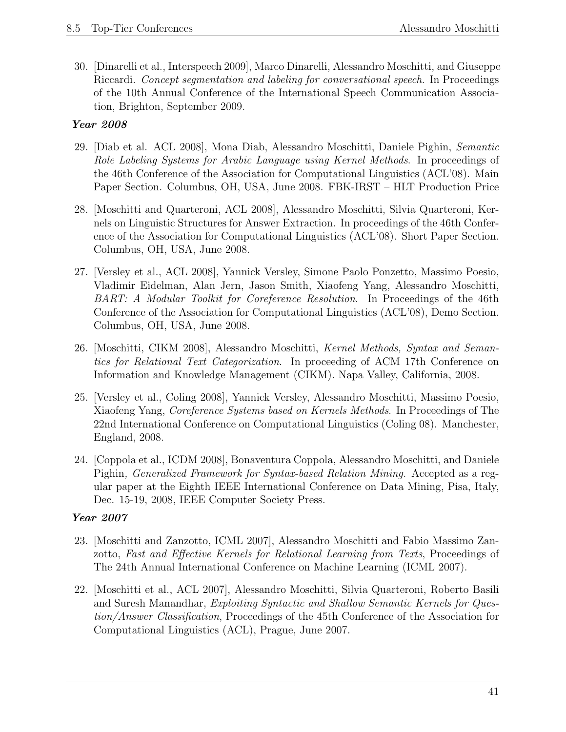30. [Dinarelli et al., Interspeech 2009], Marco Dinarelli, Alessandro Moschitti, and Giuseppe Riccardi. *Concept segmentation and labeling for conversational speech*. In Proceedings of the 10th Annual Conference of the International Speech Communication Association, Brighton, September 2009.

***Year 2008***

29. [Diab et al. ACL 2008], Mona Diab, Alessandro Moschitti, Daniele Pighin, *Semantic Role Labeling Systems for Arabic Language using Kernel Methods*. In proceedings of the 46th Conference of the Association for Computational Linguistics (ACL'08). Main Paper Section. Columbus, OH, USA, June 2008. FBK-IRST – HLT Production Price

28. [Moschitti and Quarteroni, ACL 2008], Alessandro Moschitti, Silvia Quarteroni, Kernels on Linguistic Structures for Answer Extraction. In proceedings of the 46th Conference of the Association for Computational Linguistics (ACL'08). Short Paper Section. Columbus, OH, USA, June 2008.

27. [Versley et al., ACL 2008], Yannick Versley, Simone Paolo Ponzetto, Massimo Poesio, Vladimir Eidelman, Alan Jern, Jason Smith, Xiaofeng Yang, Alessandro Moschitti, *BART: A Modular Toolkit for Coreference Resolution*. In Proceedings of the 46th Conference of the Association for Computational Linguistics (ACL'08), Demo Section. Columbus, OH, USA, June 2008.

26. [Moschitti, CIKM 2008], Alessandro Moschitti, *Kernel Methods, Syntax and Semantics for Relational Text Categorization*. In proceeding of ACM 17th Conference on Information and Knowledge Management (CIKM). Napa Valley, California, 2008.

25. [Versley et al., Coling 2008], Yannick Versley, Alessandro Moschitti, Massimo Poesio, Xiaofeng Yang, *Coreference Systems based on Kernels Methods*. In Proceedings of The 22nd International Conference on Computational Linguistics (Coling 08). Manchester, England, 2008.

24. [Coppola et al., ICDM 2008], Bonaventura Coppola, Alessandro Moschitti, and Daniele Pighin*, Generalized Framework for Syntax-based Relation Mining.* Accepted as a regular paper at the Eighth IEEE International Conference on Data Mining, Pisa, Italy, Dec. 15-19, 2008, IEEE Computer Society Press.

***Year 2007***

23. [Moschitti and Zanzotto, ICML 2007], Alessandro Moschitti and Fabio Massimo Zanzotto, *Fast and Effective Kernels for Relational Learning from Texts*, Proceedings of The 24th Annual International Conference on Machine Learning (ICML 2007).

22. [Moschitti et al., ACL 2007], Alessandro Moschitti, Silvia Quarteroni, Roberto Basili and Suresh Manandhar, *Exploiting Syntactic and Shallow Semantic Kernels for Question/Answer Classification*, Proceedings of the 45th Conference of the Association for Computational Linguistics (ACL), Prague, June 2007.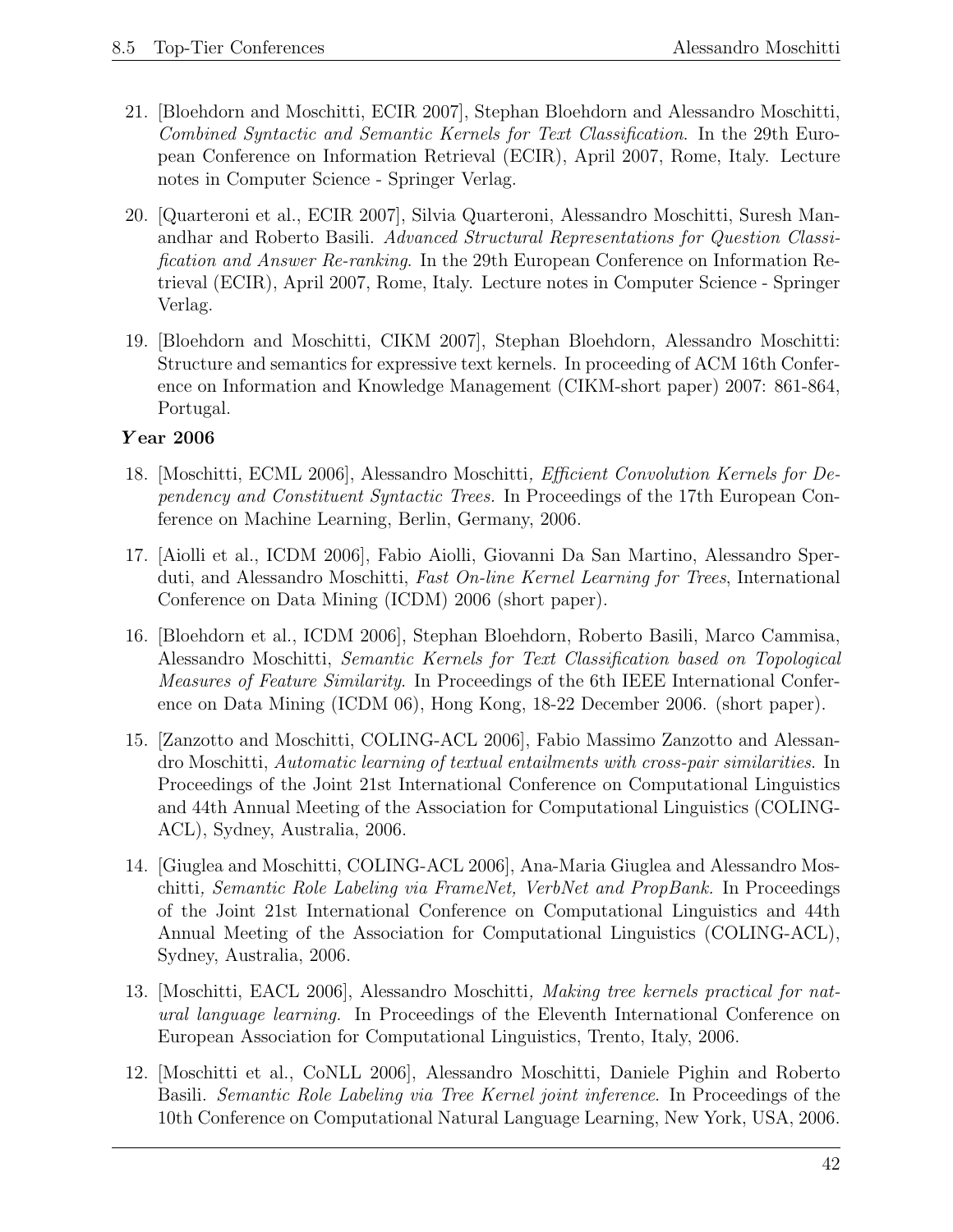21. [Bloehdorn and Moschitti, ECIR 2007], Stephan Bloehdorn and Alessandro Moschitti, *Combined Syntactic and Semantic Kernels for Text Classification*. In the 29th European Conference on Information Retrieval (ECIR), April 2007, Rome, Italy. Lecture notes in Computer Science - Springer Verlag.

20. [Quarteroni et al., ECIR 2007], Silvia Quarteroni, Alessandro Moschitti, Suresh Manandhar and Roberto Basili. *Advanced Structural Representations for Question Classification and Answer Re-ranking*. In the 29th European Conference on Information Retrieval (ECIR), April 2007, Rome, Italy. Lecture notes in Computer Science - Springer Verlag.

19. [Bloehdorn and Moschitti, CIKM 2007], Stephan Bloehdorn, Alessandro Moschitti: Structure and semantics for expressive text kernels. In proceeding of ACM 16th Conference on Information and Knowledge Management (CIKM-short paper) 2007: 861-864, Portugal.

**Year 2006**

18. [Moschitti, ECML 2006], Alessandro Moschitti*, Efficient Convolution Kernels for Dependency and Constituent Syntactic Trees.* In Proceedings of the 17th European Conference on Machine Learning, Berlin, Germany, 2006.

17. [Aiolli et al., ICDM 2006], Fabio Aiolli, Giovanni Da San Martino, Alessandro Sperduti, and Alessandro Moschitti, *Fast On-line Kernel Learning for Trees*, International Conference on Data Mining (ICDM) 2006 (short paper).

16. [Bloehdorn et al., ICDM 2006], Stephan Bloehdorn, Roberto Basili, Marco Cammisa, Alessandro Moschitti, *Semantic Kernels for Text Classification based on Topological Measures of Feature Similarity*. In Proceedings of the 6th IEEE International Conference on Data Mining (ICDM 06), Hong Kong, 18-22 December 2006. (short paper).

15. [Zanzotto and Moschitti, COLING-ACL 2006], Fabio Massimo Zanzotto and Alessandro Moschitti, *Automatic learning of textual entailments with cross-pair similarities*. In Proceedings of the Joint 21st International Conference on Computational Linguistics and 44th Annual Meeting of the Association for Computational Linguistics (COLING-ACL), Sydney, Australia, 2006.

14. [Giuglea and Moschitti, COLING-ACL 2006], Ana-Maria Giuglea and Alessandro Moschitti*, Semantic Role Labeling via FrameNet, VerbNet and PropBank.* In Proceedings of the Joint 21st International Conference on Computational Linguistics and 44th Annual Meeting of the Association for Computational Linguistics (COLING-ACL), Sydney, Australia, 2006.

13. [Moschitti, EACL 2006], Alessandro Moschitti*, Making tree kernels practical for natural language learning.* In Proceedings of the Eleventh International Conference on European Association for Computational Linguistics, Trento, Italy, 2006.

12. [Moschitti et al., CoNLL 2006], Alessandro Moschitti, Daniele Pighin and Roberto Basili. *Semantic Role Labeling via Tree Kernel joint inference*. In Proceedings of the 10th Conference on Computational Natural Language Learning, New York, USA, 2006.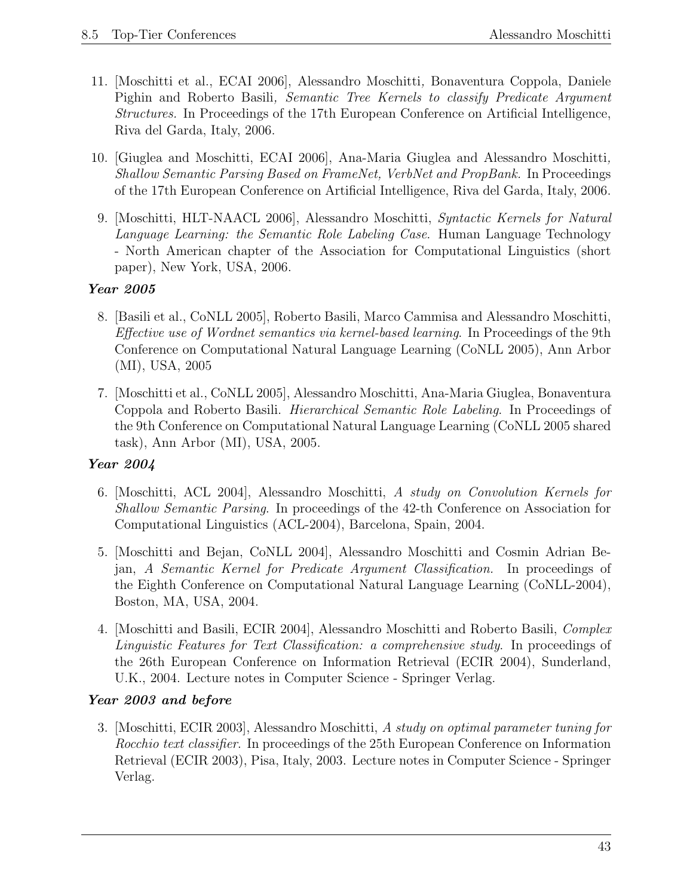11. [Moschitti et al., ECAI 2006], Alessandro Moschitti*,* Bonaventura Coppola, Daniele Pighin and Roberto Basili*, Semantic Tree Kernels to classify Predicate Argument Structures.* In Proceedings of the 17th European Conference on Artificial Intelligence, Riva del Garda, Italy, 2006.

10. [Giuglea and Moschitti, ECAI 2006], Ana-Maria Giuglea and Alessandro Moschitti*, Shallow Semantic Parsing Based on FrameNet, VerbNet and PropBank.* In Proceedings of the 17th European Conference on Artificial Intelligence, Riva del Garda, Italy, 2006.

9. [Moschitti, HLT-NAACL 2006], Alessandro Moschitti, *Syntactic Kernels for Natural Language Learning: the Semantic Role Labeling Case*. Human Language Technology - North American chapter of the Association for Computational Linguistics (short paper), New York, USA, 2006.

***Year 2005***

8. [Basili et al., CoNLL 2005], Roberto Basili, Marco Cammisa and Alessandro Moschitti, *Effective use of Wordnet semantics via kernel-based learning*. In Proceedings of the 9th Conference on Computational Natural Language Learning (CoNLL 2005), Ann Arbor (MI), USA, 2005

7. [Moschitti et al., CoNLL 2005], Alessandro Moschitti, Ana-Maria Giuglea, Bonaventura Coppola and Roberto Basili. *Hierarchical Semantic Role Labeling*. In Proceedings of the 9th Conference on Computational Natural Language Learning (CoNLL 2005 shared task), Ann Arbor (MI), USA, 2005.

***Year 2004***

6. [Moschitti, ACL 2004], Alessandro Moschitti, *A study on Convolution Kernels for Shallow Semantic Parsing*. In proceedings of the 42-th Conference on Association for Computational Linguistics (ACL-2004), Barcelona, Spain, 2004.

5. [Moschitti and Bejan, CoNLL 2004], Alessandro Moschitti and Cosmin Adrian Bejan, *A Semantic Kernel for Predicate Argument Classification.* In proceedings of the Eighth Conference on Computational Natural Language Learning (CoNLL-2004), Boston, MA, USA, 2004.

4. [Moschitti and Basili, ECIR 2004], Alessandro Moschitti and Roberto Basili, *Complex Linguistic Features for Text Classification: a comprehensive study*. In proceedings of the 26th European Conference on Information Retrieval (ECIR 2004), Sunderland, U.K., 2004. Lecture notes in Computer Science - Springer Verlag.

***Year 2003 and before***

3. [Moschitti, ECIR 2003], Alessandro Moschitti, *A study on optimal parameter tuning for Rocchio text classifier*. In proceedings of the 25th European Conference on Information Retrieval (ECIR 2003), Pisa, Italy, 2003. Lecture notes in Computer Science - Springer Verlag.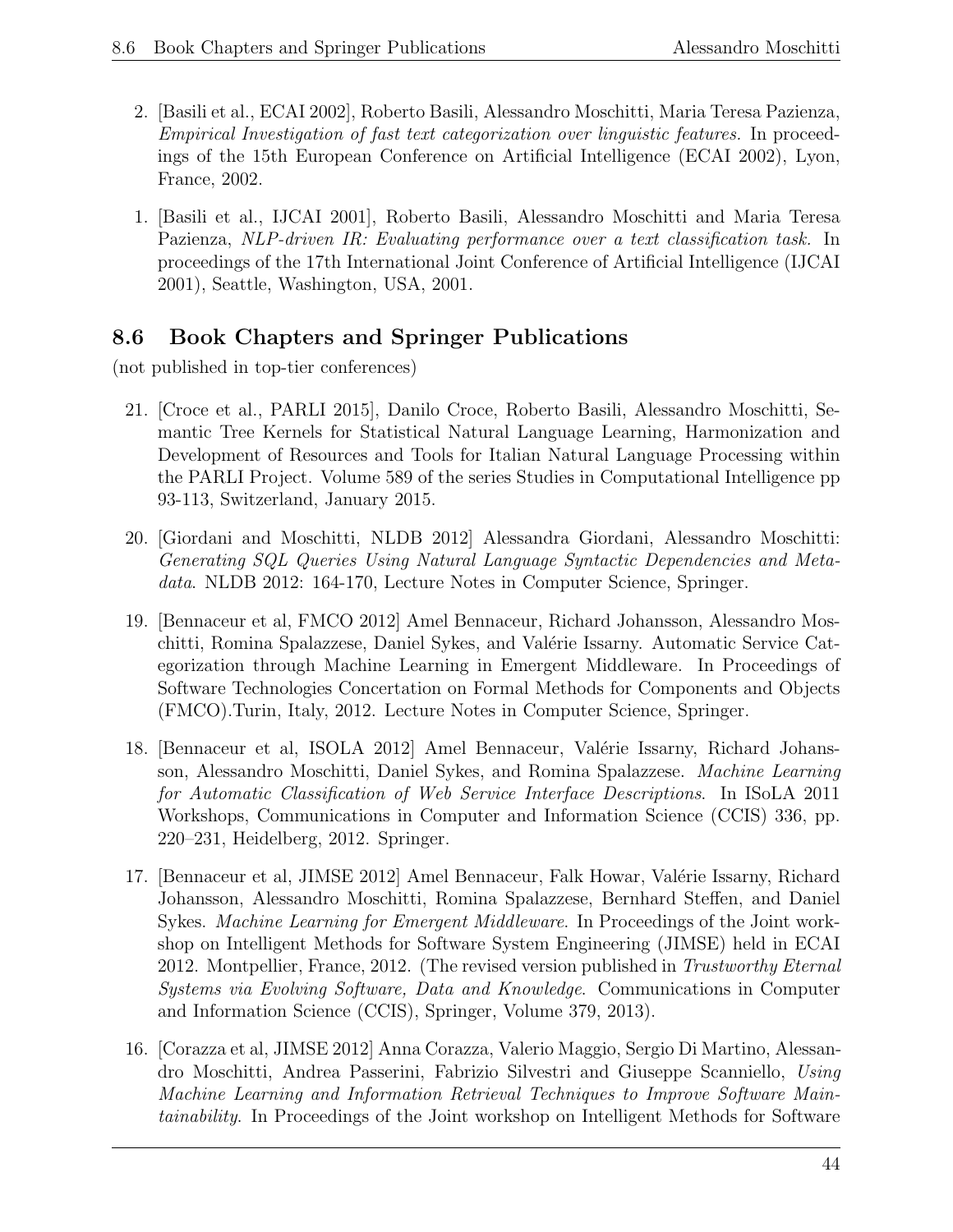2. [Basili et al., ECAI 2002], Roberto Basili, Alessandro Moschitti, Maria Teresa Pazienza, *Empirical Investigation of fast text categorization over linguistic features.* In proceedings of the 15th European Conference on Artificial Intelligence (ECAI 2002), Lyon, France, 2002.

1. [Basili et al., IJCAI 2001], Roberto Basili, Alessandro Moschitti and Maria Teresa Pazienza, *NLP-driven IR: Evaluating performance over a text classification task.* In proceedings of the 17th International Joint Conference of Artificial Intelligence (IJCAI 2001), Seattle, Washington, USA, 2001.

## 8.6 Book Chapters and Springer Publications

(not published in top-tier conferences)

21. [Croce et al., PARLI 2015], Danilo Croce, Roberto Basili, Alessandro Moschitti, Semantic Tree Kernels for Statistical Natural Language Learning, Harmonization and Development of Resources and Tools for Italian Natural Language Processing within the PARLI Project. Volume 589 of the series Studies in Computational Intelligence pp 93-113, Switzerland, January 2015.

20. [Giordani and Moschitti, NLDB 2012] Alessandra Giordani, Alessandro Moschitti: *Generating SQL Queries Using Natural Language Syntactic Dependencies and Metadata.* NLDB 2012: 164-170, Lecture Notes in Computer Science, Springer.

19. [Bennaceur et al, FMCO 2012] Amel Bennaceur, Richard Johansson, Alessandro Moschitti, Romina Spalazzese, Daniel Sykes, and Valérie Issarny. Automatic Service Categorization through Machine Learning in Emergent Middleware. In Proceedings of Software Technologies Concertation on Formal Methods for Components and Objects (FMCO).Turin, Italy, 2012. Lecture Notes in Computer Science, Springer.

18. [Bennaceur et al, ISOLA 2012] Amel Bennaceur, Valérie Issarny, Richard Johansson, Alessandro Moschitti, Daniel Sykes, and Romina Spalazzese. *Machine Learning for Automatic Classification of Web Service Interface Descriptions.* In ISoLA 2011 Workshops, Communications in Computer and Information Science (CCIS) 336, pp. 220–231, Heidelberg, 2012. Springer.

17. [Bennaceur et al, JIMSE 2012] Amel Bennaceur, Falk Howar, Valérie Issarny, Richard Johansson, Alessandro Moschitti, Romina Spalazzese, Bernhard Steffen, and Daniel Sykes. *Machine Learning for Emergent Middleware.* In Proceedings of the Joint workshop on Intelligent Methods for Software System Engineering (JIMSE) held in ECAI 2012. Montpellier, France, 2012. (The revised version published in *Trustworthy Eternal Systems via Evolving Software, Data and Knowledge.* Communications in Computer and Information Science (CCIS), Springer, Volume 379, 2013).

16. [Corazza et al, JIMSE 2012] Anna Corazza, Valerio Maggio, Sergio Di Martino, Alessandro Moschitti, Andrea Passerini, Fabrizio Silvestri and Giuseppe Scanniello, *Using Machine Learning and Information Retrieval Techniques to Improve Software Maintainability.* In Proceedings of the Joint workshop on Intelligent Methods for Software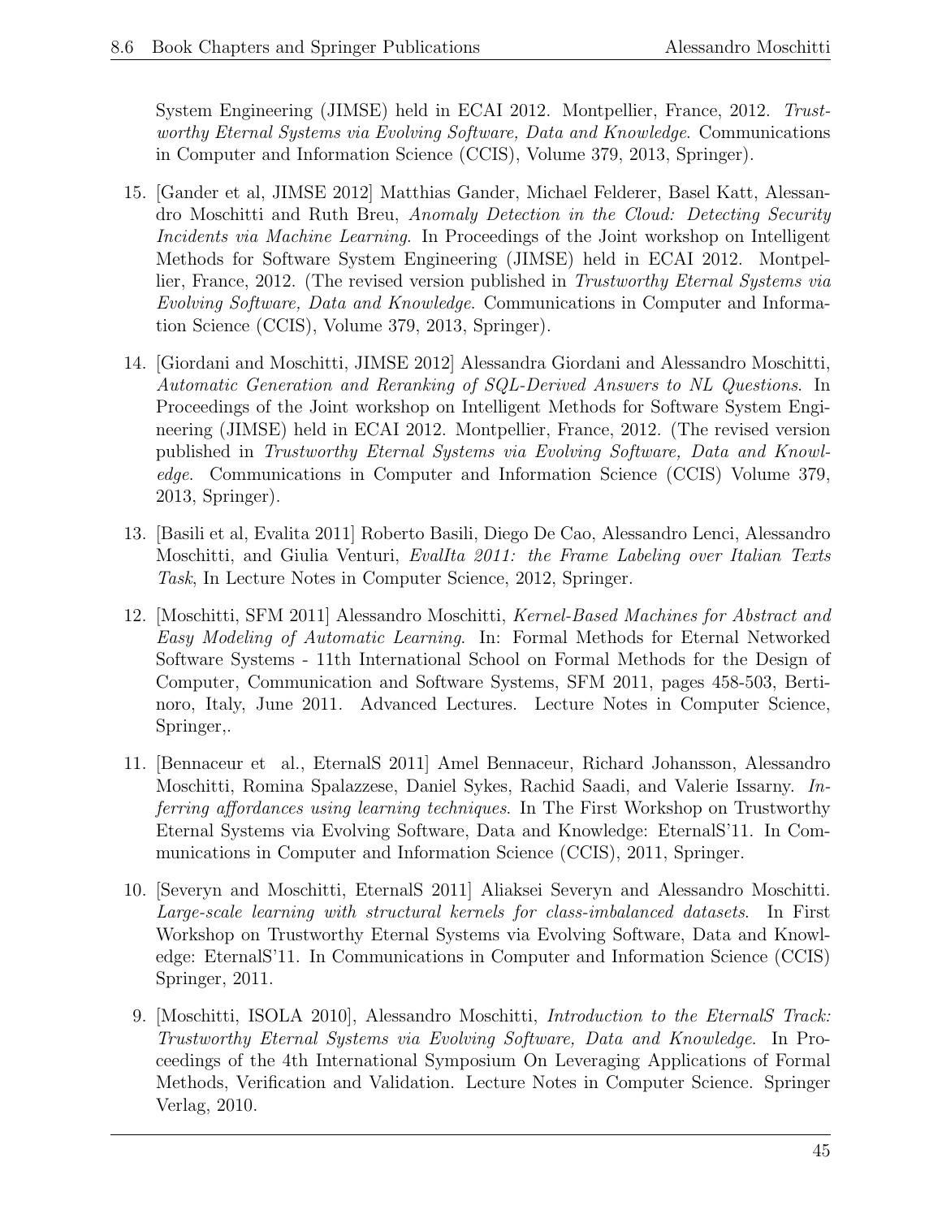System Engineering (JIMSE) held in ECAI 2012. Montpellier, France, 2012. *Trustworthy Eternal Systems via Evolving Software, Data and Knowledge*. Communications in Computer and Information Science (CCIS), Volume 379, 2013, Springer).

15. [Gander et al, JIMSE 2012] Matthias Gander, Michael Felderer, Basel Katt, Alessandro Moschitti and Ruth Breu, *Anomaly Detection in the Cloud: Detecting Security Incidents via Machine Learning*. In Proceedings of the Joint workshop on Intelligent Methods for Software System Engineering (JIMSE) held in ECAI 2012. Montpellier, France, 2012. (The revised version published in *Trustworthy Eternal Systems via Evolving Software, Data and Knowledge*. Communications in Computer and Information Science (CCIS), Volume 379, 2013, Springer).

14. [Giordani and Moschitti, JIMSE 2012] Alessandra Giordani and Alessandro Moschitti, *Automatic Generation and Reranking of SQL-Derived Answers to NL Questions*. In Proceedings of the Joint workshop on Intelligent Methods for Software System Engineering (JIMSE) held in ECAI 2012. Montpellier, France, 2012. (The revised version published in *Trustworthy Eternal Systems via Evolving Software, Data and Knowledge*. Communications in Computer and Information Science (CCIS) Volume 379, 2013, Springer).

13. [Basili et al, Evalita 2011] Roberto Basili, Diego De Cao, Alessandro Lenci, Alessandro Moschitti, and Giulia Venturi, *EvalIta 2011: the Frame Labeling over Italian Texts Task*, In Lecture Notes in Computer Science, 2012, Springer.

12. [Moschitti, SFM 2011] Alessandro Moschitti, *Kernel-Based Machines for Abstract and Easy Modeling of Automatic Learning*. In: Formal Methods for Eternal Networked Software Systems - 11th International School on Formal Methods for the Design of Computer, Communication and Software Systems, SFM 2011, pages 458-503, Bertinoro, Italy, June 2011. Advanced Lectures. Lecture Notes in Computer Science, Springer,.

11. [Bennaceur et al., EternalS 2011] Amel Bennaceur, Richard Johansson, Alessandro Moschitti, Romina Spalazzese, Daniel Sykes, Rachid Saadi, and Valerie Issarny. *Inferring affordances using learning techniques*. In The First Workshop on Trustworthy Eternal Systems via Evolving Software, Data and Knowledge: EternalS'11. In Communications in Computer and Information Science (CCIS), 2011, Springer.

10. [Severyn and Moschitti, EternalS 2011] Aliaksei Severyn and Alessandro Moschitti. *Large-scale learning with structural kernels for class-imbalanced datasets*. In First Workshop on Trustworthy Eternal Systems via Evolving Software, Data and Knowledge: EternalS'11. In Communications in Computer and Information Science (CCIS) Springer, 2011.

9. [Moschitti, ISOLA 2010], Alessandro Moschitti, *Introduction to the EternalS Track: Trustworthy Eternal Systems via Evolving Software, Data and Knowledge*. In Proceedings of the 4th International Symposium On Leveraging Applications of Formal Methods, Verification and Validation. Lecture Notes in Computer Science. Springer Verlag, 2010.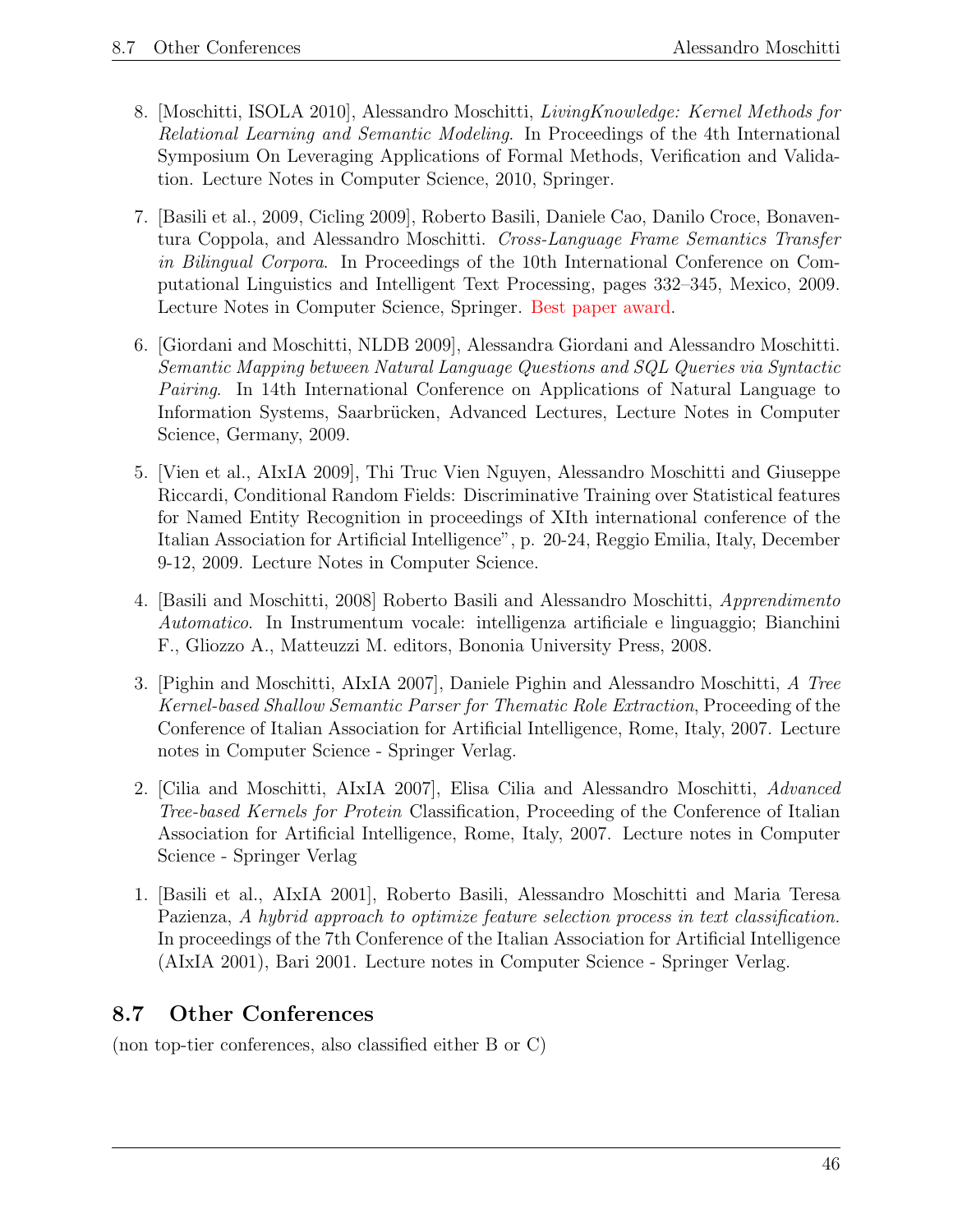8. [Moschitti, ISOLA 2010], Alessandro Moschitti, *LivingKnowledge: Kernel Methods for Relational Learning and Semantic Modeling*. In Proceedings of the 4th International Symposium On Leveraging Applications of Formal Methods, Verification and Validation. Lecture Notes in Computer Science, 2010, Springer.

7. [Basili et al., 2009, Cicling 2009], Roberto Basili, Daniele Cao, Danilo Croce, Bonaventura Coppola, and Alessandro Moschitti. *Cross-Language Frame Semantics Transfer in Bilingual Corpora*. In Proceedings of the 10th International Conference on Computational Linguistics and Intelligent Text Processing, pages 332–345, Mexico, 2009. Lecture Notes in Computer Science, Springer. Best paper award.

6. [Giordani and Moschitti, NLDB 2009], Alessandra Giordani and Alessandro Moschitti. *Semantic Mapping between Natural Language Questions and SQL Queries via Syntactic Pairing*. In 14th International Conference on Applications of Natural Language to Information Systems, Saarbrücken, Advanced Lectures, Lecture Notes in Computer Science, Germany, 2009.

5. [Vien et al., AIxIA 2009], Thi Truc Vien Nguyen, Alessandro Moschitti and Giuseppe Riccardi, Conditional Random Fields: Discriminative Training over Statistical features for Named Entity Recognition in proceedings of XIth international conference of the Italian Association for Artificial Intelligence", p. 20-24, Reggio Emilia, Italy, December 9-12, 2009. Lecture Notes in Computer Science.

4. [Basili and Moschitti, 2008] Roberto Basili and Alessandro Moschitti, *Apprendimento Automatico*. In Instrumentum vocale: intelligenza artificiale e linguaggio; Bianchini F., Gliozzo A., Matteuzzi M. editors, Bononia University Press, 2008.

3. [Pighin and Moschitti, AIxIA 2007], Daniele Pighin and Alessandro Moschitti, *A Tree Kernel-based Shallow Semantic Parser for Thematic Role Extraction*, Proceeding of the Conference of Italian Association for Artificial Intelligence, Rome, Italy, 2007. Lecture notes in Computer Science - Springer Verlag.

2. [Cilia and Moschitti, AIxIA 2007], Elisa Cilia and Alessandro Moschitti, *Advanced Tree-based Kernels for Protein* Classification, Proceeding of the Conference of Italian Association for Artificial Intelligence, Rome, Italy, 2007. Lecture notes in Computer Science - Springer Verlag

1. [Basili et al., AIxIA 2001], Roberto Basili, Alessandro Moschitti and Maria Teresa Pazienza, *A hybrid approach to optimize feature selection process in text classification.* In proceedings of the 7th Conference of the Italian Association for Artificial Intelligence (AIxIA 2001), Bari 2001. Lecture notes in Computer Science - Springer Verlag.

## 8.7 Other Conferences

(non top-tier conferences, also classified either B or C)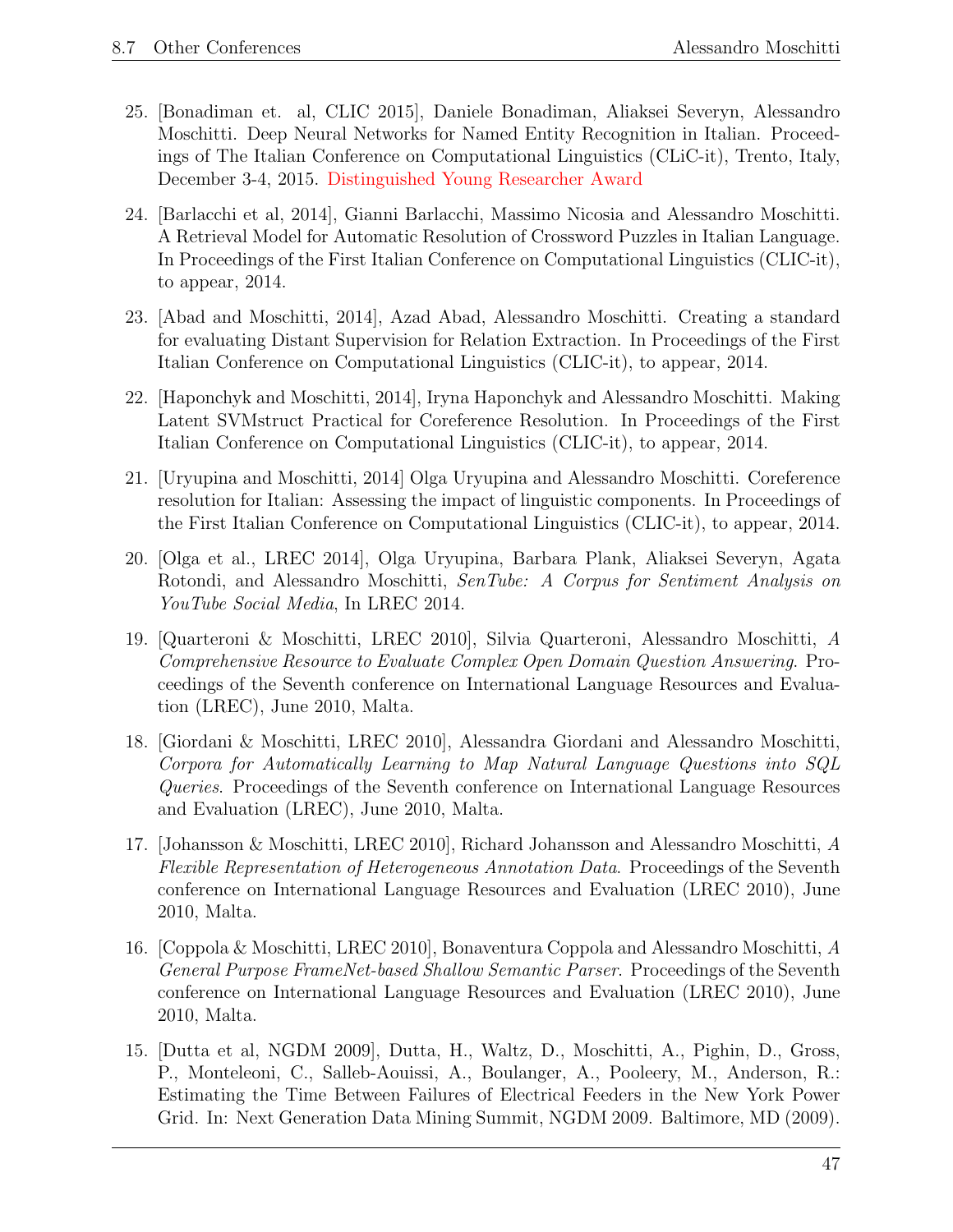25. [Bonadiman et. al, CLIC 2015], Daniele Bonadiman, Aliaksei Severyn, Alessandro Moschitti. Deep Neural Networks for Named Entity Recognition in Italian. Proceedings of The Italian Conference on Computational Linguistics (CLiC-it), Trento, Italy, December 3-4, 2015. Distinguished Young Researcher Award

24. [Barlacchi et al, 2014], Gianni Barlacchi, Massimo Nicosia and Alessandro Moschitti. A Retrieval Model for Automatic Resolution of Crossword Puzzles in Italian Language. In Proceedings of the First Italian Conference on Computational Linguistics (CLIC-it), to appear, 2014.

23. [Abad and Moschitti, 2014], Azad Abad, Alessandro Moschitti. Creating a standard for evaluating Distant Supervision for Relation Extraction. In Proceedings of the First Italian Conference on Computational Linguistics (CLIC-it), to appear, 2014.

22. [Haponchyk and Moschitti, 2014], Iryna Haponchyk and Alessandro Moschitti. Making Latent SVMstruct Practical for Coreference Resolution. In Proceedings of the First Italian Conference on Computational Linguistics (CLIC-it), to appear, 2014.

21. [Uryupina and Moschitti, 2014] Olga Uryupina and Alessandro Moschitti. Coreference resolution for Italian: Assessing the impact of linguistic components. In Proceedings of the First Italian Conference on Computational Linguistics (CLIC-it), to appear, 2014.

20. [Olga et al., LREC 2014], Olga Uryupina, Barbara Plank, Aliaksei Severyn, Agata Rotondi, and Alessandro Moschitti, *SenTube: A Corpus for Sentiment Analysis on YouTube Social Media*, In LREC 2014.

19. [Quarteroni & Moschitti, LREC 2010], Silvia Quarteroni, Alessandro Moschitti, *A Comprehensive Resource to Evaluate Complex Open Domain Question Answering*. Proceedings of the Seventh conference on International Language Resources and Evaluation (LREC), June 2010, Malta.

18. [Giordani & Moschitti, LREC 2010], Alessandra Giordani and Alessandro Moschitti, *Corpora for Automatically Learning to Map Natural Language Questions into SQL Queries*. Proceedings of the Seventh conference on International Language Resources and Evaluation (LREC), June 2010, Malta.

17. [Johansson & Moschitti, LREC 2010], Richard Johansson and Alessandro Moschitti, *A Flexible Representation of Heterogeneous Annotation Data*. Proceedings of the Seventh conference on International Language Resources and Evaluation (LREC 2010), June 2010, Malta.

16. [Coppola & Moschitti, LREC 2010], Bonaventura Coppola and Alessandro Moschitti, *A General Purpose FrameNet-based Shallow Semantic Parser*. Proceedings of the Seventh conference on International Language Resources and Evaluation (LREC 2010), June 2010, Malta.

15. [Dutta et al, NGDM 2009], Dutta, H., Waltz, D., Moschitti, A., Pighin, D., Gross, P., Monteleoni, C., Salleb-Aouissi, A., Boulanger, A., Pooleery, M., Anderson, R.: Estimating the Time Between Failures of Electrical Feeders in the New York Power Grid. In: Next Generation Data Mining Summit, NGDM 2009. Baltimore, MD (2009).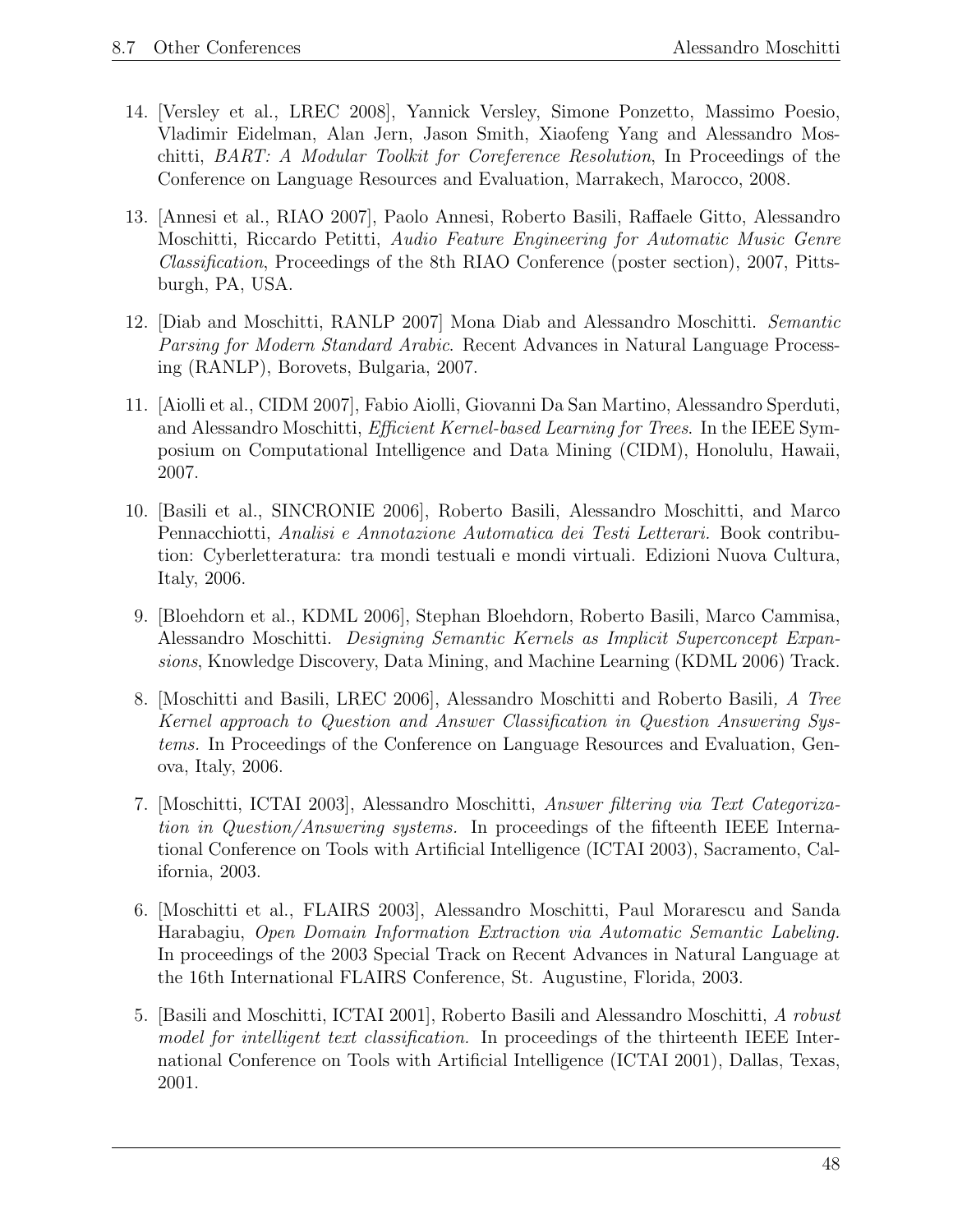14. [Versley et al., LREC 2008], Yannick Versley, Simone Ponzetto, Massimo Poesio, Vladimir Eidelman, Alan Jern, Jason Smith, Xiaofeng Yang and Alessandro Moschitti, *BART: A Modular Toolkit for Coreference Resolution*, In Proceedings of the Conference on Language Resources and Evaluation, Marrakech, Marocco, 2008.

13. [Annesi et al., RIAO 2007], Paolo Annesi, Roberto Basili, Raffaele Gitto, Alessandro Moschitti, Riccardo Petitti, *Audio Feature Engineering for Automatic Music Genre Classification*, Proceedings of the 8th RIAO Conference (poster section), 2007, Pittsburgh, PA, USA.

12. [Diab and Moschitti, RANLP 2007] Mona Diab and Alessandro Moschitti. *Semantic Parsing for Modern Standard Arabic*. Recent Advances in Natural Language Processing (RANLP), Borovets, Bulgaria, 2007.

11. [Aiolli et al., CIDM 2007], Fabio Aiolli, Giovanni Da San Martino, Alessandro Sperduti, and Alessandro Moschitti, *Efficient Kernel-based Learning for Trees*. In the IEEE Symposium on Computational Intelligence and Data Mining (CIDM), Honolulu, Hawaii, 2007.

10. [Basili et al., SINCRONIE 2006], Roberto Basili, Alessandro Moschitti, and Marco Pennacchiotti, *Analisi e Annotazione Automatica dei Testi Letterari.* Book contribution: Cyberletteratura: tra mondi testuali e mondi virtuali. Edizioni Nuova Cultura, Italy, 2006.

9. [Bloehdorn et al., KDML 2006], Stephan Bloehdorn, Roberto Basili, Marco Cammisa, Alessandro Moschitti. *Designing Semantic Kernels as Implicit Superconcept Expansions*, Knowledge Discovery, Data Mining, and Machine Learning (KDML 2006) Track.

8. [Moschitti and Basili, LREC 2006], Alessandro Moschitti and Roberto Basili*, A Tree Kernel approach to Question and Answer Classification in Question Answering Systems.* In Proceedings of the Conference on Language Resources and Evaluation, Genova, Italy, 2006.

7. [Moschitti, ICTAI 2003], Alessandro Moschitti, *Answer filtering via Text Categorization in Question/Answering systems.* In proceedings of the fifteenth IEEE International Conference on Tools with Artificial Intelligence (ICTAI 2003), Sacramento, California, 2003.

6. [Moschitti et al., FLAIRS 2003], Alessandro Moschitti, Paul Morarescu and Sanda Harabagiu, *Open Domain Information Extraction via Automatic Semantic Labeling.* In proceedings of the 2003 Special Track on Recent Advances in Natural Language at the 16th International FLAIRS Conference, St. Augustine, Florida, 2003.

5. [Basili and Moschitti, ICTAI 2001], Roberto Basili and Alessandro Moschitti, *A robust model for intelligent text classification.* In proceedings of the thirteenth IEEE International Conference on Tools with Artificial Intelligence (ICTAI 2001), Dallas, Texas, 2001.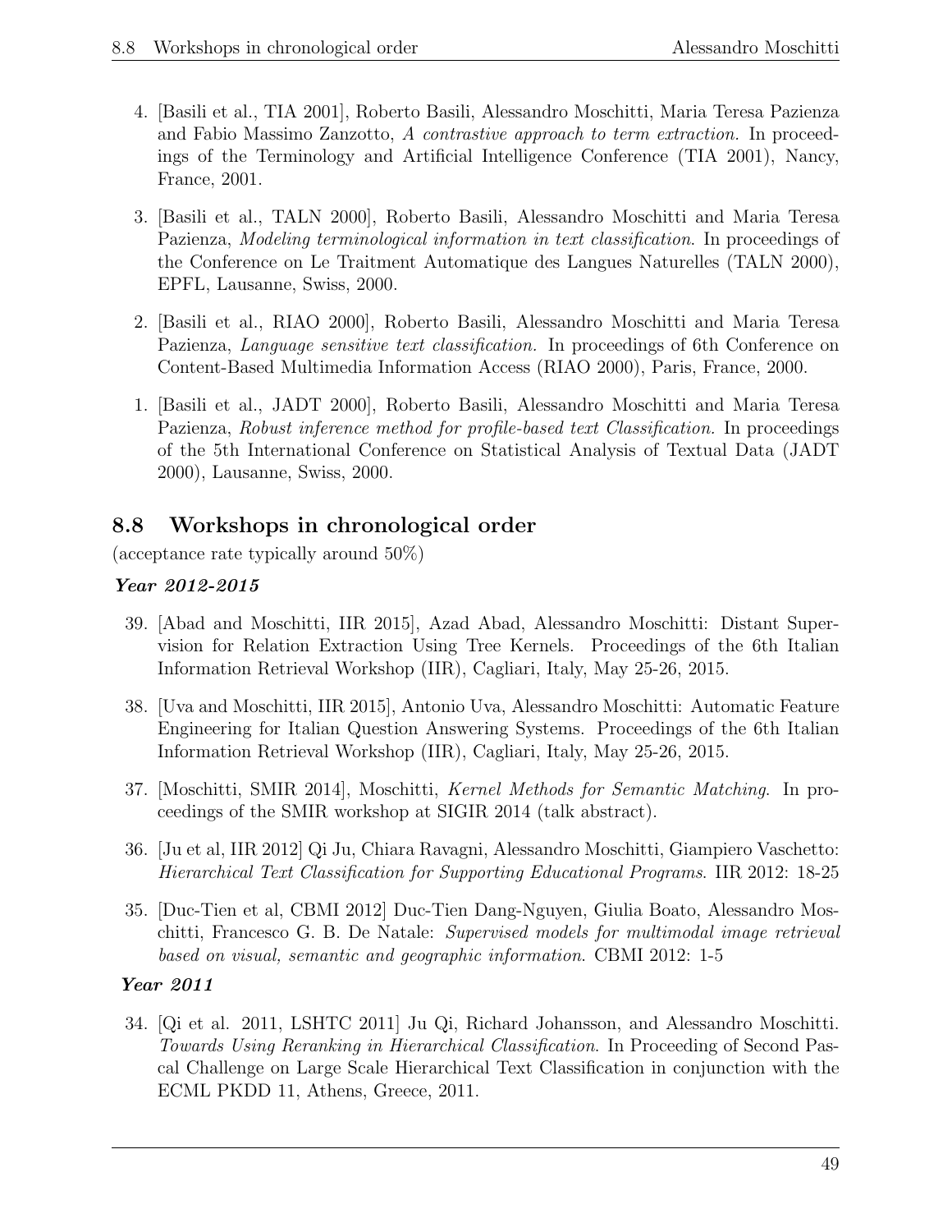4. [Basili et al., TIA 2001], Roberto Basili, Alessandro Moschitti, Maria Teresa Pazienza and Fabio Massimo Zanzotto, *A contrastive approach to term extraction*. In proceedings of the Terminology and Artificial Intelligence Conference (TIA 2001), Nancy, France, 2001.

3. [Basili et al., TALN 2000], Roberto Basili, Alessandro Moschitti and Maria Teresa Pazienza, *Modeling terminological information in text classification*. In proceedings of the Conference on Le Traitment Automatique des Langues Naturelles (TALN 2000), EPFL, Lausanne, Swiss, 2000.

2. [Basili et al., RIAO 2000], Roberto Basili, Alessandro Moschitti and Maria Teresa Pazienza, *Language sensitive text classification.* In proceedings of 6th Conference on Content-Based Multimedia Information Access (RIAO 2000), Paris, France, 2000.

1. [Basili et al., JADT 2000], Roberto Basili, Alessandro Moschitti and Maria Teresa Pazienza, *Robust inference method for profile-based text Classification.* In proceedings of the 5th International Conference on Statistical Analysis of Textual Data (JADT 2000), Lausanne, Swiss, 2000.

## 8.8 Workshops in chronological order

(acceptance rate typically around 50%)

***Year 2012-2015***

39. [Abad and Moschitti, IIR 2015], Azad Abad, Alessandro Moschitti: Distant Supervision for Relation Extraction Using Tree Kernels. Proceedings of the 6th Italian Information Retrieval Workshop (IIR), Cagliari, Italy, May 25-26, 2015.

38. [Uva and Moschitti, IIR 2015], Antonio Uva, Alessandro Moschitti: Automatic Feature Engineering for Italian Question Answering Systems. Proceedings of the 6th Italian Information Retrieval Workshop (IIR), Cagliari, Italy, May 25-26, 2015.

37. [Moschitti, SMIR 2014], Moschitti, *Kernel Methods for Semantic Matching*. In proceedings of the SMIR workshop at SIGIR 2014 (talk abstract).

36. [Ju et al, IIR 2012] Qi Ju, Chiara Ravagni, Alessandro Moschitti, Giampiero Vaschetto: *Hierarchical Text Classification for Supporting Educational Programs*. IIR 2012: 18-25

35. [Duc-Tien et al, CBMI 2012] Duc-Tien Dang-Nguyen, Giulia Boato, Alessandro Moschitti, Francesco G. B. De Natale: *Supervised models for multimodal image retrieval based on visual, semantic and geographic information.* CBMI 2012: 1-5

***Year 2011***

34. [Qi et al. 2011, LSHTC 2011] Ju Qi, Richard Johansson, and Alessandro Moschitti. *Towards Using Reranking in Hierarchical Classification*. In Proceeding of Second Pascal Challenge on Large Scale Hierarchical Text Classification in conjunction with the ECML PKDD 11, Athens, Greece, 2011.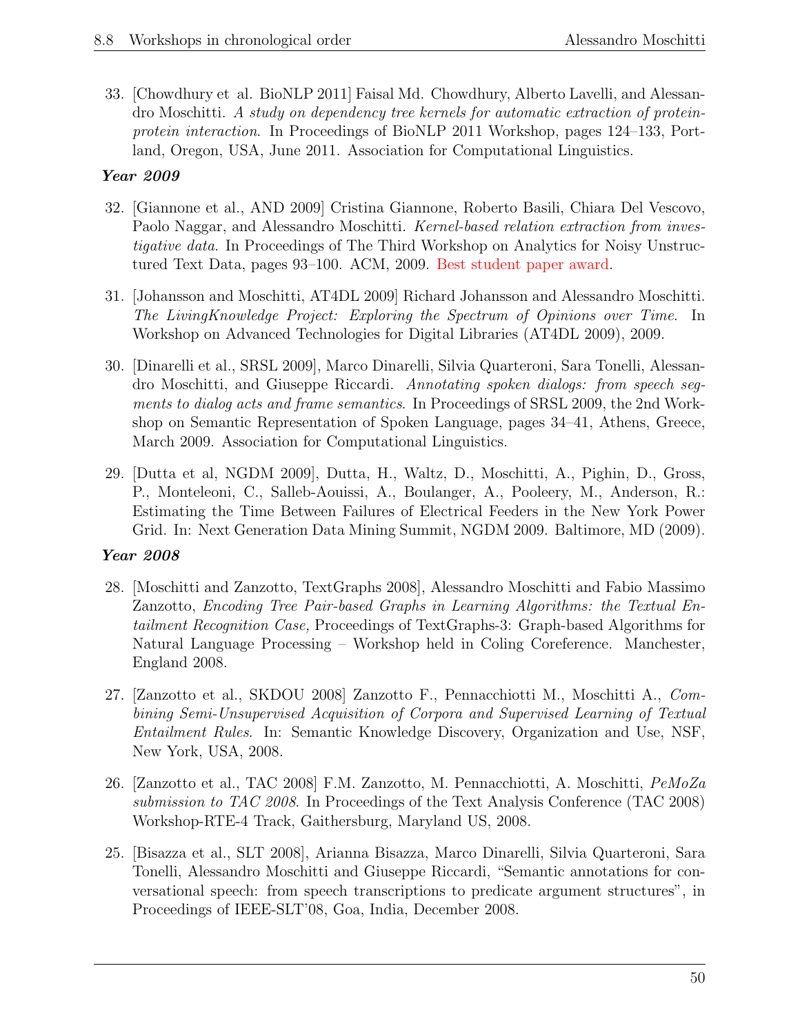33. [Chowdhury et al. BioNLP 2011] Faisal Md. Chowdhury, Alberto Lavelli, and Alessandro Moschitti. *A study on dependency tree kernels for automatic extraction of protein-protein interaction*. In Proceedings of BioNLP 2011 Workshop, pages 124–133, Portland, Oregon, USA, June 2011. Association for Computational Linguistics.

***Year 2009***

32. [Giannone et al., AND 2009] Cristina Giannone, Roberto Basili, Chiara Del Vescovo, Paolo Naggar, and Alessandro Moschitti. *Kernel-based relation extraction from investigative data*. In Proceedings of The Third Workshop on Analytics for Noisy Unstructured Text Data, pages 93–100. ACM, 2009. Best student paper award.

31. [Johansson and Moschitti, AT4DL 2009] Richard Johansson and Alessandro Moschitti. *The LivingKnowledge Project: Exploring the Spectrum of Opinions over Time*. In Workshop on Advanced Technologies for Digital Libraries (AT4DL 2009), 2009.

30. [Dinarelli et al., SRSL 2009], Marco Dinarelli, Silvia Quarteroni, Sara Tonelli, Alessandro Moschitti, and Giuseppe Riccardi. *Annotating spoken dialogs: from speech segments to dialog acts and frame semantics*. In Proceedings of SRSL 2009, the 2nd Workshop on Semantic Representation of Spoken Language, pages 34–41, Athens, Greece, March 2009. Association for Computational Linguistics.

29. [Dutta et al, NGDM 2009], Dutta, H., Waltz, D., Moschitti, A., Pighin, D., Gross, P., Monteleoni, C., Salleb-Aouissi, A., Boulanger, A., Pooleery, M., Anderson, R.: Estimating the Time Between Failures of Electrical Feeders in the New York Power Grid. In: Next Generation Data Mining Summit, NGDM 2009. Baltimore, MD (2009).

***Year 2008***

28. [Moschitti and Zanzotto, TextGraphs 2008], Alessandro Moschitti and Fabio Massimo Zanzotto, *Encoding Tree Pair-based Graphs in Learning Algorithms: the Textual Entailment Recognition Case,* Proceedings of TextGraphs-3: Graph-based Algorithms for Natural Language Processing – Workshop held in Coling Coreference. Manchester, England 2008.

27. [Zanzotto et al., SKDOU 2008] Zanzotto F., Pennacchiotti M., Moschitti A., *Combining Semi-Unsupervised Acquisition of Corpora and Supervised Learning of Textual Entailment Rules*. In: Semantic Knowledge Discovery, Organization and Use, NSF, New York, USA, 2008.

26. [Zanzotto et al., TAC 2008] F.M. Zanzotto, M. Pennacchiotti, A. Moschitti, *PeMoZa submission to TAC 2008*. In Proceedings of the Text Analysis Conference (TAC 2008) Workshop-RTE-4 Track, Gaithersburg, Maryland US, 2008.

25. [Bisazza et al., SLT 2008], Arianna Bisazza, Marco Dinarelli, Silvia Quarteroni, Sara Tonelli, Alessandro Moschitti and Giuseppe Riccardi, “Semantic annotations for conversational speech: from speech transcriptions to predicate argument structures”, in Proceedings of IEEE-SLT'08, Goa, India, December 2008.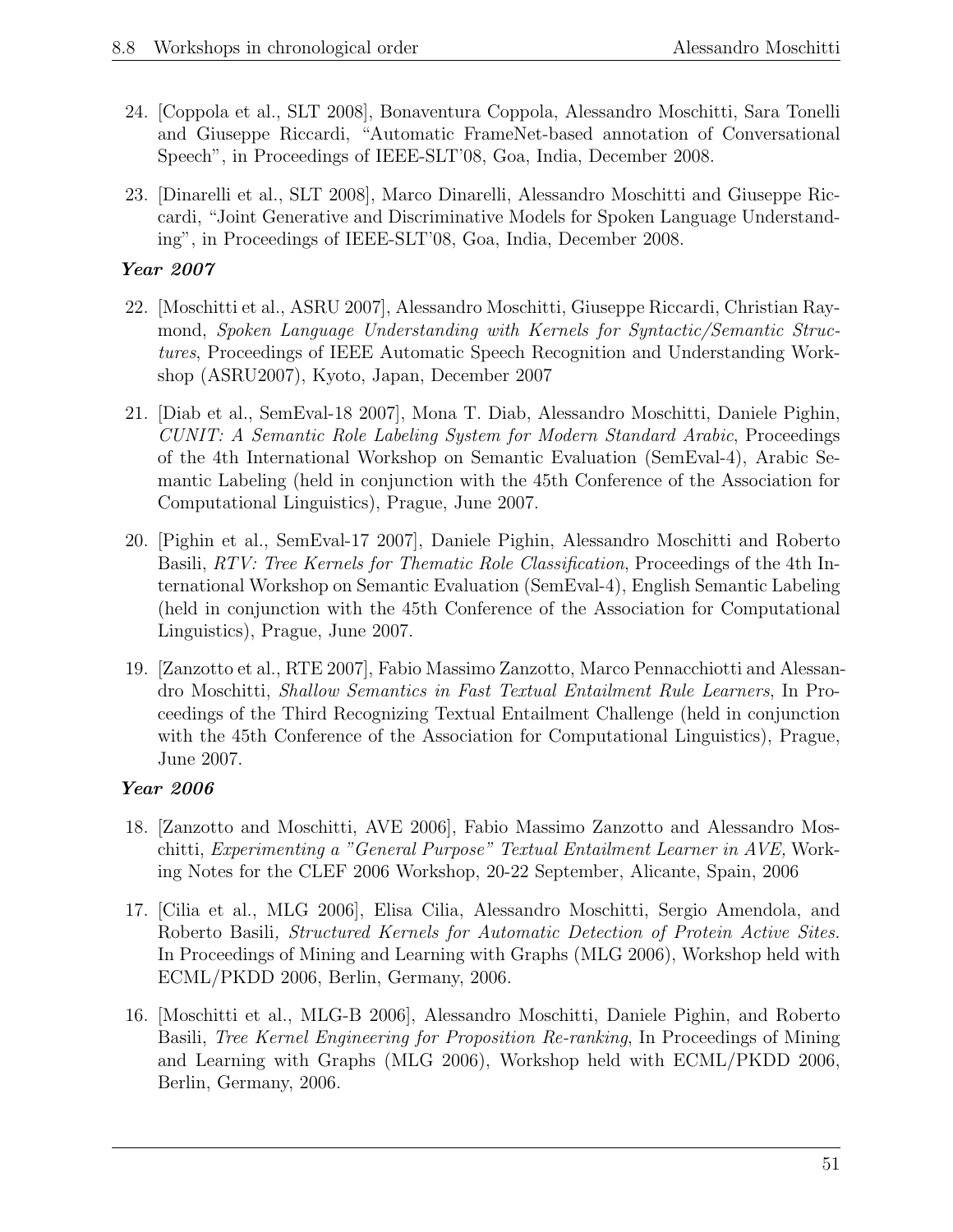24. [Coppola et al., SLT 2008], Bonaventura Coppola, Alessandro Moschitti, Sara Tonelli and Giuseppe Riccardi, “Automatic FrameNet-based annotation of Conversational Speech”, in Proceedings of IEEE-SLT'08, Goa, India, December 2008.

23. [Dinarelli et al., SLT 2008], Marco Dinarelli, Alessandro Moschitti and Giuseppe Riccardi, “Joint Generative and Discriminative Models for Spoken Language Understanding”, in Proceedings of IEEE-SLT'08, Goa, India, December 2008.

***Year 2007***

22. [Moschitti et al., ASRU 2007], Alessandro Moschitti, Giuseppe Riccardi, Christian Raymond, *Spoken Language Understanding with Kernels for Syntactic/Semantic Structures*, Proceedings of IEEE Automatic Speech Recognition and Understanding Workshop (ASRU2007), Kyoto, Japan, December 2007

21. [Diab et al., SemEval-18 2007], Mona T. Diab, Alessandro Moschitti, Daniele Pighin, *CUNIT: A Semantic Role Labeling System for Modern Standard Arabic*, Proceedings of the 4th International Workshop on Semantic Evaluation (SemEval-4), Arabic Semantic Labeling (held in conjunction with the 45th Conference of the Association for Computational Linguistics), Prague, June 2007.

20. [Pighin et al., SemEval-17 2007], Daniele Pighin, Alessandro Moschitti and Roberto Basili, *RTV: Tree Kernels for Thematic Role Classification*, Proceedings of the 4th International Workshop on Semantic Evaluation (SemEval-4), English Semantic Labeling (held in conjunction with the 45th Conference of the Association for Computational Linguistics), Prague, June 2007.

19. [Zanzotto et al., RTE 2007], Fabio Massimo Zanzotto, Marco Pennacchiotti and Alessandro Moschitti, *Shallow Semantics in Fast Textual Entailment Rule Learners*, In Proceedings of the Third Recognizing Textual Entailment Challenge (held in conjunction with the 45th Conference of the Association for Computational Linguistics), Prague, June 2007.

***Year 2006***

18. [Zanzotto and Moschitti, AVE 2006], Fabio Massimo Zanzotto and Alessandro Moschitti, *Experimenting a "General Purpose" Textual Entailment Learner in AVE,* Working Notes for the CLEF 2006 Workshop, 20-22 September, Alicante, Spain, 2006

17. [Cilia et al., MLG 2006], Elisa Cilia, Alessandro Moschitti, Sergio Amendola, and Roberto Basili*, Structured Kernels for Automatic Detection of Protein Active Sites.* In Proceedings of Mining and Learning with Graphs (MLG 2006), Workshop held with ECML/PKDD 2006, Berlin, Germany, 2006.

16. [Moschitti et al., MLG-B 2006], Alessandro Moschitti, Daniele Pighin, and Roberto Basili, *Tree Kernel Engineering for Proposition Re-ranking*, In Proceedings of Mining and Learning with Graphs (MLG 2006), Workshop held with ECML/PKDD 2006, Berlin, Germany, 2006.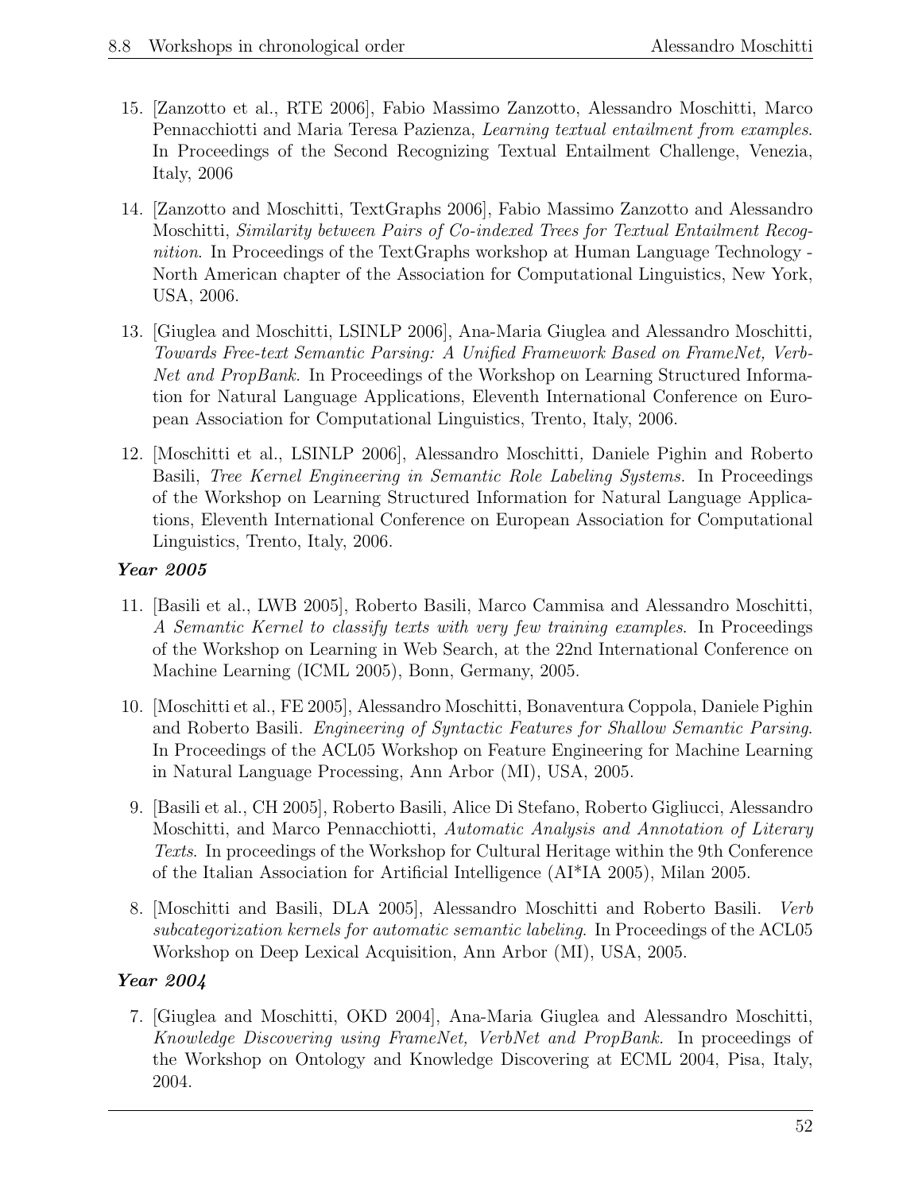15. [Zanzotto et al., RTE 2006], Fabio Massimo Zanzotto, Alessandro Moschitti, Marco Pennacchiotti and Maria Teresa Pazienza, *Learning textual entailment from examples*. In Proceedings of the Second Recognizing Textual Entailment Challenge, Venezia, Italy, 2006

14. [Zanzotto and Moschitti, TextGraphs 2006], Fabio Massimo Zanzotto and Alessandro Moschitti, *Similarity between Pairs of Co-indexed Trees for Textual Entailment Recognition*. In Proceedings of the TextGraphs workshop at Human Language Technology - North American chapter of the Association for Computational Linguistics, New York, USA, 2006.

13. [Giuglea and Moschitti, LSINLP 2006], Ana-Maria Giuglea and Alessandro Moschitti, *Towards Free-text Semantic Parsing: A Unified Framework Based on FrameNet, VerbNet and PropBank.* In Proceedings of the Workshop on Learning Structured Information for Natural Language Applications, Eleventh International Conference on European Association for Computational Linguistics, Trento, Italy, 2006.

12. [Moschitti et al., LSINLP 2006], Alessandro Moschitti, Daniele Pighin and Roberto Basili, *Tree Kernel Engineering in Semantic Role Labeling Systems.* In Proceedings of the Workshop on Learning Structured Information for Natural Language Applications, Eleventh International Conference on European Association for Computational Linguistics, Trento, Italy, 2006.

***Year 2005***

11. [Basili et al., LWB 2005], Roberto Basili, Marco Cammisa and Alessandro Moschitti, *A Semantic Kernel to classify texts with very few training examples*. In Proceedings of the Workshop on Learning in Web Search, at the 22nd International Conference on Machine Learning (ICML 2005), Bonn, Germany, 2005.

10. [Moschitti et al., FE 2005], Alessandro Moschitti, Bonaventura Coppola, Daniele Pighin and Roberto Basili. *Engineering of Syntactic Features for Shallow Semantic Parsing*. In Proceedings of the ACL05 Workshop on Feature Engineering for Machine Learning in Natural Language Processing, Ann Arbor (MI), USA, 2005.

9. [Basili et al., CH 2005], Roberto Basili, Alice Di Stefano, Roberto Gigliucci, Alessandro Moschitti, and Marco Pennacchiotti, *Automatic Analysis and Annotation of Literary Texts*. In proceedings of the Workshop for Cultural Heritage within the 9th Conference of the Italian Association for Artificial Intelligence (AI*IA 2005), Milan 2005.

8. [Moschitti and Basili, DLA 2005], Alessandro Moschitti and Roberto Basili. *Verb subcategorization kernels for automatic semantic labeling*. In Proceedings of the ACL05 Workshop on Deep Lexical Acquisition, Ann Arbor (MI), USA, 2005.

***Year 2004***

7. [Giuglea and Moschitti, OKD 2004], Ana-Maria Giuglea and Alessandro Moschitti, *Knowledge Discovering using FrameNet, VerbNet and PropBank.* In proceedings of the Workshop on Ontology and Knowledge Discovering at ECML 2004, Pisa, Italy, 2004.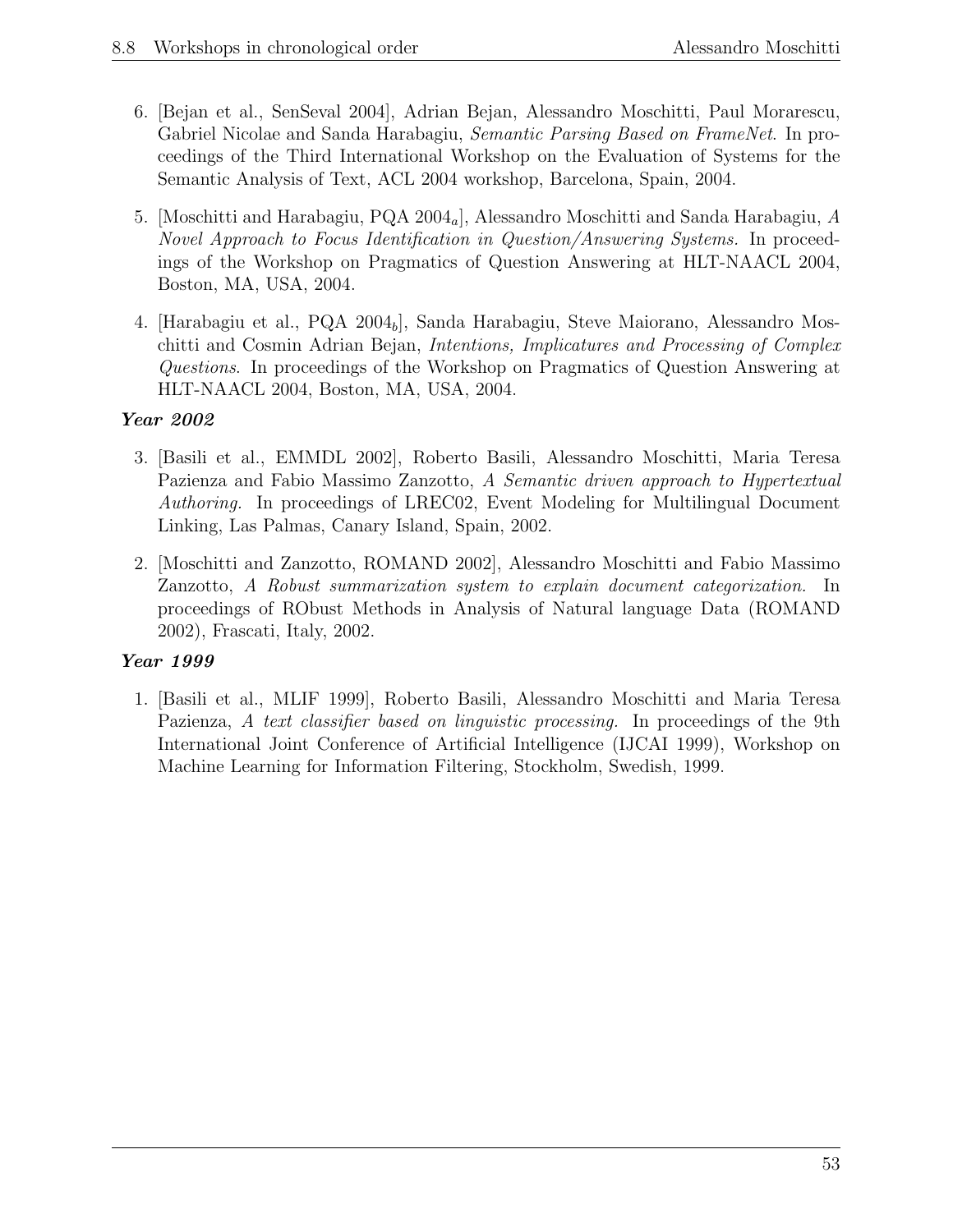6. [Bejan et al., SenSeval 2004], Adrian Bejan, Alessandro Moschitti, Paul Morarescu, Gabriel Nicolae and Sanda Harabagiu, *Semantic Parsing Based on FrameNet*. In proceedings of the Third International Workshop on the Evaluation of Systems for the Semantic Analysis of Text, ACL 2004 workshop, Barcelona, Spain, 2004.

5. [Moschitti and Harabagiu, PQA $2004_a$], Alessandro Moschitti and Sanda Harabagiu, *A Novel Approach to Focus Identification in Question/Answering Systems.* In proceedings of the Workshop on Pragmatics of Question Answering at HLT-NAACL 2004, Boston, MA, USA, 2004.

4. [Harabagiu et al., PQA $2004_b$], Sanda Harabagiu, Steve Maiorano, Alessandro Moschitti and Cosmin Adrian Bejan, *Intentions, Implicatures and Processing of Complex Questions*. In proceedings of the Workshop on Pragmatics of Question Answering at HLT-NAACL 2004, Boston, MA, USA, 2004.

***Year 2002***

3. [Basili et al., EMMDL 2002], Roberto Basili, Alessandro Moschitti, Maria Teresa Pazienza and Fabio Massimo Zanzotto, *A Semantic driven approach to Hypertextual Authoring.* In proceedings of LREC02, Event Modeling for Multilingual Document Linking, Las Palmas, Canary Island, Spain, 2002.

2. [Moschitti and Zanzotto, ROMAND 2002], Alessandro Moschitti and Fabio Massimo Zanzotto, *A Robust summarization system to explain document categorization.* In proceedings of RObust Methods in Analysis of Natural language Data (ROMAND 2002), Frascati, Italy, 2002.

***Year 1999***

1. [Basili et al., MLIF 1999], Roberto Basili, Alessandro Moschitti and Maria Teresa Pazienza, *A text classifier based on linguistic processing.* In proceedings of the 9th International Joint Conference of Artificial Intelligence (IJCAI 1999), Workshop on Machine Learning for Information Filtering, Stockholm, Swedish, 1999.